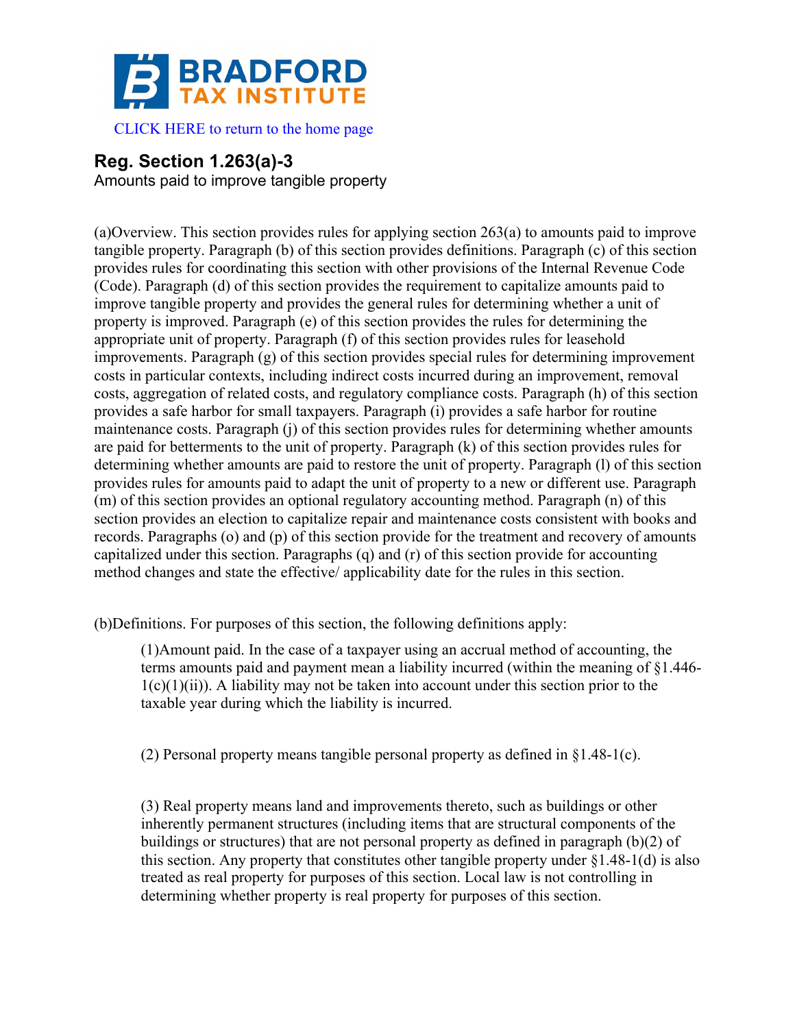BRADFORD TAX INSTITUTE

CLICK HERE to return to the home page

# Reg. Section 1.263(a)-3

Amounts paid to improve tangible property

(a)Overview. This section provides rules for applying section 263(a) to amounts paid to improve tangible property. Paragraph (b) of this section provides definitions. Paragraph (c) of this section provides rules for coordinating this section with other provisions of the Internal Revenue Code (Code). Paragraph (d) of this section provides the requirement to capitalize amounts paid to improve tangible property and provides the general rules for determining whether a unit of property is improved. Paragraph (e) of this section provides the rules for determining the appropriate unit of property. Paragraph (f) of this section provides rules for leasehold improvements. Paragraph (g) of this section provides special rules for determining improvement costs in particular contexts, including indirect costs incurred during an improvement, removal costs, aggregation of related costs, and regulatory compliance costs. Paragraph (h) of this section provides a safe harbor for small taxpayers. Paragraph (i) provides a safe harbor for routine maintenance costs. Paragraph (j) of this section provides rules for determining whether amounts are paid for betterments to the unit of property. Paragraph (k) of this section provides rules for determining whether amounts are paid to restore the unit of property. Paragraph (l) of this section provides rules for amounts paid to adapt the unit of property to a new or different use. Paragraph (m) of this section provides an optional regulatory accounting method. Paragraph (n) of this section provides an election to capitalize repair and maintenance costs consistent with books and records. Paragraphs (o) and (p) of this section provide for the treatment and recovery of amounts capitalized under this section. Paragraphs (q) and (r) of this section provide for accounting method changes and state the effective/ applicability date for the rules in this section.

(b)Definitions. For purposes of this section, the following definitions apply:

(1)Amount paid. In the case of a taxpayer using an accrual method of accounting, the terms amounts paid and payment mean a liability incurred (within the meaning of §1.446-1(c)(1)(ii)). A liability may not be taken into account under this section prior to the taxable year during which the liability is incurred.

(2) Personal property means tangible personal property as defined in §1.48-1(c).

(3) Real property means land and improvements thereto, such as buildings or other inherently permanent structures (including items that are structural components of the buildings or structures) that are not personal property as defined in paragraph (b)(2) of this section. Any property that constitutes other tangible property under §1.48-1(d) is also treated as real property for purposes of this section. Local law is not controlling in determining whether property is real property for purposes of this section.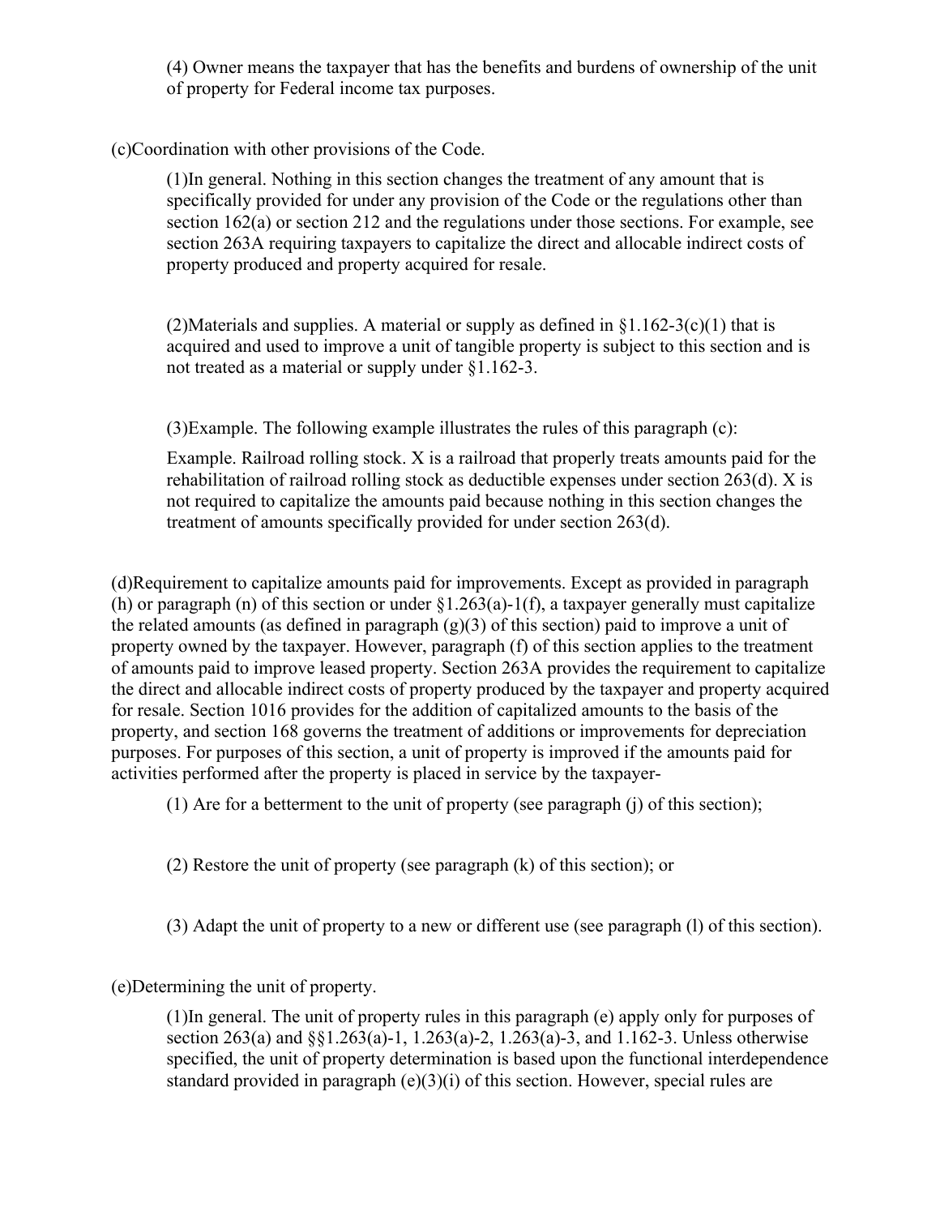(4) Owner means the taxpayer that has the benefits and burdens of ownership of the unit of property for Federal income tax purposes.

(c)Coordination with other provisions of the Code.

(1)In general. Nothing in this section changes the treatment of any amount that is specifically provided for under any provision of the Code or the regulations other than section 162(a) or section 212 and the regulations under those sections. For example, see section 263A requiring taxpayers to capitalize the direct and allocable indirect costs of property produced and property acquired for resale.

(2)Materials and supplies. A material or supply as defined in §1.162-3(c)(1) that is acquired and used to improve a unit of tangible property is subject to this section and is not treated as a material or supply under §1.162-3.

(3)Example. The following example illustrates the rules of this paragraph (c):

Example. Railroad rolling stock. X is a railroad that properly treats amounts paid for the rehabilitation of railroad rolling stock as deductible expenses under section 263(d). X is not required to capitalize the amounts paid because nothing in this section changes the treatment of amounts specifically provided for under section 263(d).

(d)Requirement to capitalize amounts paid for improvements. Except as provided in paragraph (h) or paragraph (n) of this section or under §1.263(a)-1(f), a taxpayer generally must capitalize the related amounts (as defined in paragraph (g)(3) of this section) paid to improve a unit of property owned by the taxpayer. However, paragraph (f) of this section applies to the treatment of amounts paid to improve leased property. Section 263A provides the requirement to capitalize the direct and allocable indirect costs of property produced by the taxpayer and property acquired for resale. Section 1016 provides for the addition of capitalized amounts to the basis of the property, and section 168 governs the treatment of additions or improvements for depreciation purposes. For purposes of this section, a unit of property is improved if the amounts paid for activities performed after the property is placed in service by the taxpayer-

(1) Are for a betterment to the unit of property (see paragraph (j) of this section);

(2) Restore the unit of property (see paragraph (k) of this section); or

(3) Adapt the unit of property to a new or different use (see paragraph (l) of this section).

(e)Determining the unit of property.

(1)In general. The unit of property rules in this paragraph (e) apply only for purposes of section 263(a) and §§1.263(a)-1, 1.263(a)-2, 1.263(a)-3, and 1.162-3. Unless otherwise specified, the unit of property determination is based upon the functional interdependence standard provided in paragraph (e)(3)(i) of this section. However, special rules are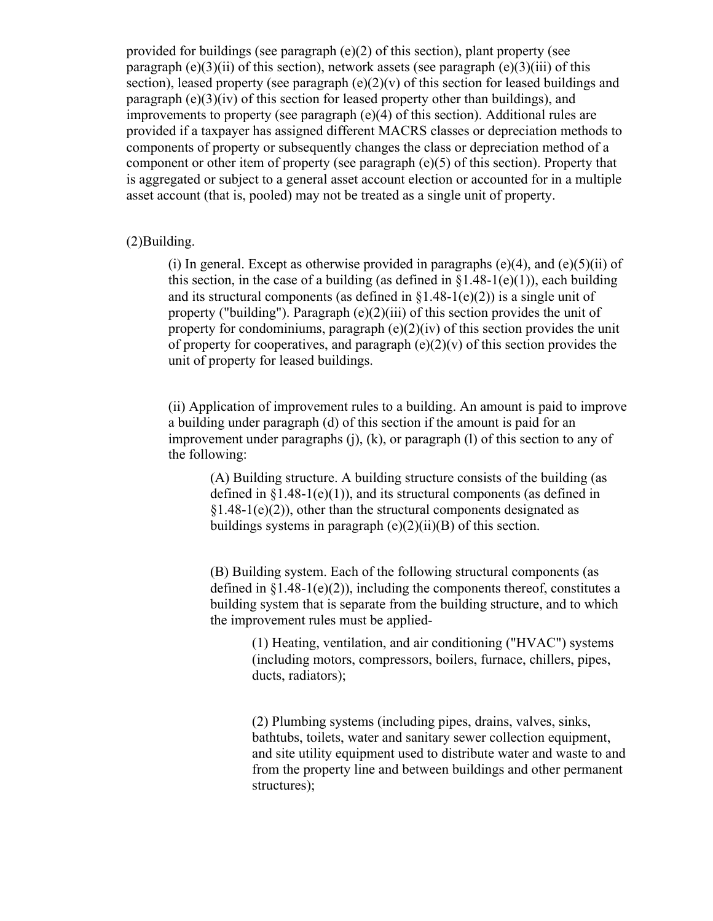provided for buildings (see paragraph (e)(2) of this section), plant property (see paragraph (e)(3)(ii) of this section), network assets (see paragraph (e)(3)(iii) of this section), leased property (see paragraph (e)(2)(v) of this section for leased buildings and paragraph (e)(3)(iv) of this section for leased property other than buildings), and improvements to property (see paragraph (e)(4) of this section). Additional rules are provided if a taxpayer has assigned different MACRS classes or depreciation methods to components of property or subsequently changes the class or depreciation method of a component or other item of property (see paragraph (e)(5) of this section). Property that is aggregated or subject to a general asset account election or accounted for in a multiple asset account (that is, pooled) may not be treated as a single unit of property.

(2)Building.

(i) In general. Except as otherwise provided in paragraphs (e)(4), and (e)(5)(ii) of this section, in the case of a building (as defined in §1.48-1(e)(1)), each building and its structural components (as defined in §1.48-1(e)(2)) is a single unit of property ("building"). Paragraph (e)(2)(iii) of this section provides the unit of property for condominiums, paragraph (e)(2)(iv) of this section provides the unit of property for cooperatives, and paragraph (e)(2)(v) of this section provides the unit of property for leased buildings.

(ii) Application of improvement rules to a building. An amount is paid to improve a building under paragraph (d) of this section if the amount is paid for an improvement under paragraphs (j), (k), or paragraph (l) of this section to any of the following:

(A) Building structure. A building structure consists of the building (as defined in §1.48-1(e)(1)), and its structural components (as defined in §1.48-1(e)(2)), other than the structural components designated as buildings systems in paragraph (e)(2)(ii)(B) of this section.

(B) Building system. Each of the following structural components (as defined in §1.48-1(e)(2)), including the components thereof, constitutes a building system that is separate from the building structure, and to which the improvement rules must be applied-

(1) Heating, ventilation, and air conditioning ("HVAC") systems (including motors, compressors, boilers, furnace, chillers, pipes, ducts, radiators);

(2) Plumbing systems (including pipes, drains, valves, sinks, bathtubs, toilets, water and sanitary sewer collection equipment, and site utility equipment used to distribute water and waste to and from the property line and between buildings and other permanent structures);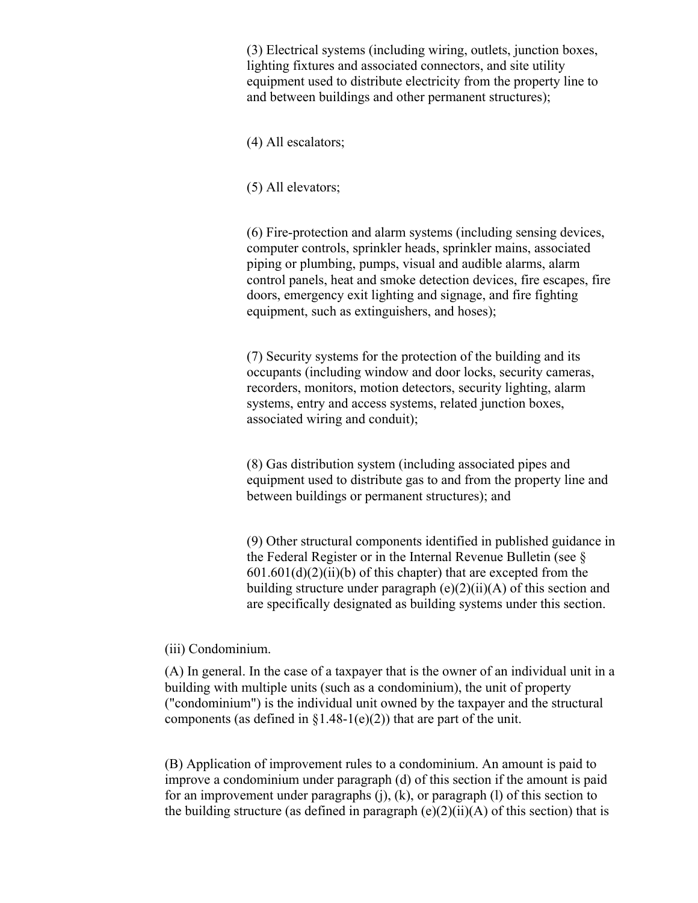(3) Electrical systems (including wiring, outlets, junction boxes, lighting fixtures and associated connectors, and site utility equipment used to distribute electricity from the property line to and between buildings and other permanent structures);

(4) All escalators;

(5) All elevators;

(6) Fire-protection and alarm systems (including sensing devices, computer controls, sprinkler heads, sprinkler mains, associated piping or plumbing, pumps, visual and audible alarms, alarm control panels, heat and smoke detection devices, fire escapes, fire doors, emergency exit lighting and signage, and fire fighting equipment, such as extinguishers, and hoses);

(7) Security systems for the protection of the building and its occupants (including window and door locks, security cameras, recorders, monitors, motion detectors, security lighting, alarm systems, entry and access systems, related junction boxes, associated wiring and conduit);

(8) Gas distribution system (including associated pipes and equipment used to distribute gas to and from the property line and between buildings or permanent structures); and

(9) Other structural components identified in published guidance in the Federal Register or in the Internal Revenue Bulletin (see § 601.601(d)(2)(ii)(b) of this chapter) that are excepted from the building structure under paragraph (e)(2)(ii)(A) of this section and are specifically designated as building systems under this section.

(iii) Condominium.

(A) In general. In the case of a taxpayer that is the owner of an individual unit in a building with multiple units (such as a condominium), the unit of property ("condominium") is the individual unit owned by the taxpayer and the structural components (as defined in §1.48-1(e)(2)) that are part of the unit.

(B) Application of improvement rules to a condominium. An amount is paid to improve a condominium under paragraph (d) of this section if the amount is paid for an improvement under paragraphs (j), (k), or paragraph (l) of this section to the building structure (as defined in paragraph (e)(2)(ii)(A) of this section) that is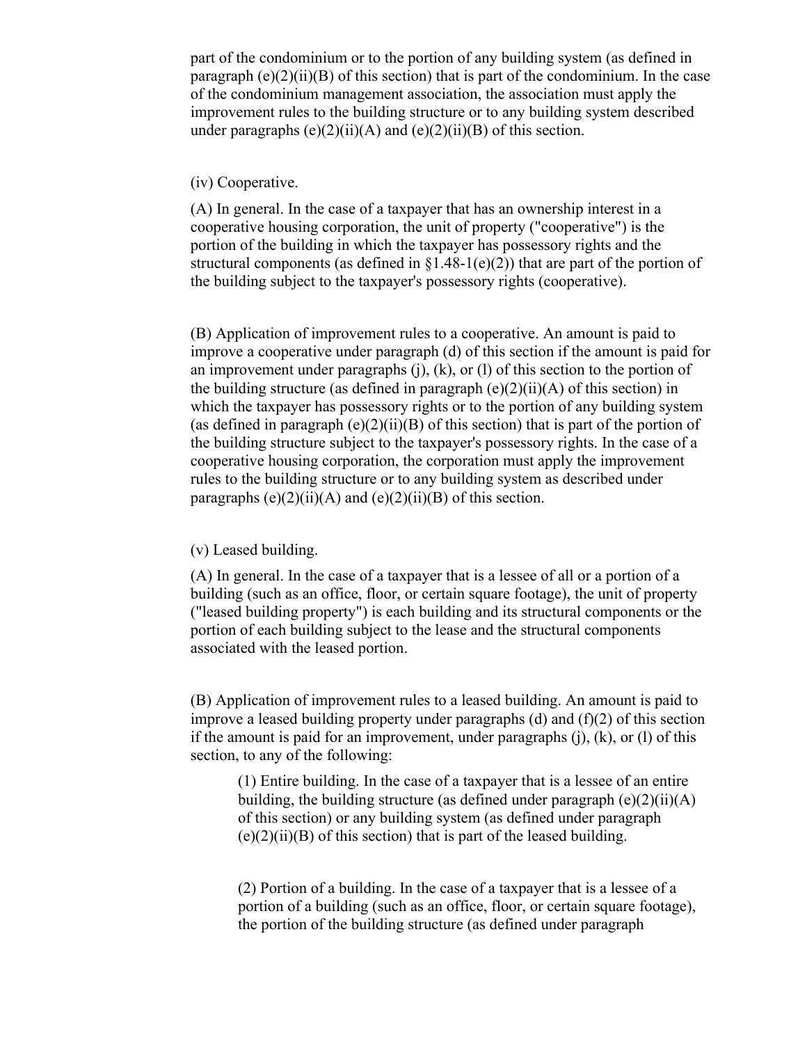part of the condominium or to the portion of any building system (as defined in paragraph (e)(2)(ii)(B) of this section) that is part of the condominium. In the case of the condominium management association, the association must apply the improvement rules to the building structure or to any building system described under paragraphs (e)(2)(ii)(A) and (e)(2)(ii)(B) of this section.

(iv) Cooperative.

(A) In general. In the case of a taxpayer that has an ownership interest in a cooperative housing corporation, the unit of property ("cooperative") is the portion of the building in which the taxpayer has possessory rights and the structural components (as defined in §1.48-1(e)(2)) that are part of the portion of the building subject to the taxpayer's possessory rights (cooperative).

(B) Application of improvement rules to a cooperative. An amount is paid to improve a cooperative under paragraph (d) of this section if the amount is paid for an improvement under paragraphs (j), (k), or (l) of this section to the portion of the building structure (as defined in paragraph (e)(2)(ii)(A) of this section) in which the taxpayer has possessory rights or to the portion of any building system (as defined in paragraph (e)(2)(ii)(B) of this section) that is part of the portion of the building structure subject to the taxpayer's possessory rights. In the case of a cooperative housing corporation, the corporation must apply the improvement rules to the building structure or to any building system as described under paragraphs (e)(2)(ii)(A) and (e)(2)(ii)(B) of this section.

(v) Leased building.

(A) In general. In the case of a taxpayer that is a lessee of all or a portion of a building (such as an office, floor, or certain square footage), the unit of property ("leased building property") is each building and its structural components or the portion of each building subject to the lease and the structural components associated with the leased portion.

(B) Application of improvement rules to a leased building. An amount is paid to improve a leased building property under paragraphs (d) and (f)(2) of this section if the amount is paid for an improvement, under paragraphs (j), (k), or (l) of this section, to any of the following:

> (1) Entire building. In the case of a taxpayer that is a lessee of an entire building, the building structure (as defined under paragraph (e)(2)(ii)(A) of this section) or any building system (as defined under paragraph (e)(2)(ii)(B) of this section) that is part of the leased building.
>
> (2) Portion of a building. In the case of a taxpayer that is a lessee of a portion of a building (such as an office, floor, or certain square footage), the portion of the building structure (as defined under paragraph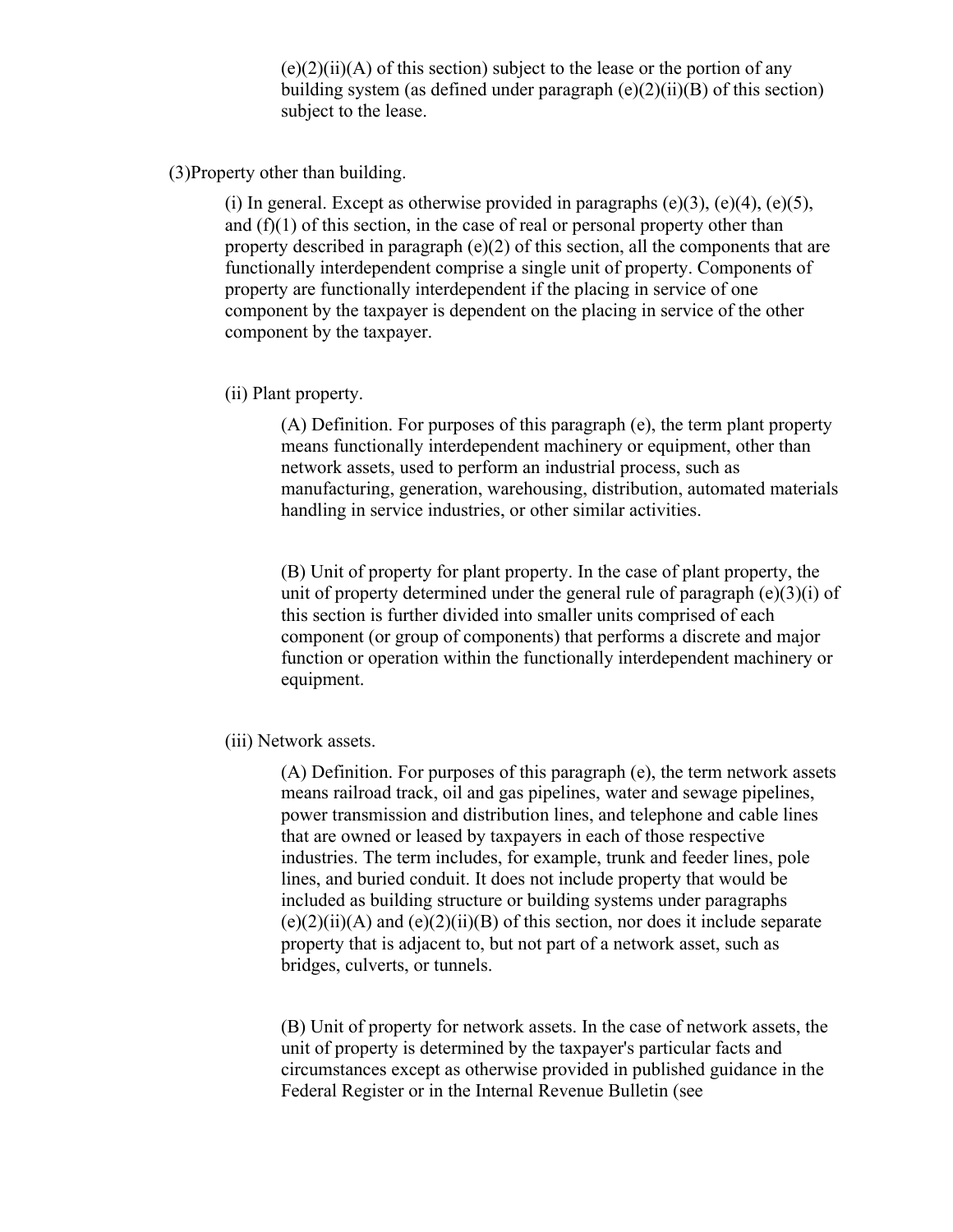(e)(2)(ii)(A) of this section) subject to the lease or the portion of any building system (as defined under paragraph (e)(2)(ii)(B) of this section) subject to the lease.

(3)Property other than building.

(i) In general. Except as otherwise provided in paragraphs (e)(3), (e)(4), (e)(5), and (f)(1) of this section, in the case of real or personal property other than property described in paragraph (e)(2) of this section, all the components that are functionally interdependent comprise a single unit of property. Components of property are functionally interdependent if the placing in service of one component by the taxpayer is dependent on the placing in service of the other component by the taxpayer.

(ii) Plant property.

(A) Definition. For purposes of this paragraph (e), the term plant property means functionally interdependent machinery or equipment, other than network assets, used to perform an industrial process, such as manufacturing, generation, warehousing, distribution, automated materials handling in service industries, or other similar activities.

(B) Unit of property for plant property. In the case of plant property, the unit of property determined under the general rule of paragraph (e)(3)(i) of this section is further divided into smaller units comprised of each component (or group of components) that performs a discrete and major function or operation within the functionally interdependent machinery or equipment.

(iii) Network assets.

(A) Definition. For purposes of this paragraph (e), the term network assets means railroad track, oil and gas pipelines, water and sewage pipelines, power transmission and distribution lines, and telephone and cable lines that are owned or leased by taxpayers in each of those respective industries. The term includes, for example, trunk and feeder lines, pole lines, and buried conduit. It does not include property that would be included as building structure or building systems under paragraphs (e)(2)(ii)(A) and (e)(2)(ii)(B) of this section, nor does it include separate property that is adjacent to, but not part of a network asset, such as bridges, culverts, or tunnels.

(B) Unit of property for network assets. In the case of network assets, the unit of property is determined by the taxpayer's particular facts and circumstances except as otherwise provided in published guidance in the Federal Register or in the Internal Revenue Bulletin (see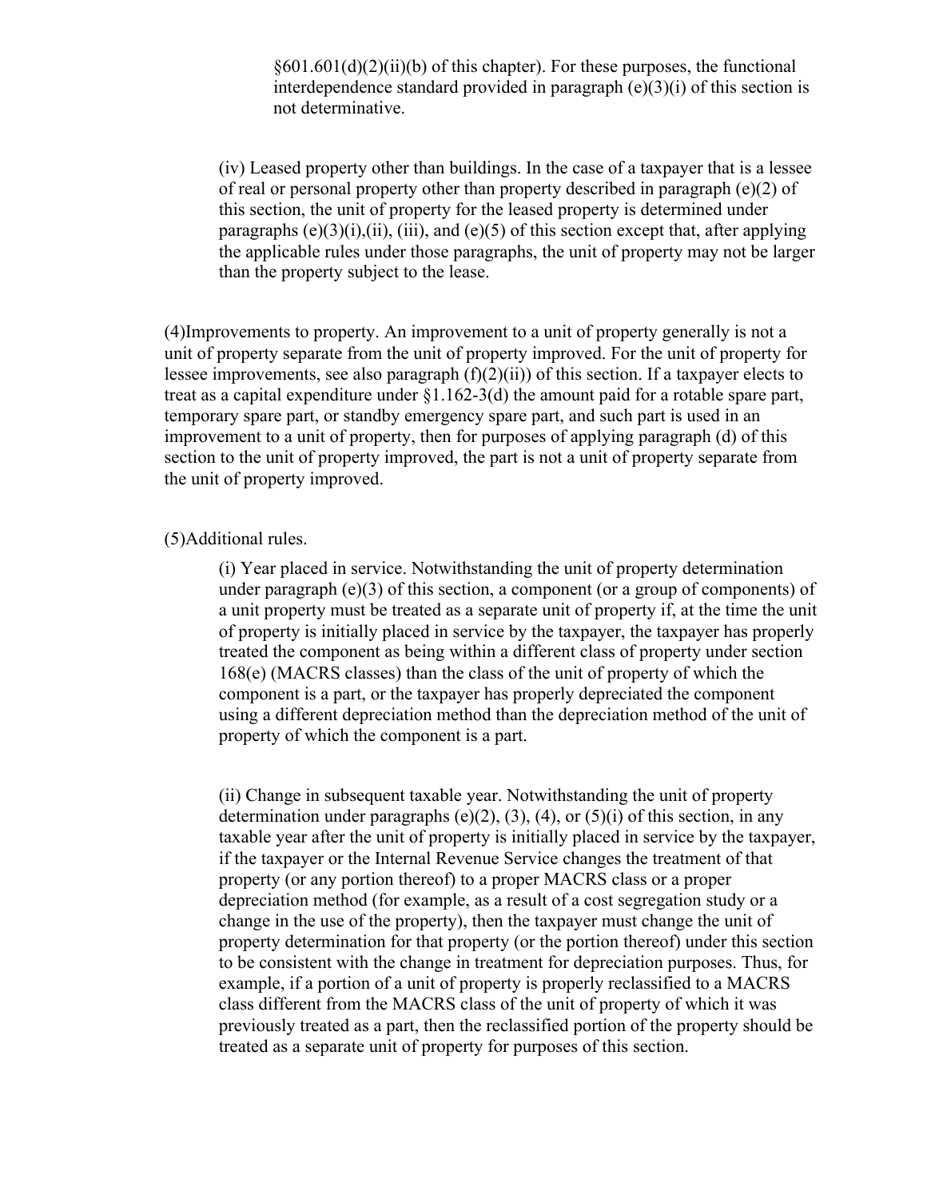§601.601(d)(2)(ii)(b) of this chapter). For these purposes, the functional interdependence standard provided in paragraph (e)(3)(i) of this section is not determinative.

(iv) Leased property other than buildings. In the case of a taxpayer that is a lessee of real or personal property other than property described in paragraph (e)(2) of this section, the unit of property for the leased property is determined under paragraphs (e)(3)(i),(ii), (iii), and (e)(5) of this section except that, after applying the applicable rules under those paragraphs, the unit of property may not be larger than the property subject to the lease.

(4)Improvements to property. An improvement to a unit of property generally is not a unit of property separate from the unit of property improved. For the unit of property for lessee improvements, see also paragraph (f)(2)(ii)) of this section. If a taxpayer elects to treat as a capital expenditure under §1.162-3(d) the amount paid for a rotable spare part, temporary spare part, or standby emergency spare part, and such part is used in an improvement to a unit of property, then for purposes of applying paragraph (d) of this section to the unit of property improved, the part is not a unit of property separate from the unit of property improved.

(5)Additional rules.

(i) Year placed in service. Notwithstanding the unit of property determination under paragraph (e)(3) of this section, a component (or a group of components) of a unit property must be treated as a separate unit of property if, at the time the unit of property is initially placed in service by the taxpayer, the taxpayer has properly treated the component as being within a different class of property under section 168(e) (MACRS classes) than the class of the unit of property of which the component is a part, or the taxpayer has properly depreciated the component using a different depreciation method than the depreciation method of the unit of property of which the component is a part.

(ii) Change in subsequent taxable year. Notwithstanding the unit of property determination under paragraphs (e)(2), (3), (4), or (5)(i) of this section, in any taxable year after the unit of property is initially placed in service by the taxpayer, if the taxpayer or the Internal Revenue Service changes the treatment of that property (or any portion thereof) to a proper MACRS class or a proper depreciation method (for example, as a result of a cost segregation study or a change in the use of the property), then the taxpayer must change the unit of property determination for that property (or the portion thereof) under this section to be consistent with the change in treatment for depreciation purposes. Thus, for example, if a portion of a unit of property is properly reclassified to a MACRS class different from the MACRS class of the unit of property of which it was previously treated as a part, then the reclassified portion of the property should be treated as a separate unit of property for purposes of this section.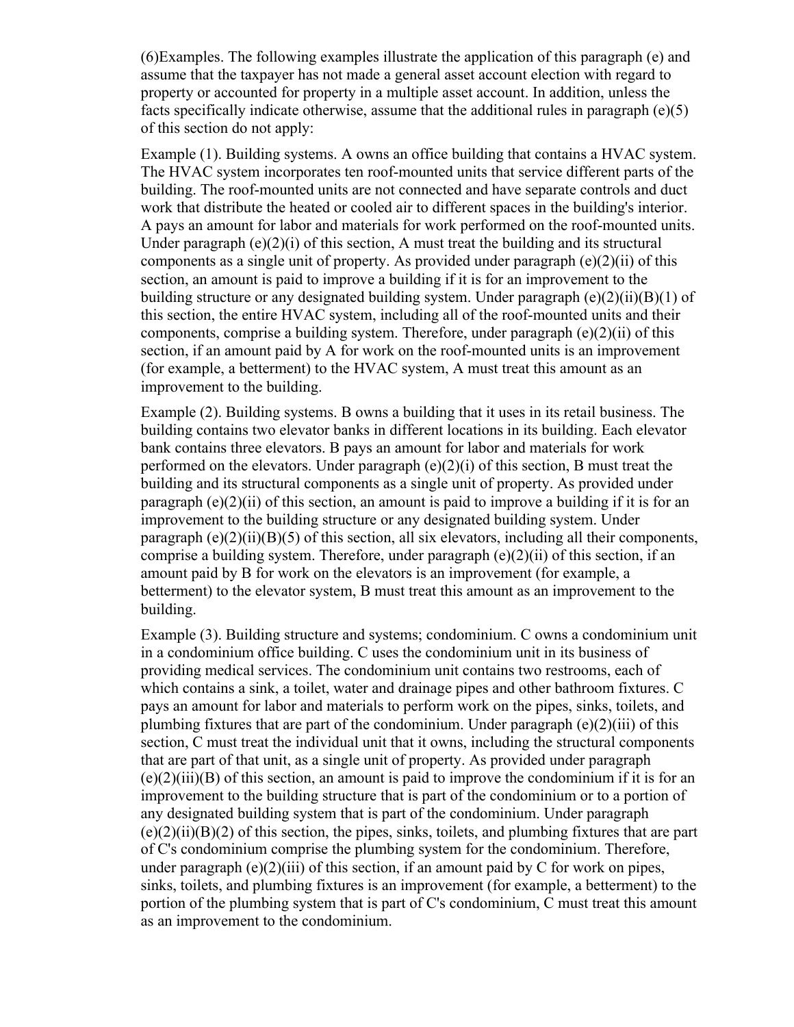(6)Examples. The following examples illustrate the application of this paragraph (e) and assume that the taxpayer has not made a general asset account election with regard to property or accounted for property in a multiple asset account. In addition, unless the facts specifically indicate otherwise, assume that the additional rules in paragraph (e)(5) of this section do not apply:

Example (1). Building systems. A owns an office building that contains a HVAC system. The HVAC system incorporates ten roof-mounted units that service different parts of the building. The roof-mounted units are not connected and have separate controls and duct work that distribute the heated or cooled air to different spaces in the building's interior. A pays an amount for labor and materials for work performed on the roof-mounted units. Under paragraph (e)(2)(i) of this section, A must treat the building and its structural components as a single unit of property. As provided under paragraph (e)(2)(ii) of this section, an amount is paid to improve a building if it is for an improvement to the building structure or any designated building system. Under paragraph (e)(2)(ii)(B)(1) of this section, the entire HVAC system, including all of the roof-mounted units and their components, comprise a building system. Therefore, under paragraph (e)(2)(ii) of this section, if an amount paid by A for work on the roof-mounted units is an improvement (for example, a betterment) to the HVAC system, A must treat this amount as an improvement to the building.

Example (2). Building systems. B owns a building that it uses in its retail business. The building contains two elevator banks in different locations in its building. Each elevator bank contains three elevators. B pays an amount for labor and materials for work performed on the elevators. Under paragraph (e)(2)(i) of this section, B must treat the building and its structural components as a single unit of property. As provided under paragraph (e)(2)(ii) of this section, an amount is paid to improve a building if it is for an improvement to the building structure or any designated building system. Under paragraph (e)(2)(ii)(B)(5) of this section, all six elevators, including all their components, comprise a building system. Therefore, under paragraph (e)(2)(ii) of this section, if an amount paid by B for work on the elevators is an improvement (for example, a betterment) to the elevator system, B must treat this amount as an improvement to the building.

Example (3). Building structure and systems; condominium. C owns a condominium unit in a condominium office building. C uses the condominium unit in its business of providing medical services. The condominium unit contains two restrooms, each of which contains a sink, a toilet, water and drainage pipes and other bathroom fixtures. C pays an amount for labor and materials to perform work on the pipes, sinks, toilets, and plumbing fixtures that are part of the condominium. Under paragraph (e)(2)(iii) of this section, C must treat the individual unit that it owns, including the structural components that are part of that unit, as a single unit of property. As provided under paragraph (e)(2)(iii)(B) of this section, an amount is paid to improve the condominium if it is for an improvement to the building structure that is part of the condominium or to a portion of any designated building system that is part of the condominium. Under paragraph (e)(2)(ii)(B)(2) of this section, the pipes, sinks, toilets, and plumbing fixtures that are part of C's condominium comprise the plumbing system for the condominium. Therefore, under paragraph (e)(2)(iii) of this section, if an amount paid by C for work on pipes, sinks, toilets, and plumbing fixtures is an improvement (for example, a betterment) to the portion of the plumbing system that is part of C's condominium, C must treat this amount as an improvement to the condominium.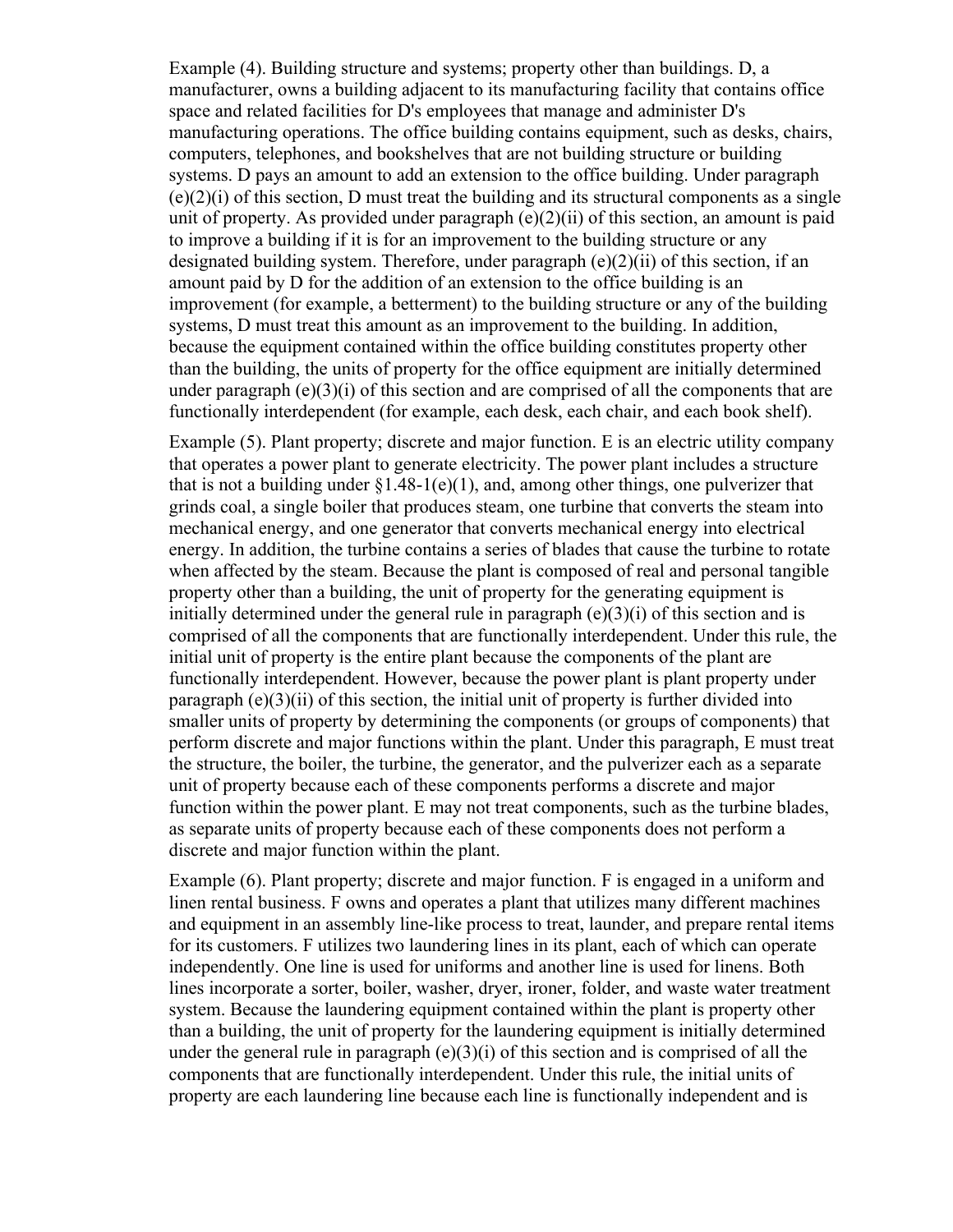Example (4). Building structure and systems; property other than buildings. D, a manufacturer, owns a building adjacent to its manufacturing facility that contains office space and related facilities for D's employees that manage and administer D's manufacturing operations. The office building contains equipment, such as desks, chairs, computers, telephones, and bookshelves that are not building structure or building systems. D pays an amount to add an extension to the office building. Under paragraph (e)(2)(i) of this section, D must treat the building and its structural components as a single unit of property. As provided under paragraph (e)(2)(ii) of this section, an amount is paid to improve a building if it is for an improvement to the building structure or any designated building system. Therefore, under paragraph (e)(2)(ii) of this section, if an amount paid by D for the addition of an extension to the office building is an improvement (for example, a betterment) to the building structure or any of the building systems, D must treat this amount as an improvement to the building. In addition, because the equipment contained within the office building constitutes property other than the building, the units of property for the office equipment are initially determined under paragraph (e)(3)(i) of this section and are comprised of all the components that are functionally interdependent (for example, each desk, each chair, and each book shelf).

Example (5). Plant property; discrete and major function. E is an electric utility company that operates a power plant to generate electricity. The power plant includes a structure that is not a building under §1.48-1(e)(1), and, among other things, one pulverizer that grinds coal, a single boiler that produces steam, one turbine that converts the steam into mechanical energy, and one generator that converts mechanical energy into electrical energy. In addition, the turbine contains a series of blades that cause the turbine to rotate when affected by the steam. Because the plant is composed of real and personal tangible property other than a building, the unit of property for the generating equipment is initially determined under the general rule in paragraph (e)(3)(i) of this section and is comprised of all the components that are functionally interdependent. Under this rule, the initial unit of property is the entire plant because the components of the plant are functionally interdependent. However, because the power plant is plant property under paragraph (e)(3)(ii) of this section, the initial unit of property is further divided into smaller units of property by determining the components (or groups of components) that perform discrete and major functions within the plant. Under this paragraph, E must treat the structure, the boiler, the turbine, the generator, and the pulverizer each as a separate unit of property because each of these components performs a discrete and major function within the power plant. E may not treat components, such as the turbine blades, as separate units of property because each of these components does not perform a discrete and major function within the plant.

Example (6). Plant property; discrete and major function. F is engaged in a uniform and linen rental business. F owns and operates a plant that utilizes many different machines and equipment in an assembly line-like process to treat, launder, and prepare rental items for its customers. F utilizes two laundering lines in its plant, each of which can operate independently. One line is used for uniforms and another line is used for linens. Both lines incorporate a sorter, boiler, washer, dryer, ironer, folder, and waste water treatment system. Because the laundering equipment contained within the plant is property other than a building, the unit of property for the laundering equipment is initially determined under the general rule in paragraph (e)(3)(i) of this section and is comprised of all the components that are functionally interdependent. Under this rule, the initial units of property are each laundering line because each line is functionally independent and is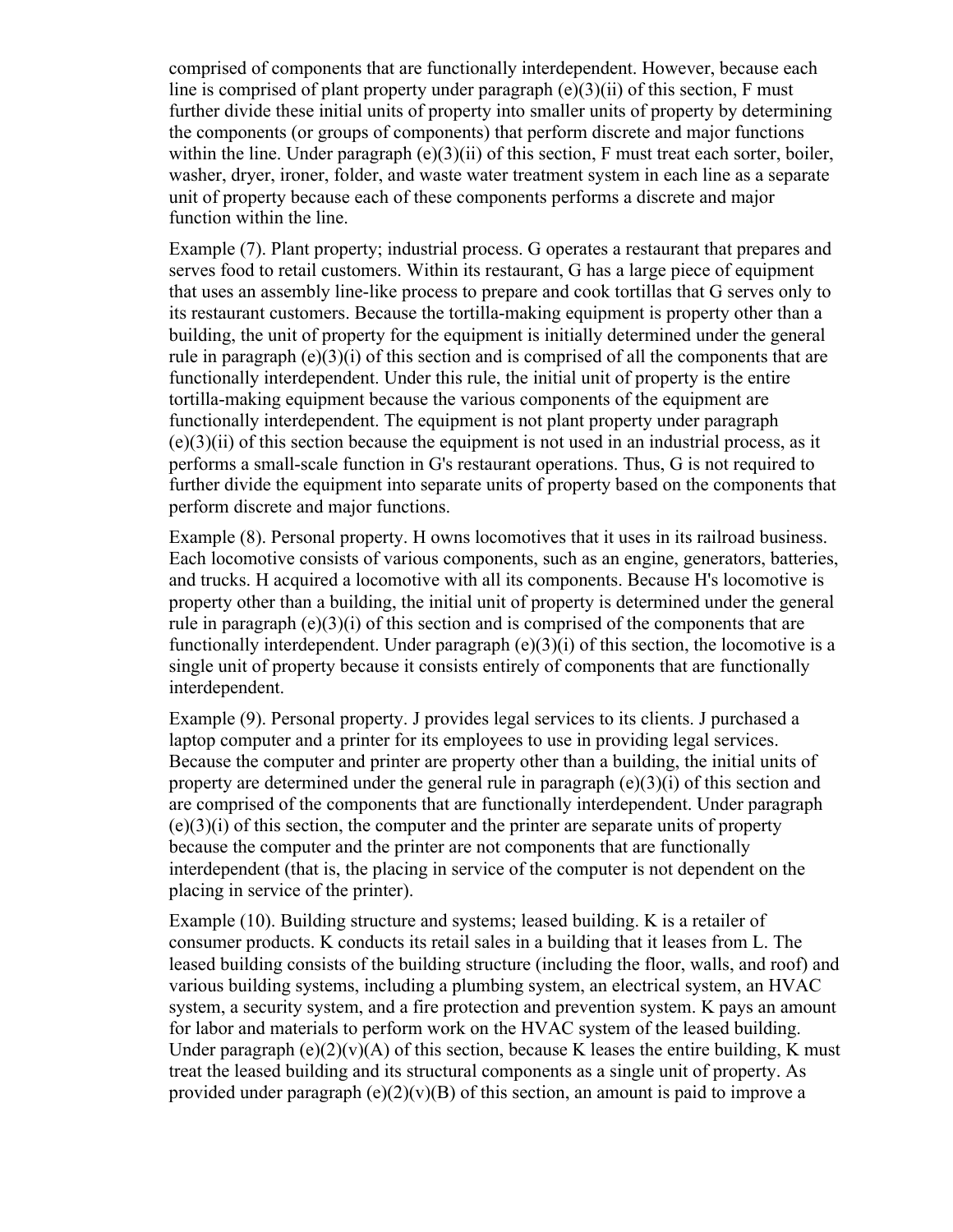comprised of components that are functionally interdependent. However, because each line is comprised of plant property under paragraph (e)(3)(ii) of this section, F must further divide these initial units of property into smaller units of property by determining the components (or groups of components) that perform discrete and major functions within the line. Under paragraph (e)(3)(ii) of this section, F must treat each sorter, boiler, washer, dryer, ironer, folder, and waste water treatment system in each line as a separate unit of property because each of these components performs a discrete and major function within the line.

Example (7). Plant property; industrial process. G operates a restaurant that prepares and serves food to retail customers. Within its restaurant, G has a large piece of equipment that uses an assembly line-like process to prepare and cook tortillas that G serves only to its restaurant customers. Because the tortilla-making equipment is property other than a building, the unit of property for the equipment is initially determined under the general rule in paragraph (e)(3)(i) of this section and is comprised of all the components that are functionally interdependent. Under this rule, the initial unit of property is the entire tortilla-making equipment because the various components of the equipment are functionally interdependent. The equipment is not plant property under paragraph (e)(3)(ii) of this section because the equipment is not used in an industrial process, as it performs a small-scale function in G's restaurant operations. Thus, G is not required to further divide the equipment into separate units of property based on the components that perform discrete and major functions.

Example (8). Personal property. H owns locomotives that it uses in its railroad business. Each locomotive consists of various components, such as an engine, generators, batteries, and trucks. H acquired a locomotive with all its components. Because H's locomotive is property other than a building, the initial unit of property is determined under the general rule in paragraph (e)(3)(i) of this section and is comprised of the components that are functionally interdependent. Under paragraph (e)(3)(i) of this section, the locomotive is a single unit of property because it consists entirely of components that are functionally interdependent.

Example (9). Personal property. J provides legal services to its clients. J purchased a laptop computer and a printer for its employees to use in providing legal services. Because the computer and printer are property other than a building, the initial units of property are determined under the general rule in paragraph (e)(3)(i) of this section and are comprised of the components that are functionally interdependent. Under paragraph (e)(3)(i) of this section, the computer and the printer are separate units of property because the computer and the printer are not components that are functionally interdependent (that is, the placing in service of the computer is not dependent on the placing in service of the printer).

Example (10). Building structure and systems; leased building. K is a retailer of consumer products. K conducts its retail sales in a building that it leases from L. The leased building consists of the building structure (including the floor, walls, and roof) and various building systems, including a plumbing system, an electrical system, an HVAC system, a security system, and a fire protection and prevention system. K pays an amount for labor and materials to perform work on the HVAC system of the leased building. Under paragraph (e)(2)(v)(A) of this section, because K leases the entire building, K must treat the leased building and its structural components as a single unit of property. As provided under paragraph (e)(2)(v)(B) of this section, an amount is paid to improve a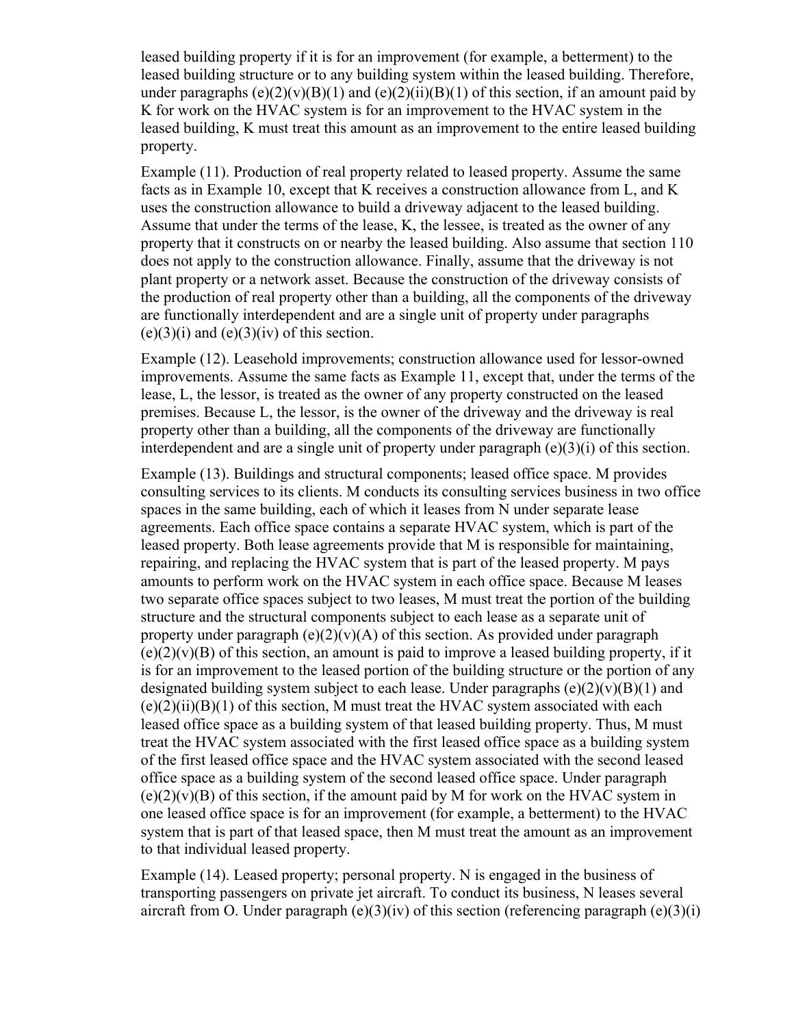leased building property if it is for an improvement (for example, a betterment) to the leased building structure or to any building system within the leased building. Therefore, under paragraphs (e)(2)(v)(B)(1) and (e)(2)(ii)(B)(1) of this section, if an amount paid by K for work on the HVAC system is for an improvement to the HVAC system in the leased building, K must treat this amount as an improvement to the entire leased building property.

Example (11). Production of real property related to leased property. Assume the same facts as in Example 10, except that K receives a construction allowance from L, and K uses the construction allowance to build a driveway adjacent to the leased building. Assume that under the terms of the lease, K, the lessee, is treated as the owner of any property that it constructs on or nearby the leased building. Also assume that section 110 does not apply to the construction allowance. Finally, assume that the driveway is not plant property or a network asset. Because the construction of the driveway consists of the production of real property other than a building, all the components of the driveway are functionally interdependent and are a single unit of property under paragraphs (e)(3)(i) and (e)(3)(iv) of this section.

Example (12). Leasehold improvements; construction allowance used for lessor-owned improvements. Assume the same facts as Example 11, except that, under the terms of the lease, L, the lessor, is treated as the owner of any property constructed on the leased premises. Because L, the lessor, is the owner of the driveway and the driveway is real property other than a building, all the components of the driveway are functionally interdependent and are a single unit of property under paragraph (e)(3)(i) of this section.

Example (13). Buildings and structural components; leased office space. M provides consulting services to its clients. M conducts its consulting services business in two office spaces in the same building, each of which it leases from N under separate lease agreements. Each office space contains a separate HVAC system, which is part of the leased property. Both lease agreements provide that M is responsible for maintaining, repairing, and replacing the HVAC system that is part of the leased property. M pays amounts to perform work on the HVAC system in each office space. Because M leases two separate office spaces subject to two leases, M must treat the portion of the building structure and the structural components subject to each lease as a separate unit of property under paragraph (e)(2)(v)(A) of this section. As provided under paragraph (e)(2)(v)(B) of this section, an amount is paid to improve a leased building property, if it is for an improvement to the leased portion of the building structure or the portion of any designated building system subject to each lease. Under paragraphs (e)(2)(v)(B)(1) and (e)(2)(ii)(B)(1) of this section, M must treat the HVAC system associated with each leased office space as a building system of that leased building property. Thus, M must treat the HVAC system associated with the first leased office space as a building system of the first leased office space and the HVAC system associated with the second leased office space as a building system of the second leased office space. Under paragraph (e)(2)(v)(B) of this section, if the amount paid by M for work on the HVAC system in one leased office space is for an improvement (for example, a betterment) to the HVAC system that is part of that leased space, then M must treat the amount as an improvement to that individual leased property.

Example (14). Leased property; personal property. N is engaged in the business of transporting passengers on private jet aircraft. To conduct its business, N leases several aircraft from O. Under paragraph (e)(3)(iv) of this section (referencing paragraph (e)(3)(i)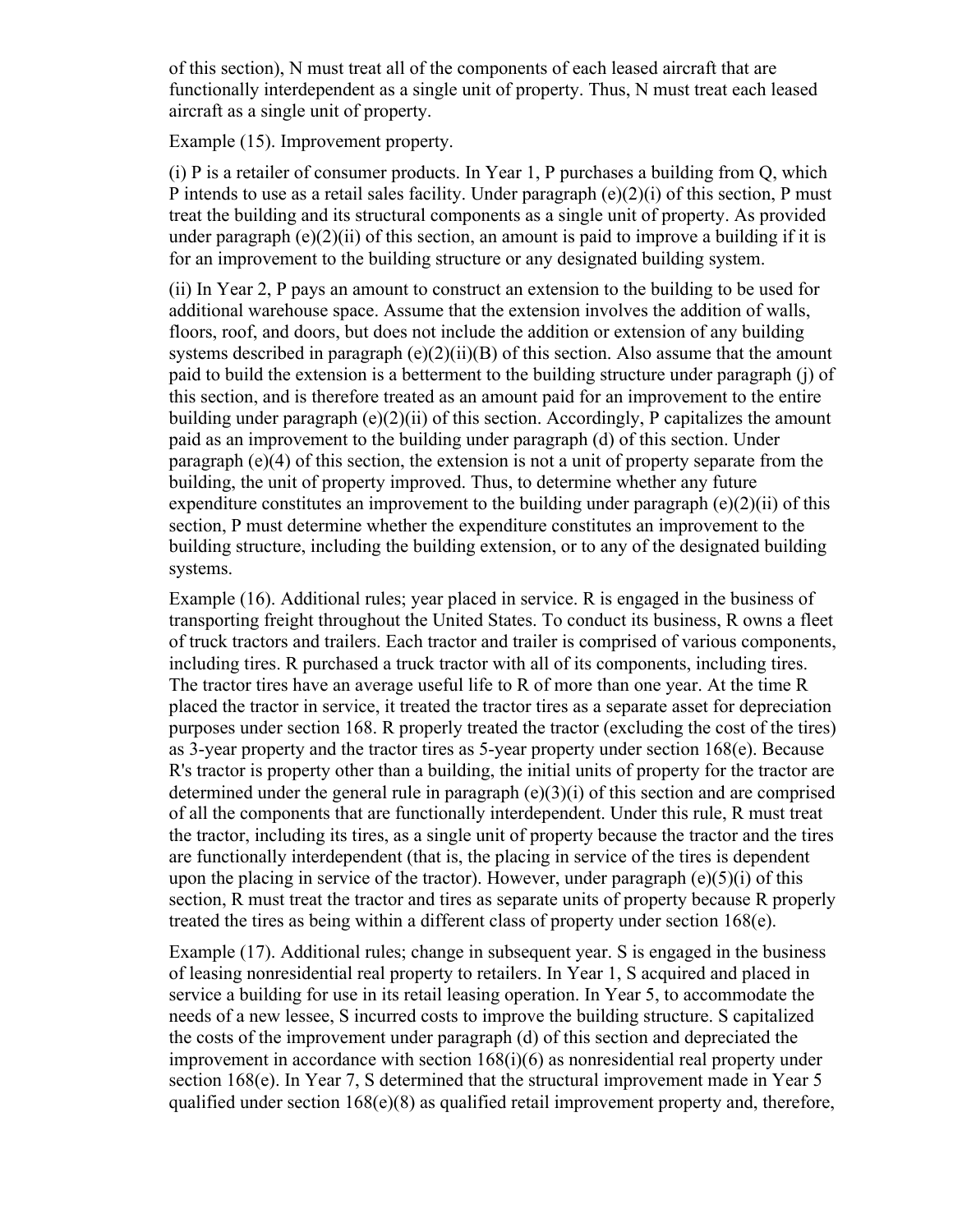of this section), N must treat all of the components of each leased aircraft that are functionally interdependent as a single unit of property. Thus, N must treat each leased aircraft as a single unit of property.

Example (15). Improvement property.

(i) P is a retailer of consumer products. In Year 1, P purchases a building from Q, which P intends to use as a retail sales facility. Under paragraph (e)(2)(i) of this section, P must treat the building and its structural components as a single unit of property. As provided under paragraph (e)(2)(ii) of this section, an amount is paid to improve a building if it is for an improvement to the building structure or any designated building system.

(ii) In Year 2, P pays an amount to construct an extension to the building to be used for additional warehouse space. Assume that the extension involves the addition of walls, floors, roof, and doors, but does not include the addition or extension of any building systems described in paragraph (e)(2)(ii)(B) of this section. Also assume that the amount paid to build the extension is a betterment to the building structure under paragraph (j) of this section, and is therefore treated as an amount paid for an improvement to the entire building under paragraph (e)(2)(ii) of this section. Accordingly, P capitalizes the amount paid as an improvement to the building under paragraph (d) of this section. Under paragraph (e)(4) of this section, the extension is not a unit of property separate from the building, the unit of property improved. Thus, to determine whether any future expenditure constitutes an improvement to the building under paragraph (e)(2)(ii) of this section, P must determine whether the expenditure constitutes an improvement to the building structure, including the building extension, or to any of the designated building systems.

Example (16). Additional rules; year placed in service. R is engaged in the business of transporting freight throughout the United States. To conduct its business, R owns a fleet of truck tractors and trailers. Each tractor and trailer is comprised of various components, including tires. R purchased a truck tractor with all of its components, including tires. The tractor tires have an average useful life to R of more than one year. At the time R placed the tractor in service, it treated the tractor tires as a separate asset for depreciation purposes under section 168. R properly treated the tractor (excluding the cost of the tires) as 3-year property and the tractor tires as 5-year property under section 168(e). Because R's tractor is property other than a building, the initial units of property for the tractor are determined under the general rule in paragraph (e)(3)(i) of this section and are comprised of all the components that are functionally interdependent. Under this rule, R must treat the tractor, including its tires, as a single unit of property because the tractor and the tires are functionally interdependent (that is, the placing in service of the tires is dependent upon the placing in service of the tractor). However, under paragraph (e)(5)(i) of this section, R must treat the tractor and tires as separate units of property because R properly treated the tires as being within a different class of property under section 168(e).

Example (17). Additional rules; change in subsequent year. S is engaged in the business of leasing nonresidential real property to retailers. In Year 1, S acquired and placed in service a building for use in its retail leasing operation. In Year 5, to accommodate the needs of a new lessee, S incurred costs to improve the building structure. S capitalized the costs of the improvement under paragraph (d) of this section and depreciated the improvement in accordance with section 168(i)(6) as nonresidential real property under section 168(e). In Year 7, S determined that the structural improvement made in Year 5 qualified under section 168(e)(8) as qualified retail improvement property and, therefore,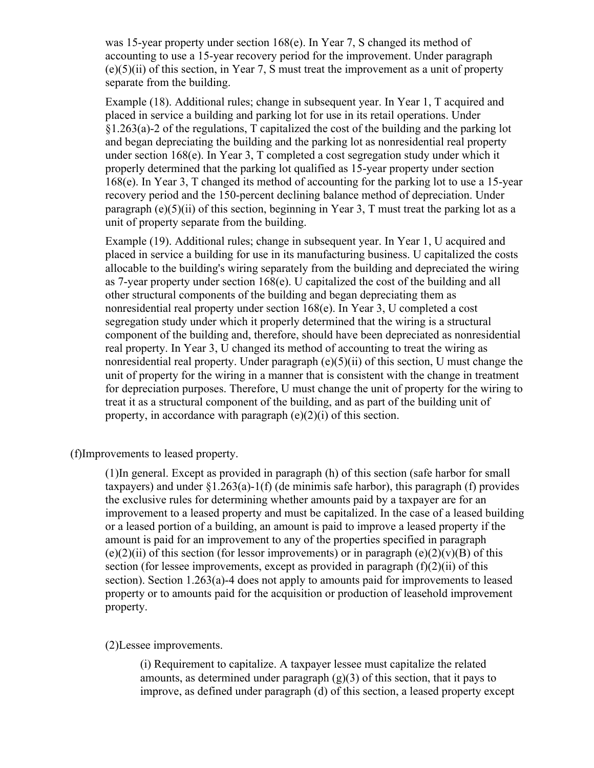was 15-year property under section 168(e). In Year 7, S changed its method of accounting to use a 15-year recovery period for the improvement. Under paragraph (e)(5)(ii) of this section, in Year 7, S must treat the improvement as a unit of property separate from the building.

Example (18). Additional rules; change in subsequent year. In Year 1, T acquired and placed in service a building and parking lot for use in its retail operations. Under §1.263(a)-2 of the regulations, T capitalized the cost of the building and the parking lot and began depreciating the building and the parking lot as nonresidential real property under section 168(e). In Year 3, T completed a cost segregation study under which it properly determined that the parking lot qualified as 15-year property under section 168(e). In Year 3, T changed its method of accounting for the parking lot to use a 15-year recovery period and the 150-percent declining balance method of depreciation. Under paragraph (e)(5)(ii) of this section, beginning in Year 3, T must treat the parking lot as a unit of property separate from the building.

Example (19). Additional rules; change in subsequent year. In Year 1, U acquired and placed in service a building for use in its manufacturing business. U capitalized the costs allocable to the building's wiring separately from the building and depreciated the wiring as 7-year property under section 168(e). U capitalized the cost of the building and all other structural components of the building and began depreciating them as nonresidential real property under section 168(e). In Year 3, U completed a cost segregation study under which it properly determined that the wiring is a structural component of the building and, therefore, should have been depreciated as nonresidential real property. In Year 3, U changed its method of accounting to treat the wiring as nonresidential real property. Under paragraph (e)(5)(ii) of this section, U must change the unit of property for the wiring in a manner that is consistent with the change in treatment for depreciation purposes. Therefore, U must change the unit of property for the wiring to treat it as a structural component of the building, and as part of the building unit of property, in accordance with paragraph (e)(2)(i) of this section.

(f)Improvements to leased property.

(1)In general. Except as provided in paragraph (h) of this section (safe harbor for small taxpayers) and under §1.263(a)-1(f) (de minimis safe harbor), this paragraph (f) provides the exclusive rules for determining whether amounts paid by a taxpayer are for an improvement to a leased property and must be capitalized. In the case of a leased building or a leased portion of a building, an amount is paid to improve a leased property if the amount is paid for an improvement to any of the properties specified in paragraph (e)(2)(ii) of this section (for lessor improvements) or in paragraph (e)(2)(v)(B) of this section (for lessee improvements, except as provided in paragraph (f)(2)(ii) of this section). Section 1.263(a)-4 does not apply to amounts paid for improvements to leased property or to amounts paid for the acquisition or production of leasehold improvement property.

(2)Lessee improvements.

(i) Requirement to capitalize. A taxpayer lessee must capitalize the related amounts, as determined under paragraph (g)(3) of this section, that it pays to improve, as defined under paragraph (d) of this section, a leased property except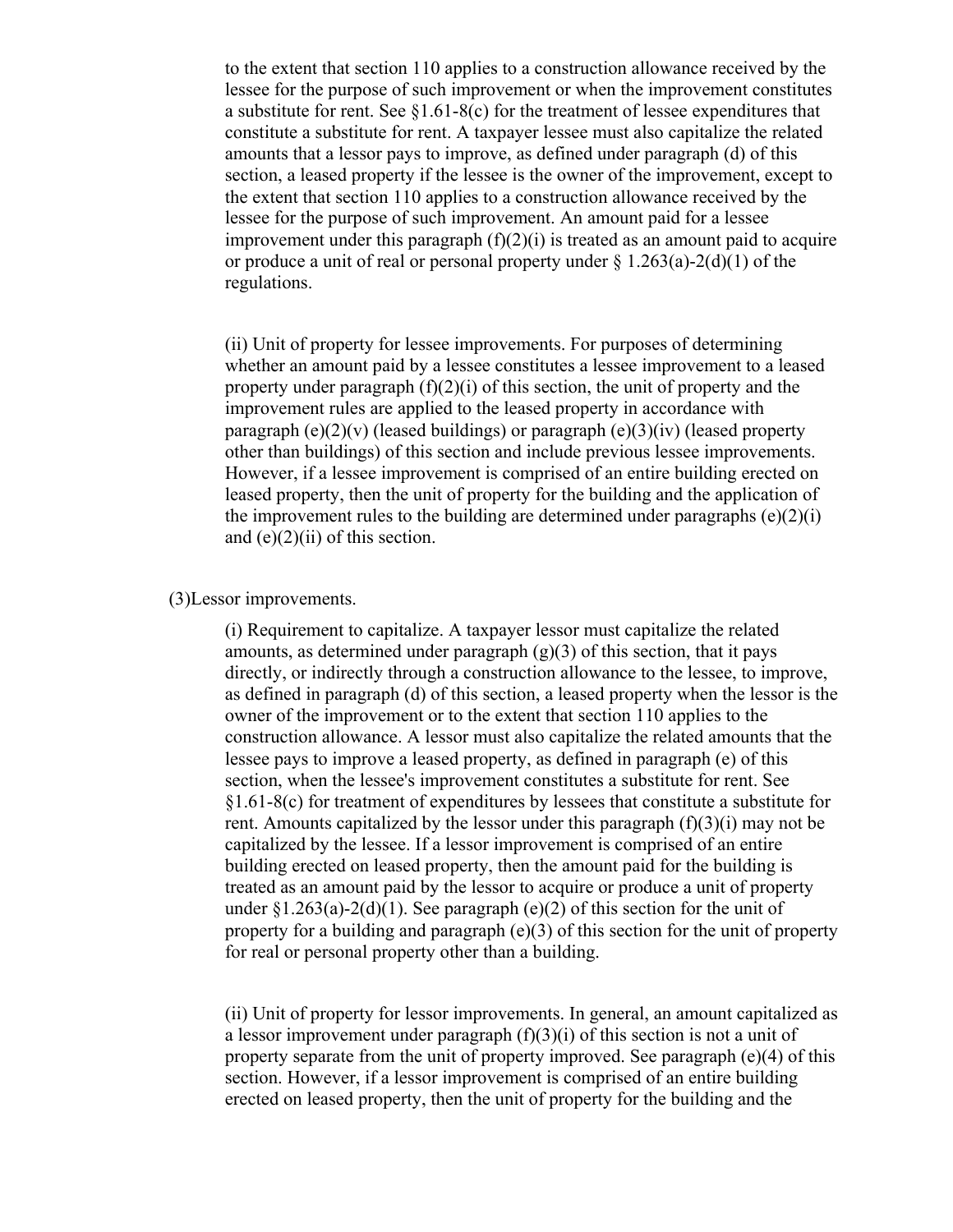to the extent that section 110 applies to a construction allowance received by the lessee for the purpose of such improvement or when the improvement constitutes a substitute for rent. See §1.61-8(c) for the treatment of lessee expenditures that constitute a substitute for rent. A taxpayer lessee must also capitalize the related amounts that a lessor pays to improve, as defined under paragraph (d) of this section, a leased property if the lessee is the owner of the improvement, except to the extent that section 110 applies to a construction allowance received by the lessee for the purpose of such improvement. An amount paid for a lessee improvement under this paragraph (f)(2)(i) is treated as an amount paid to acquire or produce a unit of real or personal property under § 1.263(a)-2(d)(1) of the regulations.

(ii) Unit of property for lessee improvements. For purposes of determining whether an amount paid by a lessee constitutes a lessee improvement to a leased property under paragraph (f)(2)(i) of this section, the unit of property and the improvement rules are applied to the leased property in accordance with paragraph (e)(2)(v) (leased buildings) or paragraph (e)(3)(iv) (leased property other than buildings) of this section and include previous lessee improvements. However, if a lessee improvement is comprised of an entire building erected on leased property, then the unit of property for the building and the application of the improvement rules to the building are determined under paragraphs (e)(2)(i) and (e)(2)(ii) of this section.

(3)Lessor improvements.

(i) Requirement to capitalize. A taxpayer lessor must capitalize the related amounts, as determined under paragraph (g)(3) of this section, that it pays directly, or indirectly through a construction allowance to the lessee, to improve, as defined in paragraph (d) of this section, a leased property when the lessor is the owner of the improvement or to the extent that section 110 applies to the construction allowance. A lessor must also capitalize the related amounts that the lessee pays to improve a leased property, as defined in paragraph (e) of this section, when the lessee's improvement constitutes a substitute for rent. See §1.61-8(c) for treatment of expenditures by lessees that constitute a substitute for rent. Amounts capitalized by the lessor under this paragraph (f)(3)(i) may not be capitalized by the lessee. If a lessor improvement is comprised of an entire building erected on leased property, then the amount paid for the building is treated as an amount paid by the lessor to acquire or produce a unit of property under §1.263(a)-2(d)(1). See paragraph (e)(2) of this section for the unit of property for a building and paragraph (e)(3) of this section for the unit of property for real or personal property other than a building.

(ii) Unit of property for lessor improvements. In general, an amount capitalized as a lessor improvement under paragraph (f)(3)(i) of this section is not a unit of property separate from the unit of property improved. See paragraph (e)(4) of this section. However, if a lessor improvement is comprised of an entire building erected on leased property, then the unit of property for the building and the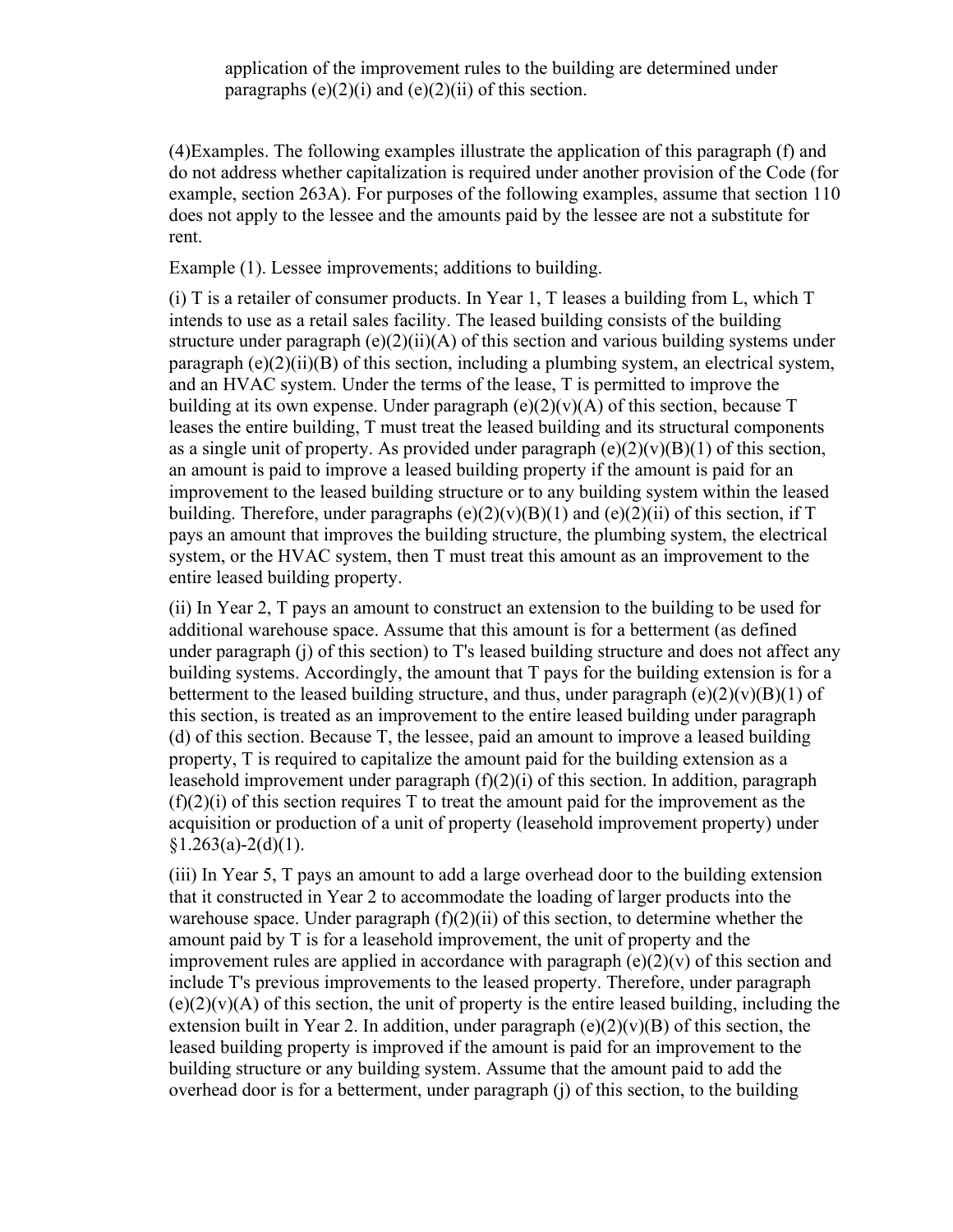application of the improvement rules to the building are determined under paragraphs (e)(2)(i) and (e)(2)(ii) of this section.

(4)Examples. The following examples illustrate the application of this paragraph (f) and do not address whether capitalization is required under another provision of the Code (for example, section 263A). For purposes of the following examples, assume that section 110 does not apply to the lessee and the amounts paid by the lessee are not a substitute for rent.

Example (1). Lessee improvements; additions to building.

(i) T is a retailer of consumer products. In Year 1, T leases a building from L, which T intends to use as a retail sales facility. The leased building consists of the building structure under paragraph (e)(2)(ii)(A) of this section and various building systems under paragraph (e)(2)(ii)(B) of this section, including a plumbing system, an electrical system, and an HVAC system. Under the terms of the lease, T is permitted to improve the building at its own expense. Under paragraph (e)(2)(v)(A) of this section, because T leases the entire building, T must treat the leased building and its structural components as a single unit of property. As provided under paragraph (e)(2)(v)(B)(1) of this section, an amount is paid to improve a leased building property if the amount is paid for an improvement to the leased building structure or to any building system within the leased building. Therefore, under paragraphs (e)(2)(v)(B)(1) and (e)(2)(ii) of this section, if T pays an amount that improves the building structure, the plumbing system, the electrical system, or the HVAC system, then T must treat this amount as an improvement to the entire leased building property.

(ii) In Year 2, T pays an amount to construct an extension to the building to be used for additional warehouse space. Assume that this amount is for a betterment (as defined under paragraph (j) of this section) to T's leased building structure and does not affect any building systems. Accordingly, the amount that T pays for the building extension is for a betterment to the leased building structure, and thus, under paragraph (e)(2)(v)(B)(1) of this section, is treated as an improvement to the entire leased building under paragraph (d) of this section. Because T, the lessee, paid an amount to improve a leased building property, T is required to capitalize the amount paid for the building extension as a leasehold improvement under paragraph (f)(2)(i) of this section. In addition, paragraph (f)(2)(i) of this section requires T to treat the amount paid for the improvement as the acquisition or production of a unit of property (leasehold improvement property) under §1.263(a)-2(d)(1).

(iii) In Year 5, T pays an amount to add a large overhead door to the building extension that it constructed in Year 2 to accommodate the loading of larger products into the warehouse space. Under paragraph (f)(2)(ii) of this section, to determine whether the amount paid by T is for a leasehold improvement, the unit of property and the improvement rules are applied in accordance with paragraph (e)(2)(v) of this section and include T's previous improvements to the leased property. Therefore, under paragraph (e)(2)(v)(A) of this section, the unit of property is the entire leased building, including the extension built in Year 2. In addition, under paragraph (e)(2)(v)(B) of this section, the leased building property is improved if the amount is paid for an improvement to the building structure or any building system. Assume that the amount paid to add the overhead door is for a betterment, under paragraph (j) of this section, to the building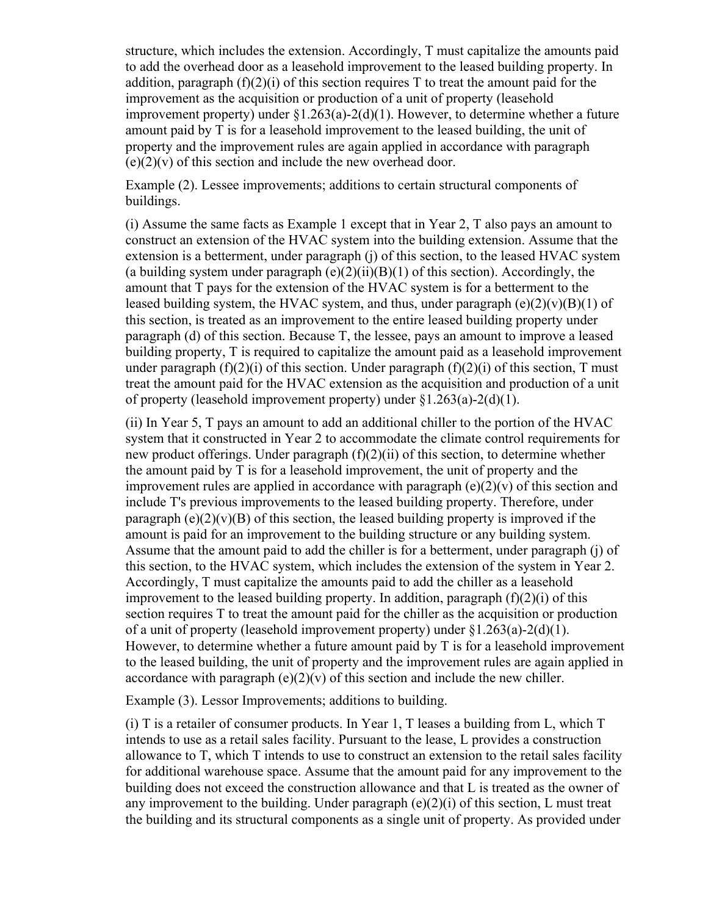structure, which includes the extension. Accordingly, T must capitalize the amounts paid to add the overhead door as a leasehold improvement to the leased building property. In addition, paragraph (f)(2)(i) of this section requires T to treat the amount paid for the improvement as the acquisition or production of a unit of property (leasehold improvement property) under §1.263(a)-2(d)(1). However, to determine whether a future amount paid by T is for a leasehold improvement to the leased building, the unit of property and the improvement rules are again applied in accordance with paragraph (e)(2)(v) of this section and include the new overhead door.

Example (2). Lessee improvements; additions to certain structural components of buildings.

(i) Assume the same facts as Example 1 except that in Year 2, T also pays an amount to construct an extension of the HVAC system into the building extension. Assume that the extension is a betterment, under paragraph (j) of this section, to the leased HVAC system (a building system under paragraph (e)(2)(ii)(B)(1) of this section). Accordingly, the amount that T pays for the extension of the HVAC system is for a betterment to the leased building system, the HVAC system, and thus, under paragraph (e)(2)(v)(B)(1) of this section, is treated as an improvement to the entire leased building property under paragraph (d) of this section. Because T, the lessee, pays an amount to improve a leased building property, T is required to capitalize the amount paid as a leasehold improvement under paragraph (f)(2)(i) of this section. Under paragraph (f)(2)(i) of this section, T must treat the amount paid for the HVAC extension as the acquisition and production of a unit of property (leasehold improvement property) under §1.263(a)-2(d)(1).

(ii) In Year 5, T pays an amount to add an additional chiller to the portion of the HVAC system that it constructed in Year 2 to accommodate the climate control requirements for new product offerings. Under paragraph (f)(2)(ii) of this section, to determine whether the amount paid by T is for a leasehold improvement, the unit of property and the improvement rules are applied in accordance with paragraph (e)(2)(v) of this section and include T's previous improvements to the leased building property. Therefore, under paragraph (e)(2)(v)(B) of this section, the leased building property is improved if the amount is paid for an improvement to the building structure or any building system. Assume that the amount paid to add the chiller is for a betterment, under paragraph (j) of this section, to the HVAC system, which includes the extension of the system in Year 2. Accordingly, T must capitalize the amounts paid to add the chiller as a leasehold improvement to the leased building property. In addition, paragraph (f)(2)(i) of this section requires T to treat the amount paid for the chiller as the acquisition or production of a unit of property (leasehold improvement property) under §1.263(a)-2(d)(1). However, to determine whether a future amount paid by T is for a leasehold improvement to the leased building, the unit of property and the improvement rules are again applied in accordance with paragraph (e)(2)(v) of this section and include the new chiller.

Example (3). Lessor Improvements; additions to building.

(i) T is a retailer of consumer products. In Year 1, T leases a building from L, which T intends to use as a retail sales facility. Pursuant to the lease, L provides a construction allowance to T, which T intends to use to construct an extension to the retail sales facility for additional warehouse space. Assume that the amount paid for any improvement to the building does not exceed the construction allowance and that L is treated as the owner of any improvement to the building. Under paragraph (e)(2)(i) of this section, L must treat the building and its structural components as a single unit of property. As provided under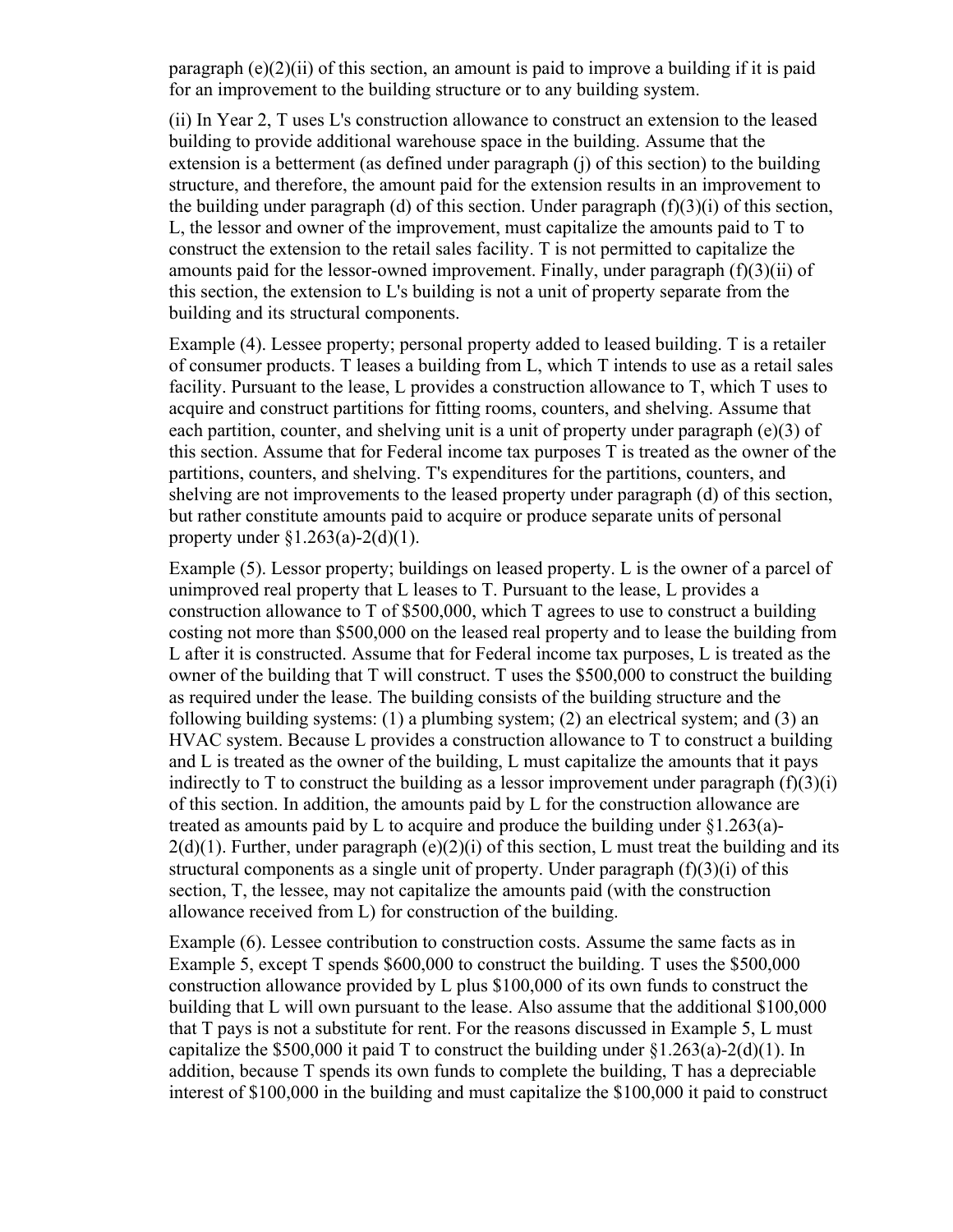paragraph (e)(2)(ii) of this section, an amount is paid to improve a building if it is paid for an improvement to the building structure or to any building system.

(ii) In Year 2, T uses L's construction allowance to construct an extension to the leased building to provide additional warehouse space in the building. Assume that the extension is a betterment (as defined under paragraph (j) of this section) to the building structure, and therefore, the amount paid for the extension results in an improvement to the building under paragraph (d) of this section. Under paragraph (f)(3)(i) of this section, L, the lessor and owner of the improvement, must capitalize the amounts paid to T to construct the extension to the retail sales facility. T is not permitted to capitalize the amounts paid for the lessor-owned improvement. Finally, under paragraph (f)(3)(ii) of this section, the extension to L's building is not a unit of property separate from the building and its structural components.

Example (4). Lessee property; personal property added to leased building. T is a retailer of consumer products. T leases a building from L, which T intends to use as a retail sales facility. Pursuant to the lease, L provides a construction allowance to T, which T uses to acquire and construct partitions for fitting rooms, counters, and shelving. Assume that each partition, counter, and shelving unit is a unit of property under paragraph (e)(3) of this section. Assume that for Federal income tax purposes T is treated as the owner of the partitions, counters, and shelving. T's expenditures for the partitions, counters, and shelving are not improvements to the leased property under paragraph (d) of this section, but rather constitute amounts paid to acquire or produce separate units of personal property under §1.263(a)-2(d)(1).

Example (5). Lessor property; buildings on leased property. L is the owner of a parcel of unimproved real property that L leases to T. Pursuant to the lease, L provides a construction allowance to T of $500,000, which T agrees to use to construct a building costing not more than $500,000 on the leased real property and to lease the building from L after it is constructed. Assume that for Federal income tax purposes, L is treated as the owner of the building that T will construct. T uses the $500,000 to construct the building as required under the lease. The building consists of the building structure and the following building systems: (1) a plumbing system; (2) an electrical system; and (3) an HVAC system. Because L provides a construction allowance to T to construct a building and L is treated as the owner of the building, L must capitalize the amounts that it pays indirectly to T to construct the building as a lessor improvement under paragraph (f)(3)(i) of this section. In addition, the amounts paid by L for the construction allowance are treated as amounts paid by L to acquire and produce the building under §1.263(a)-2(d)(1). Further, under paragraph (e)(2)(i) of this section, L must treat the building and its structural components as a single unit of property. Under paragraph (f)(3)(i) of this section, T, the lessee, may not capitalize the amounts paid (with the construction allowance received from L) for construction of the building.

Example (6). Lessee contribution to construction costs. Assume the same facts as in Example 5, except T spends $600,000 to construct the building. T uses the $500,000 construction allowance provided by L plus $100,000 of its own funds to construct the building that L will own pursuant to the lease. Also assume that the additional $100,000 that T pays is not a substitute for rent. For the reasons discussed in Example 5, L must capitalize the $500,000 it paid T to construct the building under §1.263(a)-2(d)(1). In addition, because T spends its own funds to complete the building, T has a depreciable interest of $100,000 in the building and must capitalize the $100,000 it paid to construct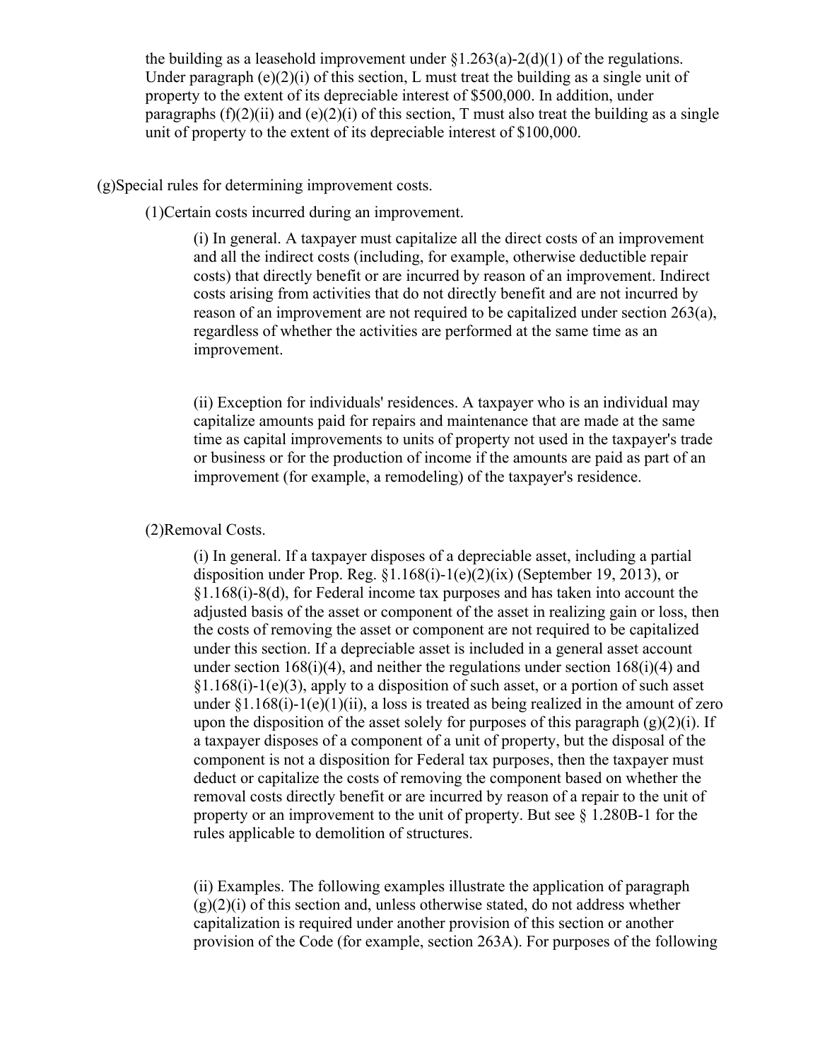the building as a leasehold improvement under §1.263(a)-2(d)(1) of the regulations. Under paragraph (e)(2)(i) of this section, L must treat the building as a single unit of property to the extent of its depreciable interest of $500,000. In addition, under paragraphs (f)(2)(ii) and (e)(2)(i) of this section, T must also treat the building as a single unit of property to the extent of its depreciable interest of $100,000.

(g)Special rules for determining improvement costs.

(1)Certain costs incurred during an improvement.

(i) In general. A taxpayer must capitalize all the direct costs of an improvement and all the indirect costs (including, for example, otherwise deductible repair costs) that directly benefit or are incurred by reason of an improvement. Indirect costs arising from activities that do not directly benefit and are not incurred by reason of an improvement are not required to be capitalized under section 263(a), regardless of whether the activities are performed at the same time as an improvement.

(ii) Exception for individuals' residences. A taxpayer who is an individual may capitalize amounts paid for repairs and maintenance that are made at the same time as capital improvements to units of property not used in the taxpayer's trade or business or for the production of income if the amounts are paid as part of an improvement (for example, a remodeling) of the taxpayer's residence.

(2)Removal Costs.

(i) In general. If a taxpayer disposes of a depreciable asset, including a partial disposition under Prop. Reg. §1.168(i)-1(e)(2)(ix) (September 19, 2013), or §1.168(i)-8(d), for Federal income tax purposes and has taken into account the adjusted basis of the asset or component of the asset in realizing gain or loss, then the costs of removing the asset or component are not required to be capitalized under this section. If a depreciable asset is included in a general asset account under section 168(i)(4), and neither the regulations under section 168(i)(4) and §1.168(i)-1(e)(3), apply to a disposition of such asset, or a portion of such asset under §1.168(i)-1(e)(1)(ii), a loss is treated as being realized in the amount of zero upon the disposition of the asset solely for purposes of this paragraph (g)(2)(i). If a taxpayer disposes of a component of a unit of property, but the disposal of the component is not a disposition for Federal tax purposes, then the taxpayer must deduct or capitalize the costs of removing the component based on whether the removal costs directly benefit or are incurred by reason of a repair to the unit of property or an improvement to the unit of property. But see § 1.280B-1 for the rules applicable to demolition of structures.

(ii) Examples. The following examples illustrate the application of paragraph (g)(2)(i) of this section and, unless otherwise stated, do not address whether capitalization is required under another provision of this section or another provision of the Code (for example, section 263A). For purposes of the following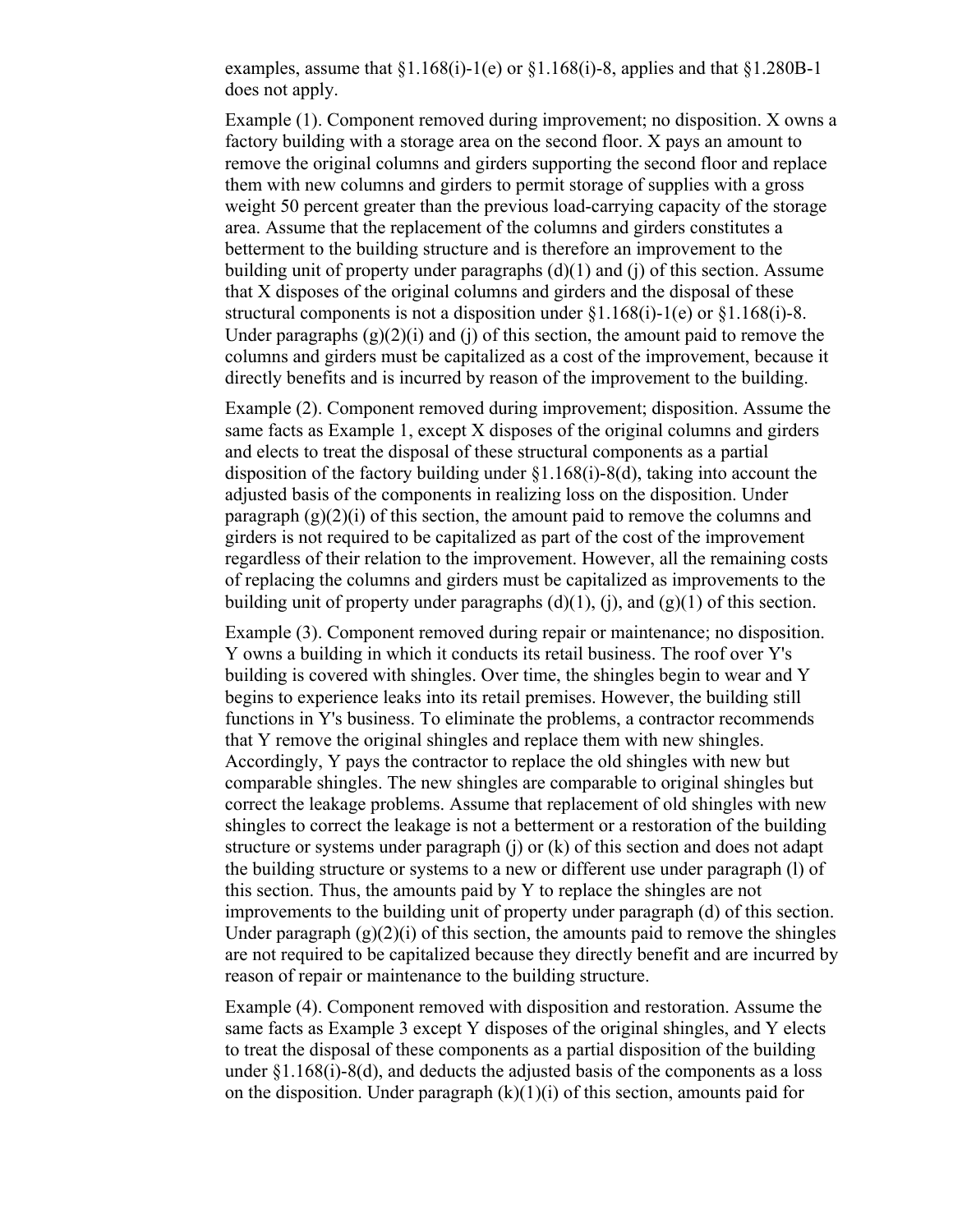examples, assume that §1.168(i)-1(e) or §1.168(i)-8, applies and that §1.280B-1 does not apply.

Example (1). Component removed during improvement; no disposition. X owns a factory building with a storage area on the second floor. X pays an amount to remove the original columns and girders supporting the second floor and replace them with new columns and girders to permit storage of supplies with a gross weight 50 percent greater than the previous load-carrying capacity of the storage area. Assume that the replacement of the columns and girders constitutes a betterment to the building structure and is therefore an improvement to the building unit of property under paragraphs (d)(1) and (j) of this section. Assume that X disposes of the original columns and girders and the disposal of these structural components is not a disposition under §1.168(i)-1(e) or §1.168(i)-8. Under paragraphs (g)(2)(i) and (j) of this section, the amount paid to remove the columns and girders must be capitalized as a cost of the improvement, because it directly benefits and is incurred by reason of the improvement to the building.

Example (2). Component removed during improvement; disposition. Assume the same facts as Example 1, except X disposes of the original columns and girders and elects to treat the disposal of these structural components as a partial disposition of the factory building under §1.168(i)-8(d), taking into account the adjusted basis of the components in realizing loss on the disposition. Under paragraph (g)(2)(i) of this section, the amount paid to remove the columns and girders is not required to be capitalized as part of the cost of the improvement regardless of their relation to the improvement. However, all the remaining costs of replacing the columns and girders must be capitalized as improvements to the building unit of property under paragraphs (d)(1), (j), and (g)(1) of this section.

Example (3). Component removed during repair or maintenance; no disposition. Y owns a building in which it conducts its retail business. The roof over Y's building is covered with shingles. Over time, the shingles begin to wear and Y begins to experience leaks into its retail premises. However, the building still functions in Y's business. To eliminate the problems, a contractor recommends that Y remove the original shingles and replace them with new shingles. Accordingly, Y pays the contractor to replace the old shingles with new but comparable shingles. The new shingles are comparable to original shingles but correct the leakage problems. Assume that replacement of old shingles with new shingles to correct the leakage is not a betterment or a restoration of the building structure or systems under paragraph (j) or (k) of this section and does not adapt the building structure or systems to a new or different use under paragraph (l) of this section. Thus, the amounts paid by Y to replace the shingles are not improvements to the building unit of property under paragraph (d) of this section. Under paragraph (g)(2)(i) of this section, the amounts paid to remove the shingles are not required to be capitalized because they directly benefit and are incurred by reason of repair or maintenance to the building structure.

Example (4). Component removed with disposition and restoration. Assume the same facts as Example 3 except Y disposes of the original shingles, and Y elects to treat the disposal of these components as a partial disposition of the building under §1.168(i)-8(d), and deducts the adjusted basis of the components as a loss on the disposition. Under paragraph (k)(1)(i) of this section, amounts paid for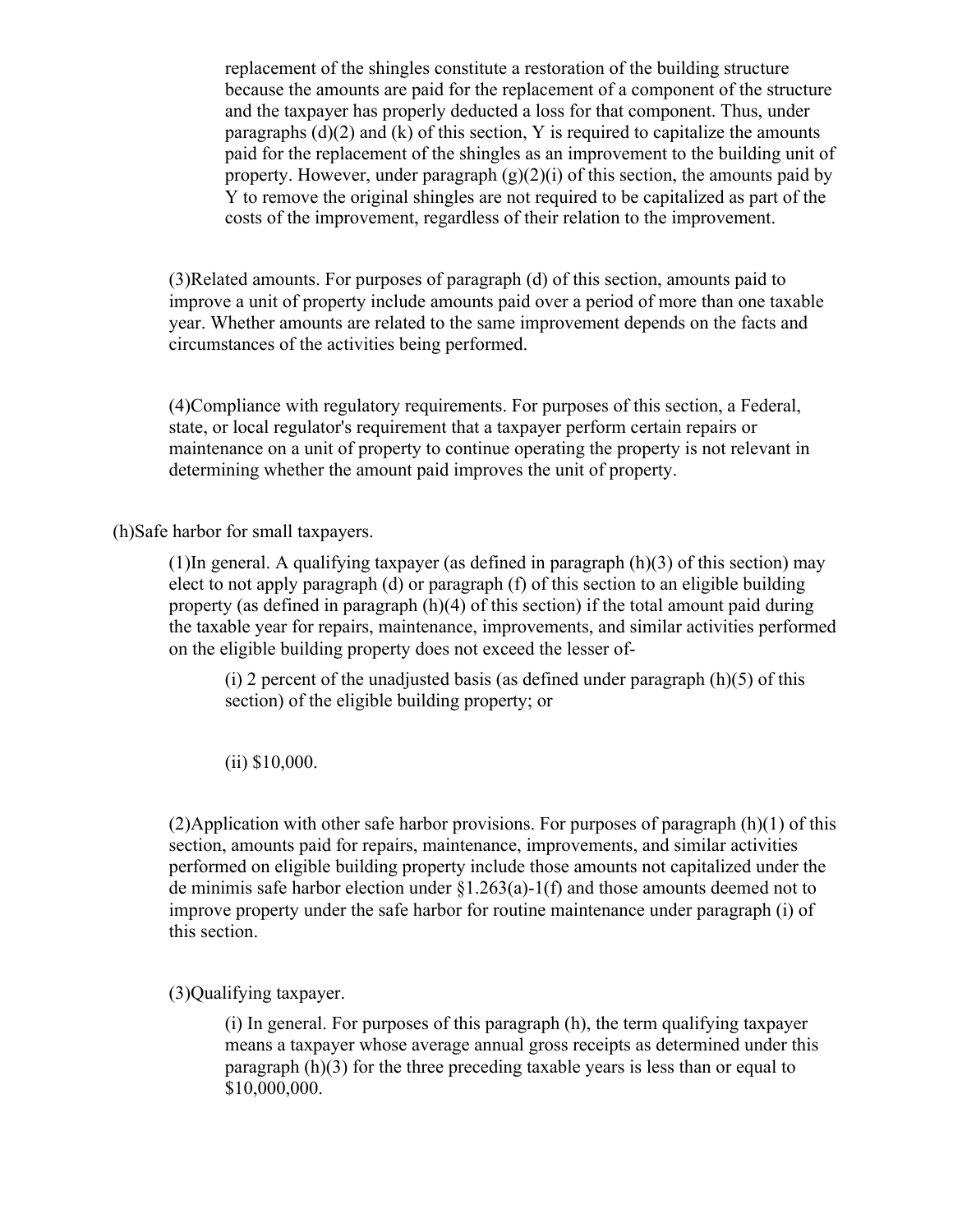replacement of the shingles constitute a restoration of the building structure because the amounts are paid for the replacement of a component of the structure and the taxpayer has properly deducted a loss for that component. Thus, under paragraphs (d)(2) and (k) of this section, Y is required to capitalize the amounts paid for the replacement of the shingles as an improvement to the building unit of property. However, under paragraph (g)(2)(i) of this section, the amounts paid by Y to remove the original shingles are not required to be capitalized as part of the costs of the improvement, regardless of their relation to the improvement.

(3)Related amounts. For purposes of paragraph (d) of this section, amounts paid to improve a unit of property include amounts paid over a period of more than one taxable year. Whether amounts are related to the same improvement depends on the facts and circumstances of the activities being performed.

(4)Compliance with regulatory requirements. For purposes of this section, a Federal, state, or local regulator's requirement that a taxpayer perform certain repairs or maintenance on a unit of property to continue operating the property is not relevant in determining whether the amount paid improves the unit of property.

(h)Safe harbor for small taxpayers.

(1)In general. A qualifying taxpayer (as defined in paragraph (h)(3) of this section) may elect to not apply paragraph (d) or paragraph (f) of this section to an eligible building property (as defined in paragraph (h)(4) of this section) if the total amount paid during the taxable year for repairs, maintenance, improvements, and similar activities performed on the eligible building property does not exceed the lesser of-

(i) 2 percent of the unadjusted basis (as defined under paragraph (h)(5) of this section) of the eligible building property; or

(ii) $10,000.

(2)Application with other safe harbor provisions. For purposes of paragraph (h)(1) of this section, amounts paid for repairs, maintenance, improvements, and similar activities performed on eligible building property include those amounts not capitalized under the de minimis safe harbor election under §1.263(a)-1(f) and those amounts deemed not to improve property under the safe harbor for routine maintenance under paragraph (i) of this section.

(3)Qualifying taxpayer.

(i) In general. For purposes of this paragraph (h), the term qualifying taxpayer means a taxpayer whose average annual gross receipts as determined under this paragraph (h)(3) for the three preceding taxable years is less than or equal to $10,000,000.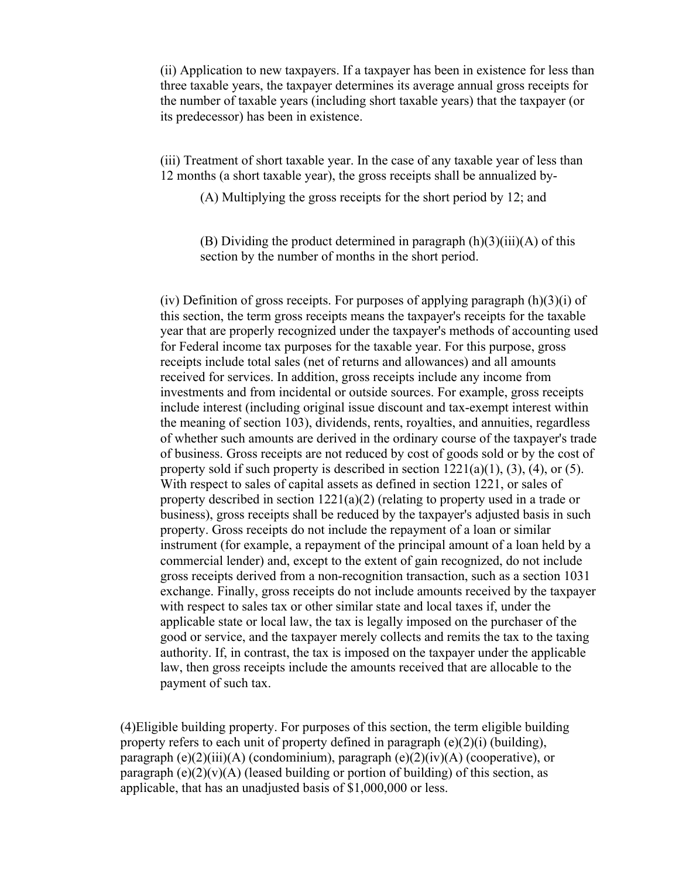(ii) Application to new taxpayers. If a taxpayer has been in existence for less than three taxable years, the taxpayer determines its average annual gross receipts for the number of taxable years (including short taxable years) that the taxpayer (or its predecessor) has been in existence.

(iii) Treatment of short taxable year. In the case of any taxable year of less than 12 months (a short taxable year), the gross receipts shall be annualized by-

(A) Multiplying the gross receipts for the short period by 12; and

(B) Dividing the product determined in paragraph (h)(3)(iii)(A) of this section by the number of months in the short period.

(iv) Definition of gross receipts. For purposes of applying paragraph (h)(3)(i) of this section, the term gross receipts means the taxpayer's receipts for the taxable year that are properly recognized under the taxpayer's methods of accounting used for Federal income tax purposes for the taxable year. For this purpose, gross receipts include total sales (net of returns and allowances) and all amounts received for services. In addition, gross receipts include any income from investments and from incidental or outside sources. For example, gross receipts include interest (including original issue discount and tax-exempt interest within the meaning of section 103), dividends, rents, royalties, and annuities, regardless of whether such amounts are derived in the ordinary course of the taxpayer's trade of business. Gross receipts are not reduced by cost of goods sold or by the cost of property sold if such property is described in section 1221(a)(1), (3), (4), or (5). With respect to sales of capital assets as defined in section 1221, or sales of property described in section 1221(a)(2) (relating to property used in a trade or business), gross receipts shall be reduced by the taxpayer's adjusted basis in such property. Gross receipts do not include the repayment of a loan or similar instrument (for example, a repayment of the principal amount of a loan held by a commercial lender) and, except to the extent of gain recognized, do not include gross receipts derived from a non-recognition transaction, such as a section 1031 exchange. Finally, gross receipts do not include amounts received by the taxpayer with respect to sales tax or other similar state and local taxes if, under the applicable state or local law, the tax is legally imposed on the purchaser of the good or service, and the taxpayer merely collects and remits the tax to the taxing authority. If, in contrast, the tax is imposed on the taxpayer under the applicable law, then gross receipts include the amounts received that are allocable to the payment of such tax.

(4)Eligible building property. For purposes of this section, the term eligible building property refers to each unit of property defined in paragraph (e)(2)(i) (building), paragraph (e)(2)(iii)(A) (condominium), paragraph (e)(2)(iv)(A) (cooperative), or paragraph (e)(2)(v)(A) (leased building or portion of building) of this section, as applicable, that has an unadjusted basis of $1,000,000 or less.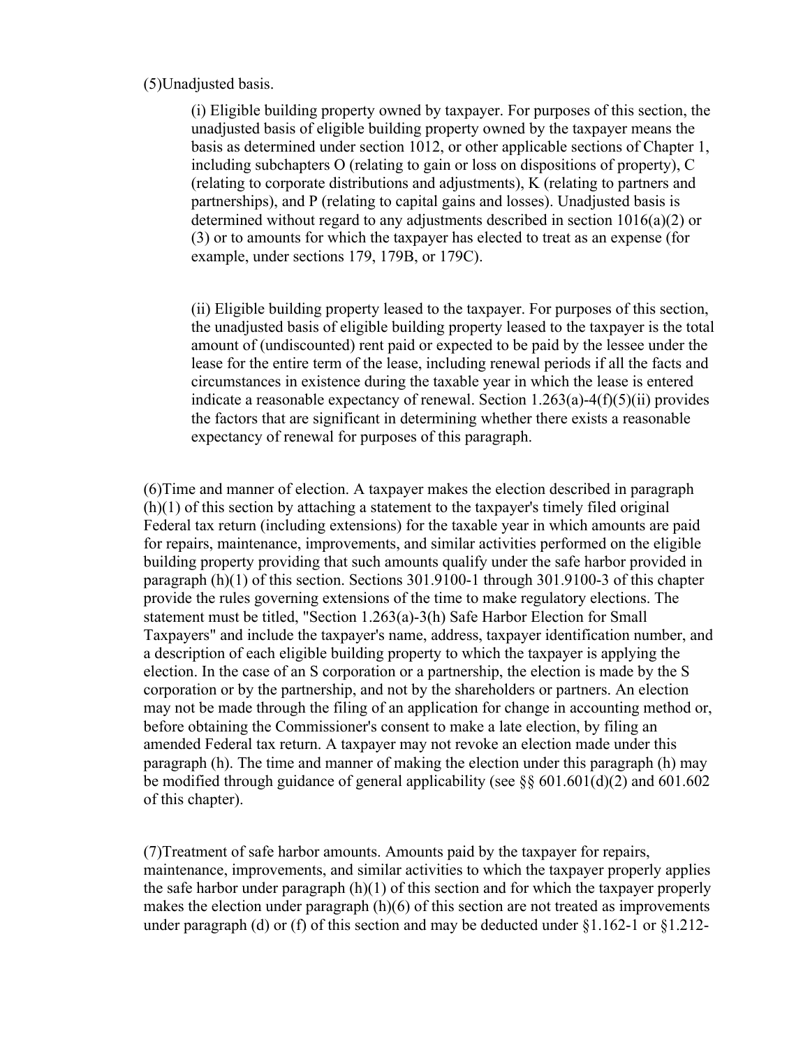(5)Unadjusted basis.

(i) Eligible building property owned by taxpayer. For purposes of this section, the unadjusted basis of eligible building property owned by the taxpayer means the basis as determined under section 1012, or other applicable sections of Chapter 1, including subchapters O (relating to gain or loss on dispositions of property), C (relating to corporate distributions and adjustments), K (relating to partners and partnerships), and P (relating to capital gains and losses). Unadjusted basis is determined without regard to any adjustments described in section 1016(a)(2) or (3) or to amounts for which the taxpayer has elected to treat as an expense (for example, under sections 179, 179B, or 179C).

(ii) Eligible building property leased to the taxpayer. For purposes of this section, the unadjusted basis of eligible building property leased to the taxpayer is the total amount of (undiscounted) rent paid or expected to be paid by the lessee under the lease for the entire term of the lease, including renewal periods if all the facts and circumstances in existence during the taxable year in which the lease is entered indicate a reasonable expectancy of renewal. Section 1.263(a)-4(f)(5)(ii) provides the factors that are significant in determining whether there exists a reasonable expectancy of renewal for purposes of this paragraph.

(6)Time and manner of election. A taxpayer makes the election described in paragraph (h)(1) of this section by attaching a statement to the taxpayer's timely filed original Federal tax return (including extensions) for the taxable year in which amounts are paid for repairs, maintenance, improvements, and similar activities performed on the eligible building property providing that such amounts qualify under the safe harbor provided in paragraph (h)(1) of this section. Sections 301.9100-1 through 301.9100-3 of this chapter provide the rules governing extensions of the time to make regulatory elections. The statement must be titled, "Section 1.263(a)-3(h) Safe Harbor Election for Small Taxpayers" and include the taxpayer's name, address, taxpayer identification number, and a description of each eligible building property to which the taxpayer is applying the election. In the case of an S corporation or a partnership, the election is made by the S corporation or by the partnership, and not by the shareholders or partners. An election may not be made through the filing of an application for change in accounting method or, before obtaining the Commissioner's consent to make a late election, by filing an amended Federal tax return. A taxpayer may not revoke an election made under this paragraph (h). The time and manner of making the election under this paragraph (h) may be modified through guidance of general applicability (see §§ 601.601(d)(2) and 601.602 of this chapter).

(7)Treatment of safe harbor amounts. Amounts paid by the taxpayer for repairs, maintenance, improvements, and similar activities to which the taxpayer properly applies the safe harbor under paragraph (h)(1) of this section and for which the taxpayer properly makes the election under paragraph (h)(6) of this section are not treated as improvements under paragraph (d) or (f) of this section and may be deducted under §1.162-1 or §1.212-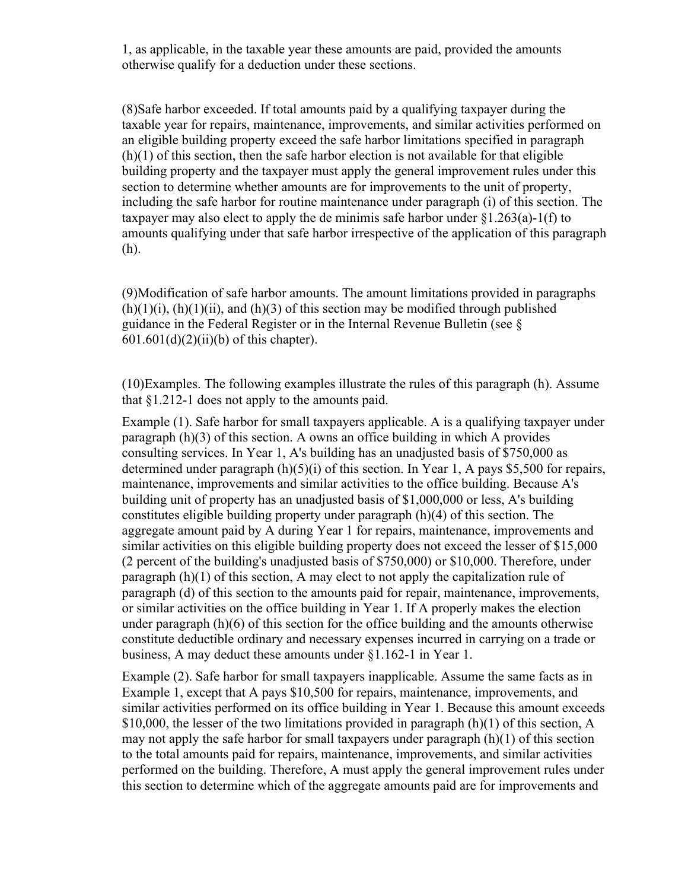1, as applicable, in the taxable year these amounts are paid, provided the amounts otherwise qualify for a deduction under these sections.

(8)Safe harbor exceeded. If total amounts paid by a qualifying taxpayer during the taxable year for repairs, maintenance, improvements, and similar activities performed on an eligible building property exceed the safe harbor limitations specified in paragraph (h)(1) of this section, then the safe harbor election is not available for that eligible building property and the taxpayer must apply the general improvement rules under this section to determine whether amounts are for improvements to the unit of property, including the safe harbor for routine maintenance under paragraph (i) of this section. The taxpayer may also elect to apply the de minimis safe harbor under §1.263(a)-1(f) to amounts qualifying under that safe harbor irrespective of the application of this paragraph (h).

(9)Modification of safe harbor amounts. The amount limitations provided in paragraphs (h)(1)(i), (h)(1)(ii), and (h)(3) of this section may be modified through published guidance in the Federal Register or in the Internal Revenue Bulletin (see § 601.601(d)(2)(ii)(b) of this chapter).

(10)Examples. The following examples illustrate the rules of this paragraph (h). Assume that §1.212-1 does not apply to the amounts paid.

Example (1). Safe harbor for small taxpayers applicable. A is a qualifying taxpayer under paragraph (h)(3) of this section. A owns an office building in which A provides consulting services. In Year 1, A's building has an unadjusted basis of $750,000 as determined under paragraph (h)(5)(i) of this section. In Year 1, A pays $5,500 for repairs, maintenance, improvements and similar activities to the office building. Because A's building unit of property has an unadjusted basis of $1,000,000 or less, A's building constitutes eligible building property under paragraph (h)(4) of this section. The aggregate amount paid by A during Year 1 for repairs, maintenance, improvements and similar activities on this eligible building property does not exceed the lesser of $15,000 (2 percent of the building's unadjusted basis of $750,000) or $10,000. Therefore, under paragraph (h)(1) of this section, A may elect to not apply the capitalization rule of paragraph (d) of this section to the amounts paid for repair, maintenance, improvements, or similar activities on the office building in Year 1. If A properly makes the election under paragraph (h)(6) of this section for the office building and the amounts otherwise constitute deductible ordinary and necessary expenses incurred in carrying on a trade or business, A may deduct these amounts under §1.162-1 in Year 1.

Example (2). Safe harbor for small taxpayers inapplicable. Assume the same facts as in Example 1, except that A pays $10,500 for repairs, maintenance, improvements, and similar activities performed on its office building in Year 1. Because this amount exceeds $10,000, the lesser of the two limitations provided in paragraph (h)(1) of this section, A may not apply the safe harbor for small taxpayers under paragraph (h)(1) of this section to the total amounts paid for repairs, maintenance, improvements, and similar activities performed on the building. Therefore, A must apply the general improvement rules under this section to determine which of the aggregate amounts paid are for improvements and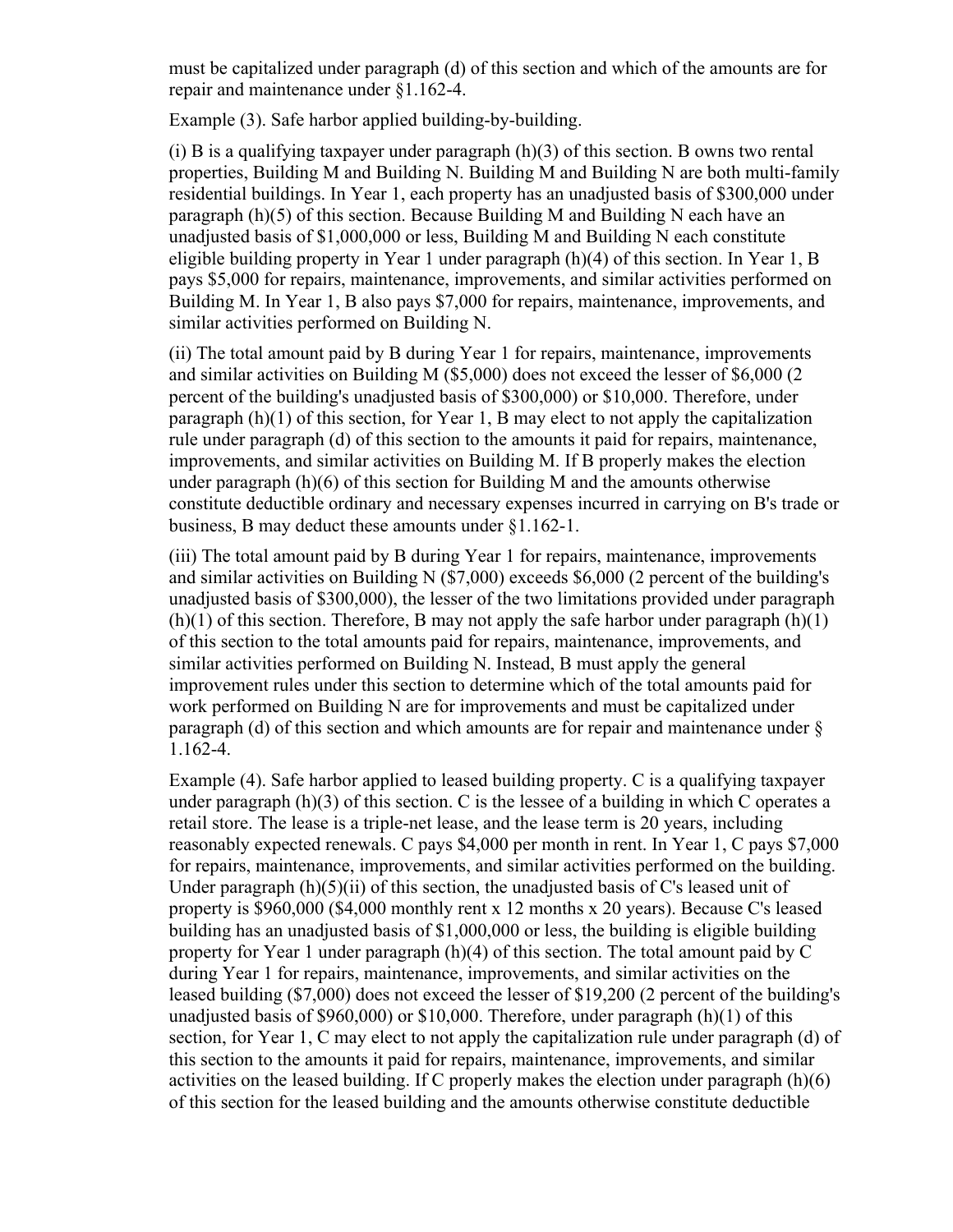must be capitalized under paragraph (d) of this section and which of the amounts are for repair and maintenance under §1.162-4.

Example (3). Safe harbor applied building-by-building.

(i) B is a qualifying taxpayer under paragraph (h)(3) of this section. B owns two rental properties, Building M and Building N. Building M and Building N are both multi-family residential buildings. In Year 1, each property has an unadjusted basis of $300,000 under paragraph (h)(5) of this section. Because Building M and Building N each have an unadjusted basis of $1,000,000 or less, Building M and Building N each constitute eligible building property in Year 1 under paragraph (h)(4) of this section. In Year 1, B pays $5,000 for repairs, maintenance, improvements, and similar activities performed on Building M. In Year 1, B also pays $7,000 for repairs, maintenance, improvements, and similar activities performed on Building N.

(ii) The total amount paid by B during Year 1 for repairs, maintenance, improvements and similar activities on Building M ($5,000) does not exceed the lesser of $6,000 (2 percent of the building's unadjusted basis of $300,000) or $10,000. Therefore, under paragraph (h)(1) of this section, for Year 1, B may elect to not apply the capitalization rule under paragraph (d) of this section to the amounts it paid for repairs, maintenance, improvements, and similar activities on Building M. If B properly makes the election under paragraph (h)(6) of this section for Building M and the amounts otherwise constitute deductible ordinary and necessary expenses incurred in carrying on B's trade or business, B may deduct these amounts under §1.162-1.

(iii) The total amount paid by B during Year 1 for repairs, maintenance, improvements and similar activities on Building N ($7,000) exceeds $6,000 (2 percent of the building's unadjusted basis of $300,000), the lesser of the two limitations provided under paragraph (h)(1) of this section. Therefore, B may not apply the safe harbor under paragraph (h)(1) of this section to the total amounts paid for repairs, maintenance, improvements, and similar activities performed on Building N. Instead, B must apply the general improvement rules under this section to determine which of the total amounts paid for work performed on Building N are for improvements and must be capitalized under paragraph (d) of this section and which amounts are for repair and maintenance under § 1.162-4.

Example (4). Safe harbor applied to leased building property. C is a qualifying taxpayer under paragraph (h)(3) of this section. C is the lessee of a building in which C operates a retail store. The lease is a triple-net lease, and the lease term is 20 years, including reasonably expected renewals. C pays $4,000 per month in rent. In Year 1, C pays $7,000 for repairs, maintenance, improvements, and similar activities performed on the building. Under paragraph (h)(5)(ii) of this section, the unadjusted basis of C's leased unit of property is $960,000 ($4,000 monthly rent x 12 months x 20 years). Because C's leased building has an unadjusted basis of $1,000,000 or less, the building is eligible building property for Year 1 under paragraph (h)(4) of this section. The total amount paid by C during Year 1 for repairs, maintenance, improvements, and similar activities on the leased building ($7,000) does not exceed the lesser of $19,200 (2 percent of the building's unadjusted basis of $960,000) or $10,000. Therefore, under paragraph (h)(1) of this section, for Year 1, C may elect to not apply the capitalization rule under paragraph (d) of this section to the amounts it paid for repairs, maintenance, improvements, and similar activities on the leased building. If C properly makes the election under paragraph (h)(6) of this section for the leased building and the amounts otherwise constitute deductible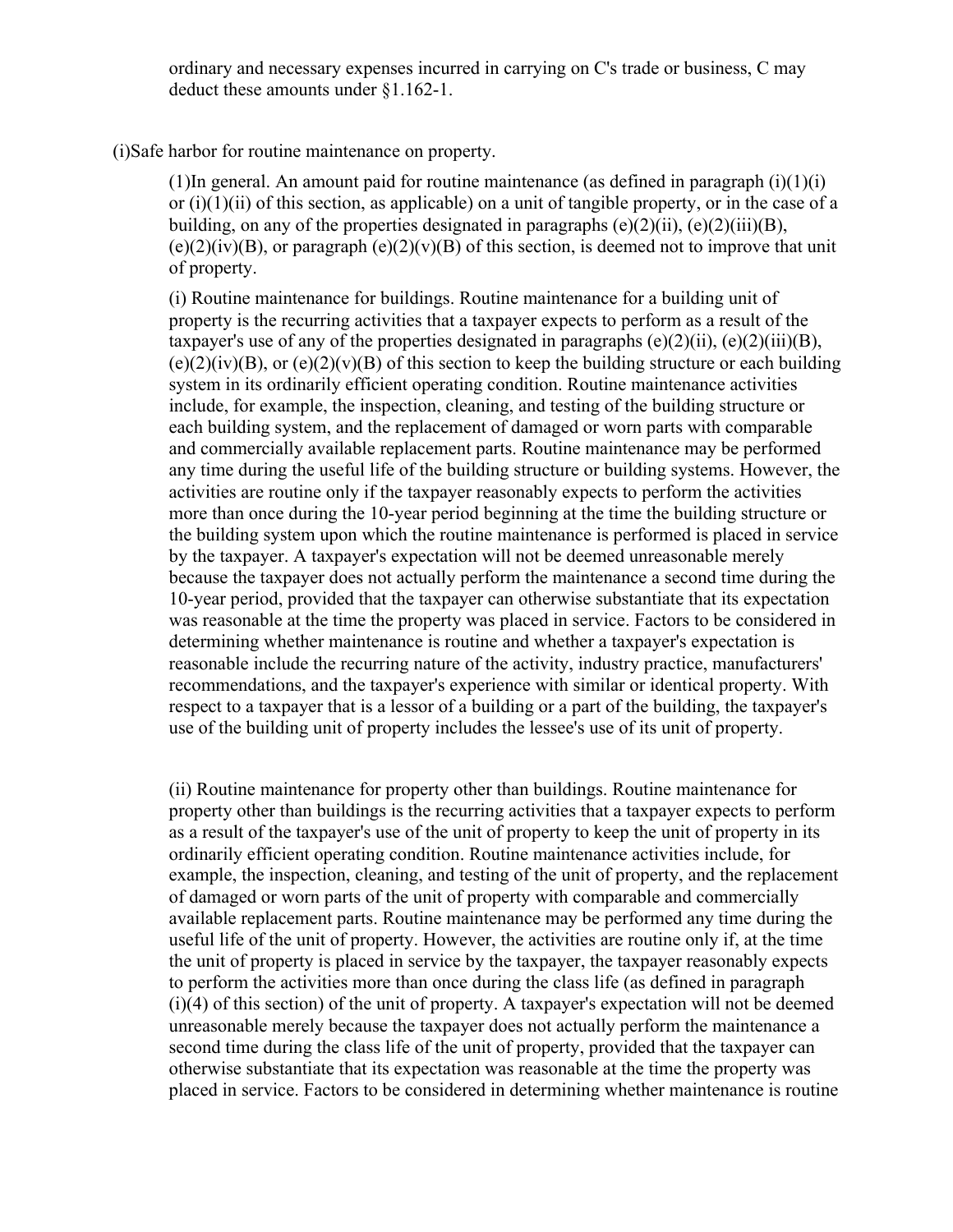ordinary and necessary expenses incurred in carrying on C's trade or business, C may deduct these amounts under §1.162-1.

(i)Safe harbor for routine maintenance on property.

(1)In general. An amount paid for routine maintenance (as defined in paragraph (i)(1)(i) or (i)(1)(ii) of this section, as applicable) on a unit of tangible property, or in the case of a building, on any of the properties designated in paragraphs (e)(2)(ii), (e)(2)(iii)(B), (e)(2)(iv)(B), or paragraph (e)(2)(v)(B) of this section, is deemed not to improve that unit of property.

(i) Routine maintenance for buildings. Routine maintenance for a building unit of property is the recurring activities that a taxpayer expects to perform as a result of the taxpayer's use of any of the properties designated in paragraphs (e)(2)(ii), (e)(2)(iii)(B), (e)(2)(iv)(B), or (e)(2)(v)(B) of this section to keep the building structure or each building system in its ordinarily efficient operating condition. Routine maintenance activities include, for example, the inspection, cleaning, and testing of the building structure or each building system, and the replacement of damaged or worn parts with comparable and commercially available replacement parts. Routine maintenance may be performed any time during the useful life of the building structure or building systems. However, the activities are routine only if the taxpayer reasonably expects to perform the activities more than once during the 10-year period beginning at the time the building structure or the building system upon which the routine maintenance is performed is placed in service by the taxpayer. A taxpayer's expectation will not be deemed unreasonable merely because the taxpayer does not actually perform the maintenance a second time during the 10-year period, provided that the taxpayer can otherwise substantiate that its expectation was reasonable at the time the property was placed in service. Factors to be considered in determining whether maintenance is routine and whether a taxpayer's expectation is reasonable include the recurring nature of the activity, industry practice, manufacturers' recommendations, and the taxpayer's experience with similar or identical property. With respect to a taxpayer that is a lessor of a building or a part of the building, the taxpayer's use of the building unit of property includes the lessee's use of its unit of property.

(ii) Routine maintenance for property other than buildings. Routine maintenance for property other than buildings is the recurring activities that a taxpayer expects to perform as a result of the taxpayer's use of the unit of property to keep the unit of property in its ordinarily efficient operating condition. Routine maintenance activities include, for example, the inspection, cleaning, and testing of the unit of property, and the replacement of damaged or worn parts of the unit of property with comparable and commercially available replacement parts. Routine maintenance may be performed any time during the useful life of the unit of property. However, the activities are routine only if, at the time the unit of property is placed in service by the taxpayer, the taxpayer reasonably expects to perform the activities more than once during the class life (as defined in paragraph (i)(4) of this section) of the unit of property. A taxpayer's expectation will not be deemed unreasonable merely because the taxpayer does not actually perform the maintenance a second time during the class life of the unit of property, provided that the taxpayer can otherwise substantiate that its expectation was reasonable at the time the property was placed in service. Factors to be considered in determining whether maintenance is routine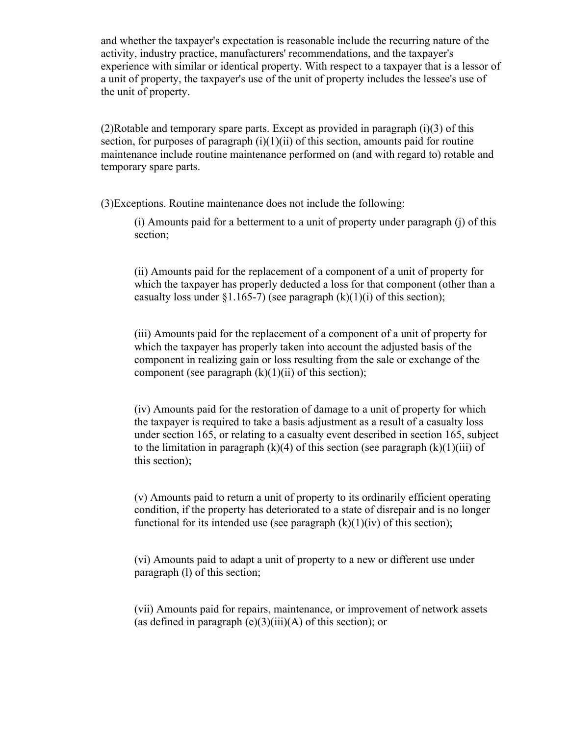and whether the taxpayer's expectation is reasonable include the recurring nature of the activity, industry practice, manufacturers' recommendations, and the taxpayer's experience with similar or identical property. With respect to a taxpayer that is a lessor of a unit of property, the taxpayer's use of the unit of property includes the lessee's use of the unit of property.

(2)Rotable and temporary spare parts. Except as provided in paragraph (i)(3) of this section, for purposes of paragraph (i)(1)(ii) of this section, amounts paid for routine maintenance include routine maintenance performed on (and with regard to) rotable and temporary spare parts.

(3)Exceptions. Routine maintenance does not include the following:

> (i) Amounts paid for a betterment to a unit of property under paragraph (j) of this section;
>
> (ii) Amounts paid for the replacement of a component of a unit of property for which the taxpayer has properly deducted a loss for that component (other than a casualty loss under §1.165-7) (see paragraph (k)(1)(i) of this section);
>
> (iii) Amounts paid for the replacement of a component of a unit of property for which the taxpayer has properly taken into account the adjusted basis of the component in realizing gain or loss resulting from the sale or exchange of the component (see paragraph (k)(1)(ii) of this section);
>
> (iv) Amounts paid for the restoration of damage to a unit of property for which the taxpayer is required to take a basis adjustment as a result of a casualty loss under section 165, or relating to a casualty event described in section 165, subject to the limitation in paragraph (k)(4) of this section (see paragraph (k)(1)(iii) of this section);
>
> (v) Amounts paid to return a unit of property to its ordinarily efficient operating condition, if the property has deteriorated to a state of disrepair and is no longer functional for its intended use (see paragraph (k)(1)(iv) of this section);
>
> (vi) Amounts paid to adapt a unit of property to a new or different use under paragraph (l) of this section;
>
> (vii) Amounts paid for repairs, maintenance, or improvement of network assets (as defined in paragraph (e)(3)(iii)(A) of this section); or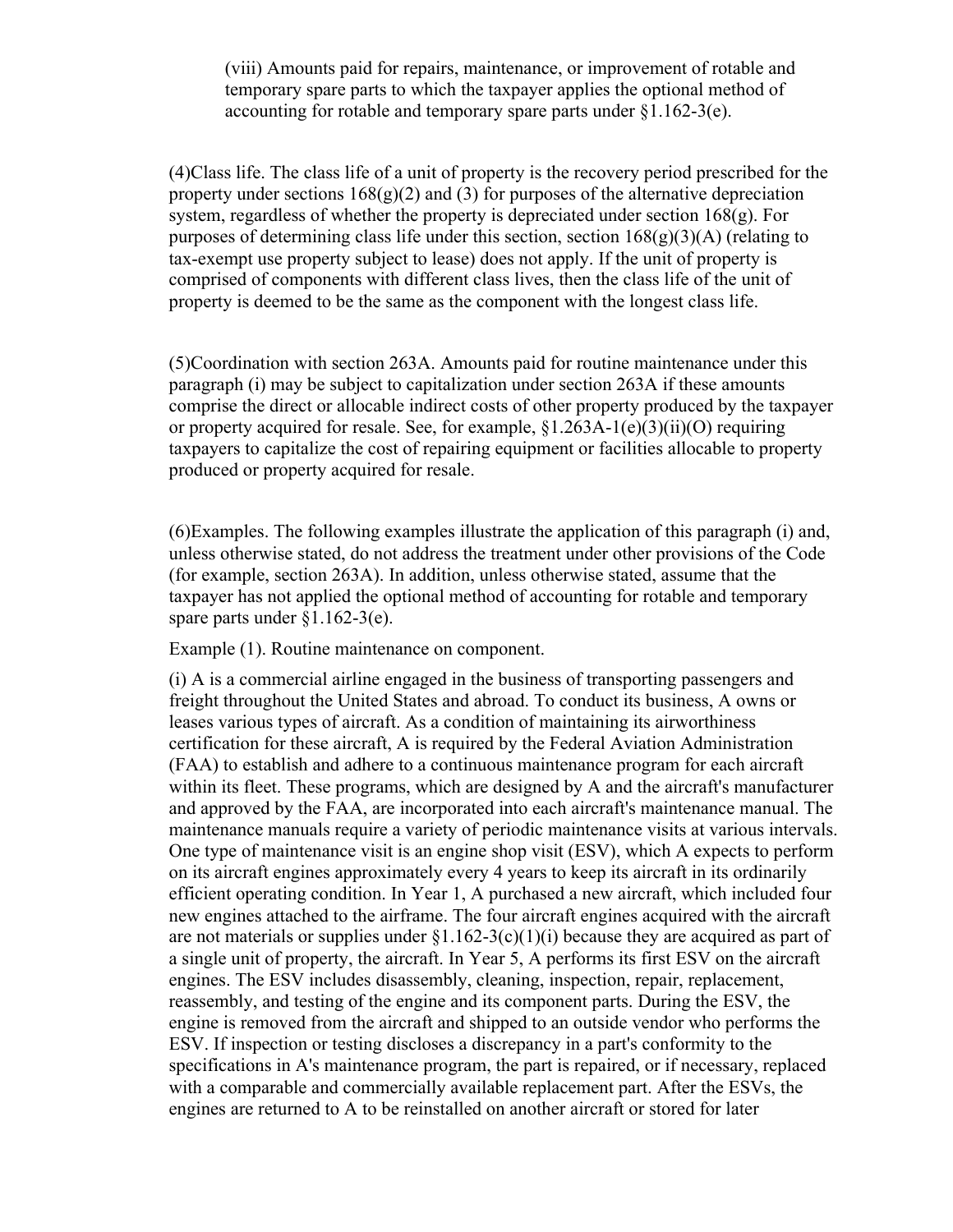(viii) Amounts paid for repairs, maintenance, or improvement of rotable and temporary spare parts to which the taxpayer applies the optional method of accounting for rotable and temporary spare parts under §1.162-3(e).

(4)Class life. The class life of a unit of property is the recovery period prescribed for the property under sections 168(g)(2) and (3) for purposes of the alternative depreciation system, regardless of whether the property is depreciated under section 168(g). For purposes of determining class life under this section, section 168(g)(3)(A) (relating to tax-exempt use property subject to lease) does not apply. If the unit of property is comprised of components with different class lives, then the class life of the unit of property is deemed to be the same as the component with the longest class life.

(5)Coordination with section 263A. Amounts paid for routine maintenance under this paragraph (i) may be subject to capitalization under section 263A if these amounts comprise the direct or allocable indirect costs of other property produced by the taxpayer or property acquired for resale. See, for example, §1.263A-1(e)(3)(ii)(O) requiring taxpayers to capitalize the cost of repairing equipment or facilities allocable to property produced or property acquired for resale.

(6)Examples. The following examples illustrate the application of this paragraph (i) and, unless otherwise stated, do not address the treatment under other provisions of the Code (for example, section 263A). In addition, unless otherwise stated, assume that the taxpayer has not applied the optional method of accounting for rotable and temporary spare parts under §1.162-3(e).

Example (1). Routine maintenance on component.

(i) A is a commercial airline engaged in the business of transporting passengers and freight throughout the United States and abroad. To conduct its business, A owns or leases various types of aircraft. As a condition of maintaining its airworthiness certification for these aircraft, A is required by the Federal Aviation Administration (FAA) to establish and adhere to a continuous maintenance program for each aircraft within its fleet. These programs, which are designed by A and the aircraft's manufacturer and approved by the FAA, are incorporated into each aircraft's maintenance manual. The maintenance manuals require a variety of periodic maintenance visits at various intervals. One type of maintenance visit is an engine shop visit (ESV), which A expects to perform on its aircraft engines approximately every 4 years to keep its aircraft in its ordinarily efficient operating condition. In Year 1, A purchased a new aircraft, which included four new engines attached to the airframe. The four aircraft engines acquired with the aircraft are not materials or supplies under §1.162-3(c)(1)(i) because they are acquired as part of a single unit of property, the aircraft. In Year 5, A performs its first ESV on the aircraft engines. The ESV includes disassembly, cleaning, inspection, repair, replacement, reassembly, and testing of the engine and its component parts. During the ESV, the engine is removed from the aircraft and shipped to an outside vendor who performs the ESV. If inspection or testing discloses a discrepancy in a part's conformity to the specifications in A's maintenance program, the part is repaired, or if necessary, replaced with a comparable and commercially available replacement part. After the ESVs, the engines are returned to A to be reinstalled on another aircraft or stored for later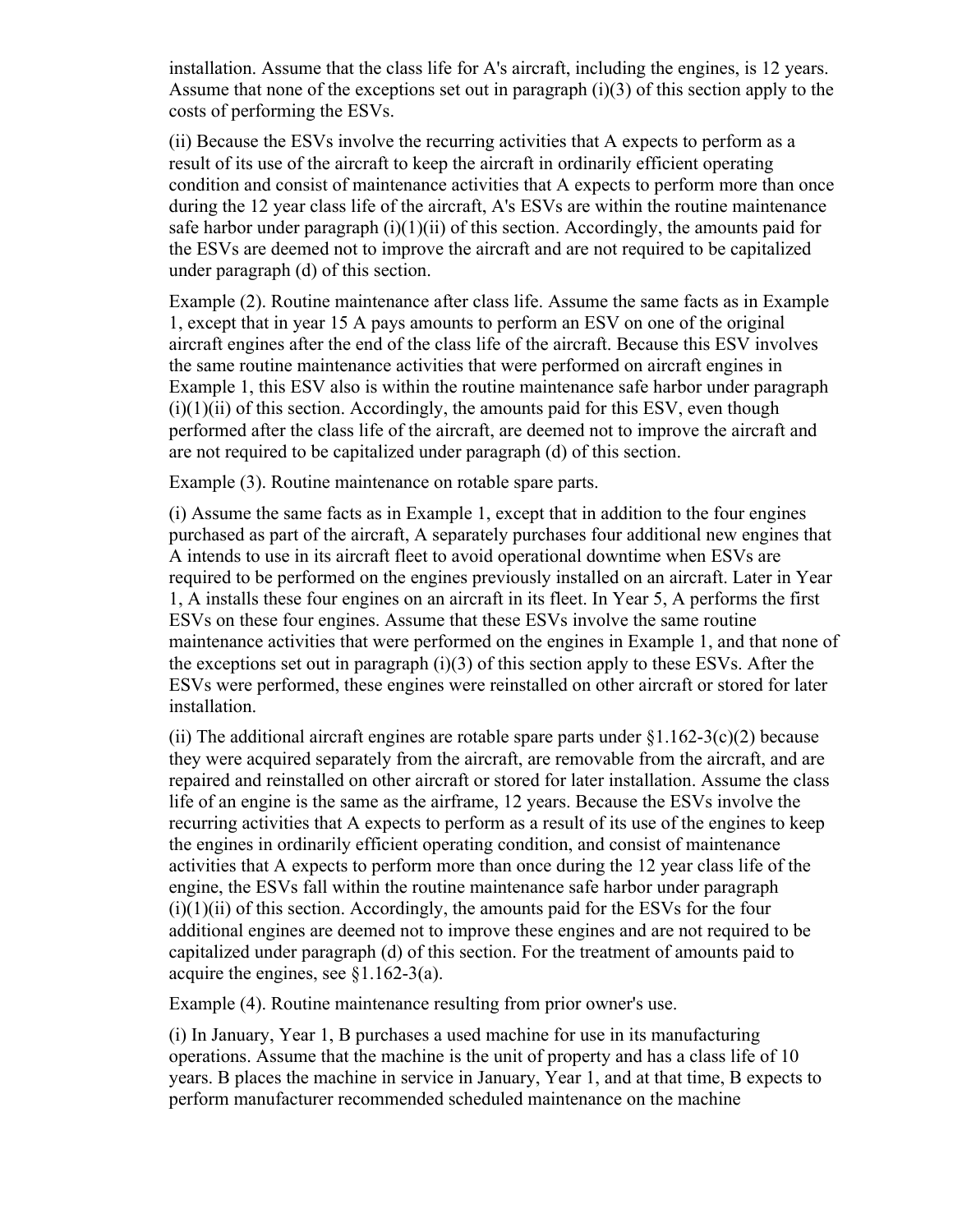installation. Assume that the class life for A's aircraft, including the engines, is 12 years. Assume that none of the exceptions set out in paragraph (i)(3) of this section apply to the costs of performing the ESVs.

(ii) Because the ESVs involve the recurring activities that A expects to perform as a result of its use of the aircraft to keep the aircraft in ordinarily efficient operating condition and consist of maintenance activities that A expects to perform more than once during the 12 year class life of the aircraft, A's ESVs are within the routine maintenance safe harbor under paragraph (i)(1)(ii) of this section. Accordingly, the amounts paid for the ESVs are deemed not to improve the aircraft and are not required to be capitalized under paragraph (d) of this section.

Example (2). Routine maintenance after class life. Assume the same facts as in Example 1, except that in year 15 A pays amounts to perform an ESV on one of the original aircraft engines after the end of the class life of the aircraft. Because this ESV involves the same routine maintenance activities that were performed on aircraft engines in Example 1, this ESV also is within the routine maintenance safe harbor under paragraph (i)(1)(ii) of this section. Accordingly, the amounts paid for this ESV, even though performed after the class life of the aircraft, are deemed not to improve the aircraft and are not required to be capitalized under paragraph (d) of this section.

Example (3). Routine maintenance on rotable spare parts.

(i) Assume the same facts as in Example 1, except that in addition to the four engines purchased as part of the aircraft, A separately purchases four additional new engines that A intends to use in its aircraft fleet to avoid operational downtime when ESVs are required to be performed on the engines previously installed on an aircraft. Later in Year 1, A installs these four engines on an aircraft in its fleet. In Year 5, A performs the first ESVs on these four engines. Assume that these ESVs involve the same routine maintenance activities that were performed on the engines in Example 1, and that none of the exceptions set out in paragraph (i)(3) of this section apply to these ESVs. After the ESVs were performed, these engines were reinstalled on other aircraft or stored for later installation.

(ii) The additional aircraft engines are rotable spare parts under §1.162-3(c)(2) because they were acquired separately from the aircraft, are removable from the aircraft, and are repaired and reinstalled on other aircraft or stored for later installation. Assume the class life of an engine is the same as the airframe, 12 years. Because the ESVs involve the recurring activities that A expects to perform as a result of its use of the engines to keep the engines in ordinarily efficient operating condition, and consist of maintenance activities that A expects to perform more than once during the 12 year class life of the engine, the ESVs fall within the routine maintenance safe harbor under paragraph (i)(1)(ii) of this section. Accordingly, the amounts paid for the ESVs for the four additional engines are deemed not to improve these engines and are not required to be capitalized under paragraph (d) of this section. For the treatment of amounts paid to acquire the engines, see §1.162-3(a).

Example (4). Routine maintenance resulting from prior owner's use.

(i) In January, Year 1, B purchases a used machine for use in its manufacturing operations. Assume that the machine is the unit of property and has a class life of 10 years. B places the machine in service in January, Year 1, and at that time, B expects to perform manufacturer recommended scheduled maintenance on the machine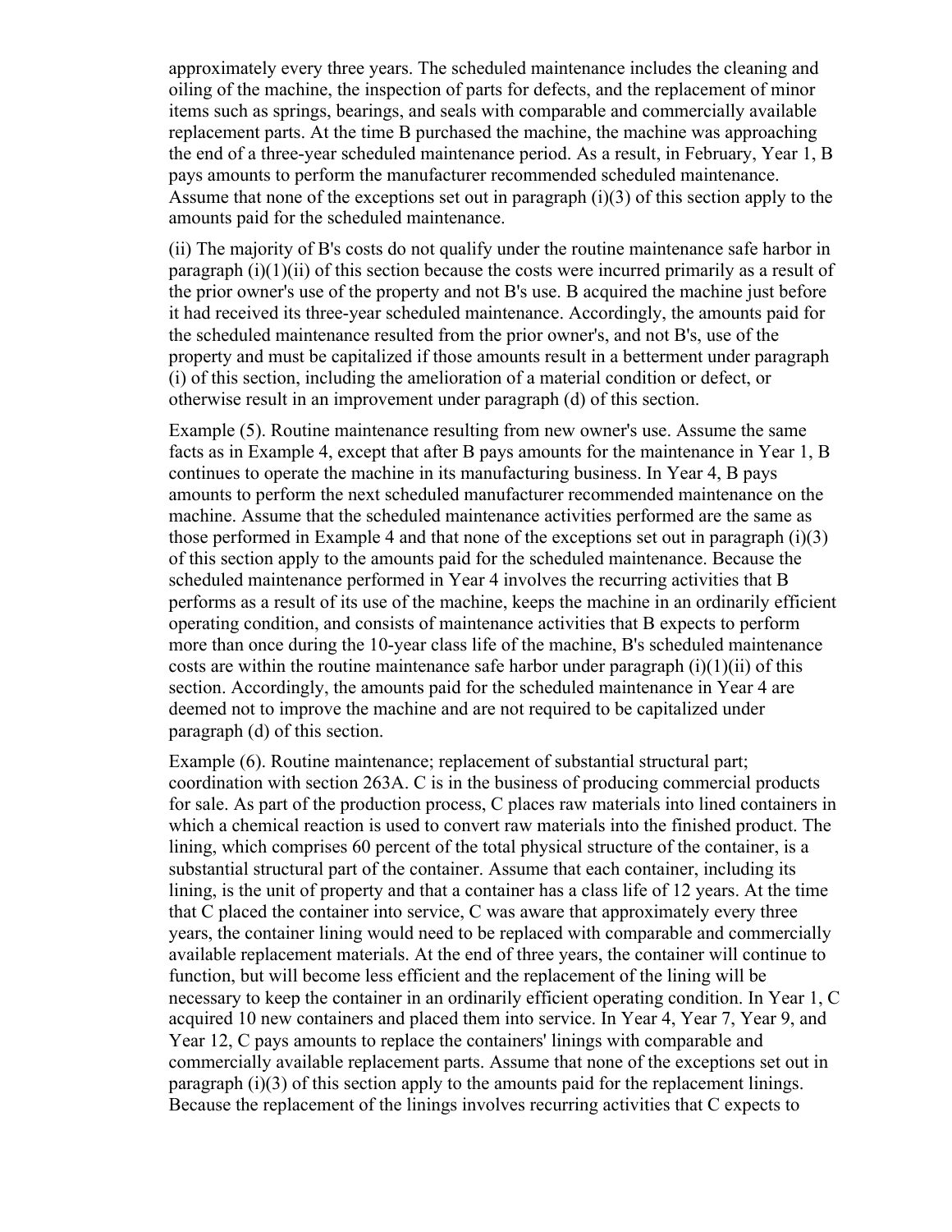approximately every three years. The scheduled maintenance includes the cleaning and oiling of the machine, the inspection of parts for defects, and the replacement of minor items such as springs, bearings, and seals with comparable and commercially available replacement parts. At the time B purchased the machine, the machine was approaching the end of a three-year scheduled maintenance period. As a result, in February, Year 1, B pays amounts to perform the manufacturer recommended scheduled maintenance. Assume that none of the exceptions set out in paragraph (i)(3) of this section apply to the amounts paid for the scheduled maintenance.

(ii) The majority of B's costs do not qualify under the routine maintenance safe harbor in paragraph (i)(1)(ii) of this section because the costs were incurred primarily as a result of the prior owner's use of the property and not B's use. B acquired the machine just before it had received its three-year scheduled maintenance. Accordingly, the amounts paid for the scheduled maintenance resulted from the prior owner's, and not B's, use of the property and must be capitalized if those amounts result in a betterment under paragraph (i) of this section, including the amelioration of a material condition or defect, or otherwise result in an improvement under paragraph (d) of this section.

Example (5). Routine maintenance resulting from new owner's use. Assume the same facts as in Example 4, except that after B pays amounts for the maintenance in Year 1, B continues to operate the machine in its manufacturing business. In Year 4, B pays amounts to perform the next scheduled manufacturer recommended maintenance on the machine. Assume that the scheduled maintenance activities performed are the same as those performed in Example 4 and that none of the exceptions set out in paragraph (i)(3) of this section apply to the amounts paid for the scheduled maintenance. Because the scheduled maintenance performed in Year 4 involves the recurring activities that B performs as a result of its use of the machine, keeps the machine in an ordinarily efficient operating condition, and consists of maintenance activities that B expects to perform more than once during the 10-year class life of the machine, B's scheduled maintenance costs are within the routine maintenance safe harbor under paragraph (i)(1)(ii) of this section. Accordingly, the amounts paid for the scheduled maintenance in Year 4 are deemed not to improve the machine and are not required to be capitalized under paragraph (d) of this section.

Example (6). Routine maintenance; replacement of substantial structural part; coordination with section 263A. C is in the business of producing commercial products for sale. As part of the production process, C places raw materials into lined containers in which a chemical reaction is used to convert raw materials into the finished product. The lining, which comprises 60 percent of the total physical structure of the container, is a substantial structural part of the container. Assume that each container, including its lining, is the unit of property and that a container has a class life of 12 years. At the time that C placed the container into service, C was aware that approximately every three years, the container lining would need to be replaced with comparable and commercially available replacement materials. At the end of three years, the container will continue to function, but will become less efficient and the replacement of the lining will be necessary to keep the container in an ordinarily efficient operating condition. In Year 1, C acquired 10 new containers and placed them into service. In Year 4, Year 7, Year 9, and Year 12, C pays amounts to replace the containers' linings with comparable and commercially available replacement parts. Assume that none of the exceptions set out in paragraph (i)(3) of this section apply to the amounts paid for the replacement linings. Because the replacement of the linings involves recurring activities that C expects to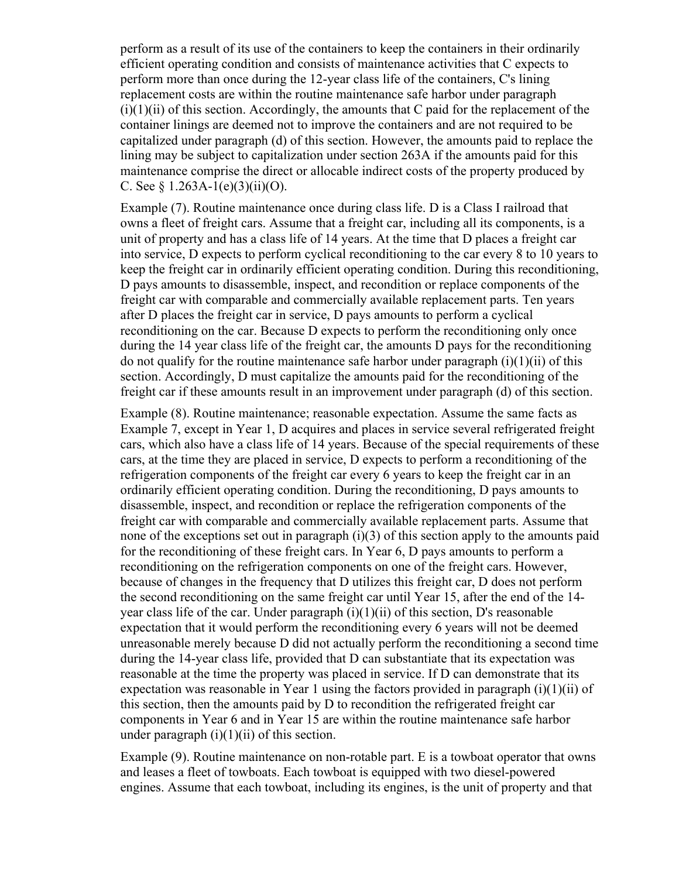perform as a result of its use of the containers to keep the containers in their ordinarily efficient operating condition and consists of maintenance activities that C expects to perform more than once during the 12-year class life of the containers, C's lining replacement costs are within the routine maintenance safe harbor under paragraph (i)(1)(ii) of this section. Accordingly, the amounts that C paid for the replacement of the container linings are deemed not to improve the containers and are not required to be capitalized under paragraph (d) of this section. However, the amounts paid to replace the lining may be subject to capitalization under section 263A if the amounts paid for this maintenance comprise the direct or allocable indirect costs of the property produced by C. See § 1.263A-1(e)(3)(ii)(O).

Example (7). Routine maintenance once during class life. D is a Class I railroad that owns a fleet of freight cars. Assume that a freight car, including all its components, is a unit of property and has a class life of 14 years. At the time that D places a freight car into service, D expects to perform cyclical reconditioning to the car every 8 to 10 years to keep the freight car in ordinarily efficient operating condition. During this reconditioning, D pays amounts to disassemble, inspect, and recondition or replace components of the freight car with comparable and commercially available replacement parts. Ten years after D places the freight car in service, D pays amounts to perform a cyclical reconditioning on the car. Because D expects to perform the reconditioning only once during the 14 year class life of the freight car, the amounts D pays for the reconditioning do not qualify for the routine maintenance safe harbor under paragraph (i)(1)(ii) of this section. Accordingly, D must capitalize the amounts paid for the reconditioning of the freight car if these amounts result in an improvement under paragraph (d) of this section.

Example (8). Routine maintenance; reasonable expectation. Assume the same facts as Example 7, except in Year 1, D acquires and places in service several refrigerated freight cars, which also have a class life of 14 years. Because of the special requirements of these cars, at the time they are placed in service, D expects to perform a reconditioning of the refrigeration components of the freight car every 6 years to keep the freight car in an ordinarily efficient operating condition. During the reconditioning, D pays amounts to disassemble, inspect, and recondition or replace the refrigeration components of the freight car with comparable and commercially available replacement parts. Assume that none of the exceptions set out in paragraph (i)(3) of this section apply to the amounts paid for the reconditioning of these freight cars. In Year 6, D pays amounts to perform a reconditioning on the refrigeration components on one of the freight cars. However, because of changes in the frequency that D utilizes this freight car, D does not perform the second reconditioning on the same freight car until Year 15, after the end of the 14-year class life of the car. Under paragraph (i)(1)(ii) of this section, D's reasonable expectation that it would perform the reconditioning every 6 years will not be deemed unreasonable merely because D did not actually perform the reconditioning a second time during the 14-year class life, provided that D can substantiate that its expectation was reasonable at the time the property was placed in service. If D can demonstrate that its expectation was reasonable in Year 1 using the factors provided in paragraph (i)(1)(ii) of this section, then the amounts paid by D to recondition the refrigerated freight car components in Year 6 and in Year 15 are within the routine maintenance safe harbor under paragraph (i)(1)(ii) of this section.

Example (9). Routine maintenance on non-rotable part. E is a towboat operator that owns and leases a fleet of towboats. Each towboat is equipped with two diesel-powered engines. Assume that each towboat, including its engines, is the unit of property and that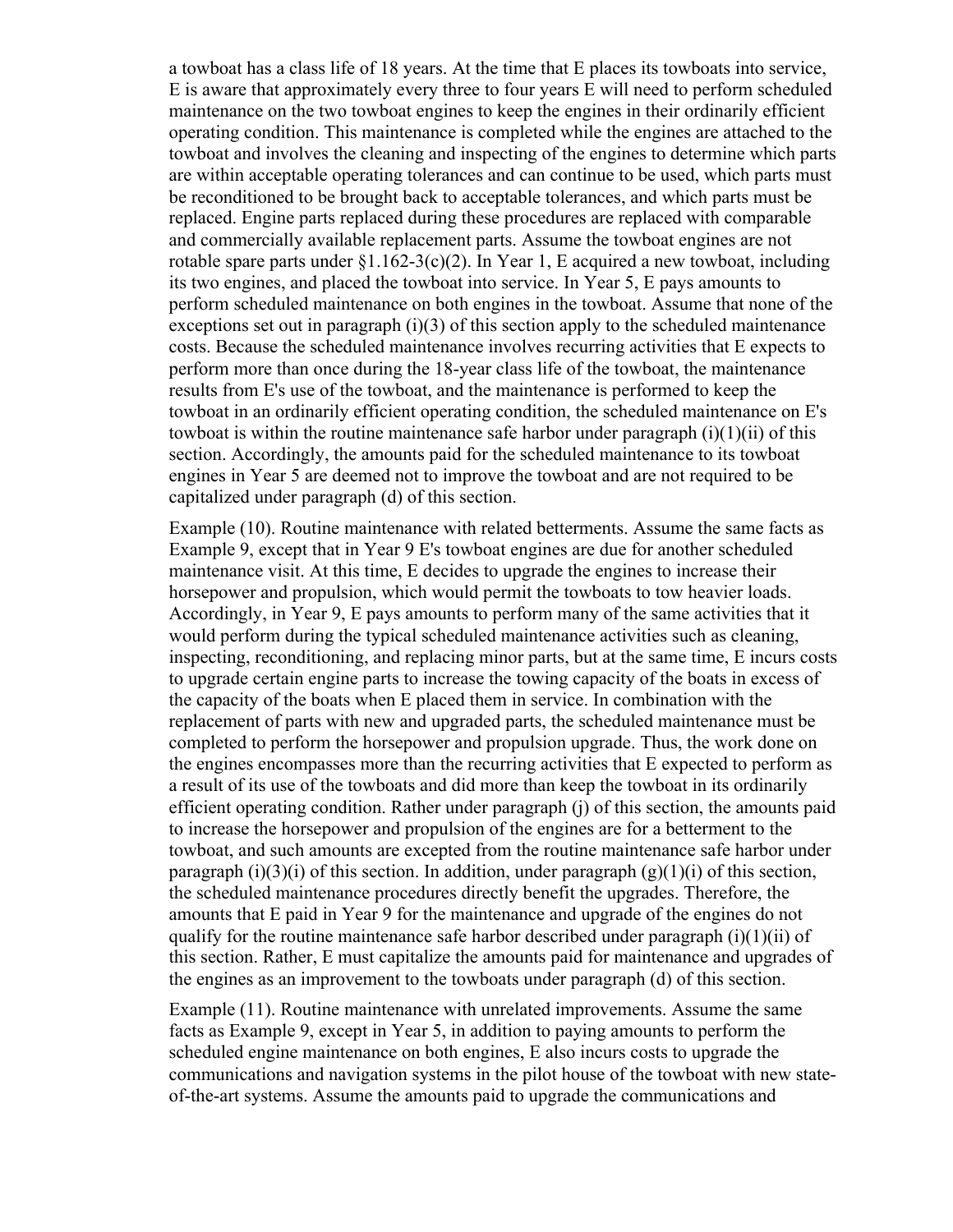a towboat has a class life of 18 years. At the time that E places its towboats into service, E is aware that approximately every three to four years E will need to perform scheduled maintenance on the two towboat engines to keep the engines in their ordinarily efficient operating condition. This maintenance is completed while the engines are attached to the towboat and involves the cleaning and inspecting of the engines to determine which parts are within acceptable operating tolerances and can continue to be used, which parts must be reconditioned to be brought back to acceptable tolerances, and which parts must be replaced. Engine parts replaced during these procedures are replaced with comparable and commercially available replacement parts. Assume the towboat engines are not rotable spare parts under §1.162-3(c)(2). In Year 1, E acquired a new towboat, including its two engines, and placed the towboat into service. In Year 5, E pays amounts to perform scheduled maintenance on both engines in the towboat. Assume that none of the exceptions set out in paragraph (i)(3) of this section apply to the scheduled maintenance costs. Because the scheduled maintenance involves recurring activities that E expects to perform more than once during the 18-year class life of the towboat, the maintenance results from E's use of the towboat, and the maintenance is performed to keep the towboat in an ordinarily efficient operating condition, the scheduled maintenance on E's towboat is within the routine maintenance safe harbor under paragraph (i)(1)(ii) of this section. Accordingly, the amounts paid for the scheduled maintenance to its towboat engines in Year 5 are deemed not to improve the towboat and are not required to be capitalized under paragraph (d) of this section.

Example (10). Routine maintenance with related betterments. Assume the same facts as Example 9, except that in Year 9 E's towboat engines are due for another scheduled maintenance visit. At this time, E decides to upgrade the engines to increase their horsepower and propulsion, which would permit the towboats to tow heavier loads. Accordingly, in Year 9, E pays amounts to perform many of the same activities that it would perform during the typical scheduled maintenance activities such as cleaning, inspecting, reconditioning, and replacing minor parts, but at the same time, E incurs costs to upgrade certain engine parts to increase the towing capacity of the boats in excess of the capacity of the boats when E placed them in service. In combination with the replacement of parts with new and upgraded parts, the scheduled maintenance must be completed to perform the horsepower and propulsion upgrade. Thus, the work done on the engines encompasses more than the recurring activities that E expected to perform as a result of its use of the towboats and did more than keep the towboat in its ordinarily efficient operating condition. Rather under paragraph (j) of this section, the amounts paid to increase the horsepower and propulsion of the engines are for a betterment to the towboat, and such amounts are excepted from the routine maintenance safe harbor under paragraph (i)(3)(i) of this section. In addition, under paragraph (g)(1)(i) of this section, the scheduled maintenance procedures directly benefit the upgrades. Therefore, the amounts that E paid in Year 9 for the maintenance and upgrade of the engines do not qualify for the routine maintenance safe harbor described under paragraph (i)(1)(ii) of this section. Rather, E must capitalize the amounts paid for maintenance and upgrades of the engines as an improvement to the towboats under paragraph (d) of this section.

Example (11). Routine maintenance with unrelated improvements. Assume the same facts as Example 9, except in Year 5, in addition to paying amounts to perform the scheduled engine maintenance on both engines, E also incurs costs to upgrade the communications and navigation systems in the pilot house of the towboat with new state-of-the-art systems. Assume the amounts paid to upgrade the communications and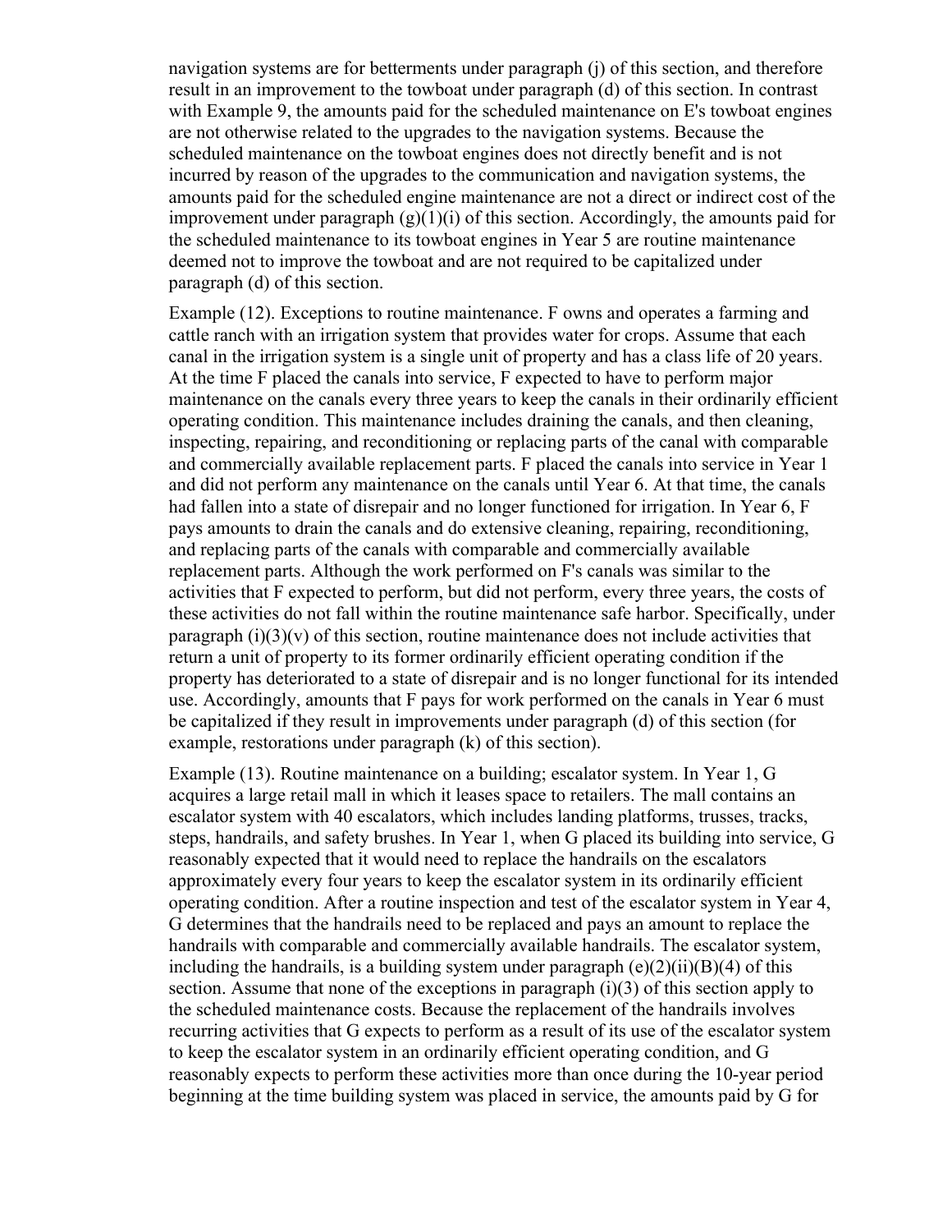navigation systems are for betterments under paragraph (j) of this section, and therefore result in an improvement to the towboat under paragraph (d) of this section. In contrast with Example 9, the amounts paid for the scheduled maintenance on E's towboat engines are not otherwise related to the upgrades to the navigation systems. Because the scheduled maintenance on the towboat engines does not directly benefit and is not incurred by reason of the upgrades to the communication and navigation systems, the amounts paid for the scheduled engine maintenance are not a direct or indirect cost of the improvement under paragraph (g)(1)(i) of this section. Accordingly, the amounts paid for the scheduled maintenance to its towboat engines in Year 5 are routine maintenance deemed not to improve the towboat and are not required to be capitalized under paragraph (d) of this section.

Example (12). Exceptions to routine maintenance. F owns and operates a farming and cattle ranch with an irrigation system that provides water for crops. Assume that each canal in the irrigation system is a single unit of property and has a class life of 20 years. At the time F placed the canals into service, F expected to have to perform major maintenance on the canals every three years to keep the canals in their ordinarily efficient operating condition. This maintenance includes draining the canals, and then cleaning, inspecting, repairing, and reconditioning or replacing parts of the canal with comparable and commercially available replacement parts. F placed the canals into service in Year 1 and did not perform any maintenance on the canals until Year 6. At that time, the canals had fallen into a state of disrepair and no longer functioned for irrigation. In Year 6, F pays amounts to drain the canals and do extensive cleaning, repairing, reconditioning, and replacing parts of the canals with comparable and commercially available replacement parts. Although the work performed on F's canals was similar to the activities that F expected to perform, but did not perform, every three years, the costs of these activities do not fall within the routine maintenance safe harbor. Specifically, under paragraph (i)(3)(v) of this section, routine maintenance does not include activities that return a unit of property to its former ordinarily efficient operating condition if the property has deteriorated to a state of disrepair and is no longer functional for its intended use. Accordingly, amounts that F pays for work performed on the canals in Year 6 must be capitalized if they result in improvements under paragraph (d) of this section (for example, restorations under paragraph (k) of this section).

Example (13). Routine maintenance on a building; escalator system. In Year 1, G acquires a large retail mall in which it leases space to retailers. The mall contains an escalator system with 40 escalators, which includes landing platforms, trusses, tracks, steps, handrails, and safety brushes. In Year 1, when G placed its building into service, G reasonably expected that it would need to replace the handrails on the escalators approximately every four years to keep the escalator system in its ordinarily efficient operating condition. After a routine inspection and test of the escalator system in Year 4, G determines that the handrails need to be replaced and pays an amount to replace the handrails with comparable and commercially available handrails. The escalator system, including the handrails, is a building system under paragraph (e)(2)(ii)(B)(4) of this section. Assume that none of the exceptions in paragraph (i)(3) of this section apply to the scheduled maintenance costs. Because the replacement of the handrails involves recurring activities that G expects to perform as a result of its use of the escalator system to keep the escalator system in an ordinarily efficient operating condition, and G reasonably expects to perform these activities more than once during the 10-year period beginning at the time building system was placed in service, the amounts paid by G for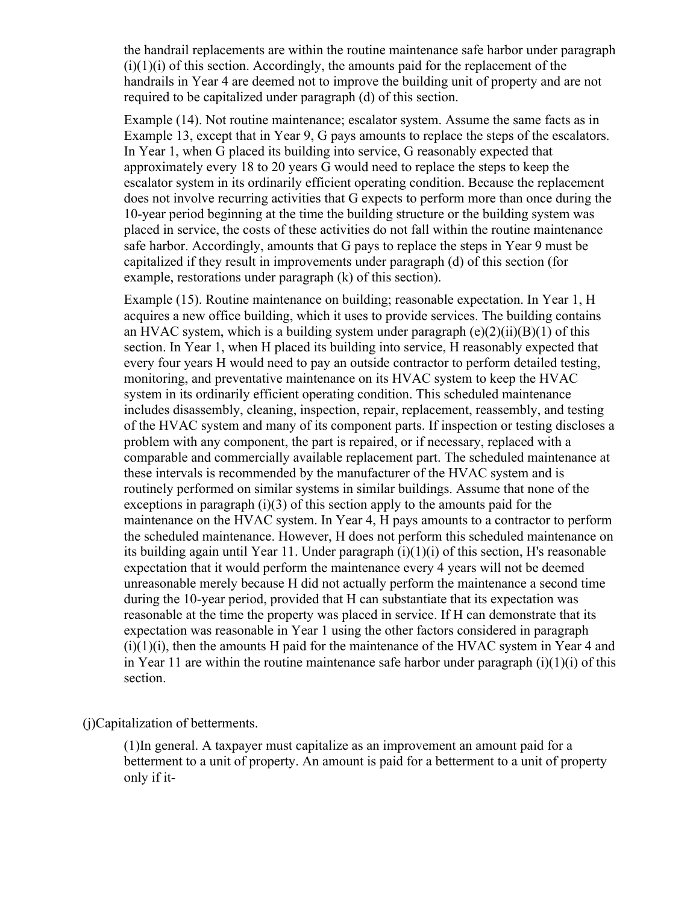the handrail replacements are within the routine maintenance safe harbor under paragraph (i)(1)(i) of this section. Accordingly, the amounts paid for the replacement of the handrails in Year 4 are deemed not to improve the building unit of property and are not required to be capitalized under paragraph (d) of this section.

Example (14). Not routine maintenance; escalator system. Assume the same facts as in Example 13, except that in Year 9, G pays amounts to replace the steps of the escalators. In Year 1, when G placed its building into service, G reasonably expected that approximately every 18 to 20 years G would need to replace the steps to keep the escalator system in its ordinarily efficient operating condition. Because the replacement does not involve recurring activities that G expects to perform more than once during the 10-year period beginning at the time the building structure or the building system was placed in service, the costs of these activities do not fall within the routine maintenance safe harbor. Accordingly, amounts that G pays to replace the steps in Year 9 must be capitalized if they result in improvements under paragraph (d) of this section (for example, restorations under paragraph (k) of this section).

Example (15). Routine maintenance on building; reasonable expectation. In Year 1, H acquires a new office building, which it uses to provide services. The building contains an HVAC system, which is a building system under paragraph (e)(2)(ii)(B)(1) of this section. In Year 1, when H placed its building into service, H reasonably expected that every four years H would need to pay an outside contractor to perform detailed testing, monitoring, and preventative maintenance on its HVAC system to keep the HVAC system in its ordinarily efficient operating condition. This scheduled maintenance includes disassembly, cleaning, inspection, repair, replacement, reassembly, and testing of the HVAC system and many of its component parts. If inspection or testing discloses a problem with any component, the part is repaired, or if necessary, replaced with a comparable and commercially available replacement part. The scheduled maintenance at these intervals is recommended by the manufacturer of the HVAC system and is routinely performed on similar systems in similar buildings. Assume that none of the exceptions in paragraph (i)(3) of this section apply to the amounts paid for the maintenance on the HVAC system. In Year 4, H pays amounts to a contractor to perform the scheduled maintenance. However, H does not perform this scheduled maintenance on its building again until Year 11. Under paragraph (i)(1)(i) of this section, H's reasonable expectation that it would perform the maintenance every 4 years will not be deemed unreasonable merely because H did not actually perform the maintenance a second time during the 10-year period, provided that H can substantiate that its expectation was reasonable at the time the property was placed in service. If H can demonstrate that its expectation was reasonable in Year 1 using the other factors considered in paragraph (i)(1)(i), then the amounts H paid for the maintenance of the HVAC system in Year 4 and in Year 11 are within the routine maintenance safe harbor under paragraph (i)(1)(i) of this section.

(j)Capitalization of betterments.

(1)In general. A taxpayer must capitalize as an improvement an amount paid for a betterment to a unit of property. An amount is paid for a betterment to a unit of property only if it-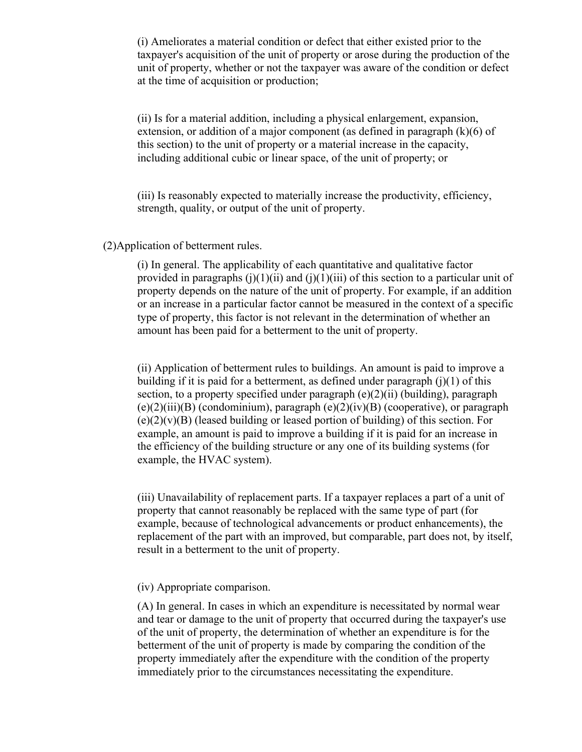(i) Ameliorates a material condition or defect that either existed prior to the taxpayer's acquisition of the unit of property or arose during the production of the unit of property, whether or not the taxpayer was aware of the condition or defect at the time of acquisition or production;

(ii) Is for a material addition, including a physical enlargement, expansion, extension, or addition of a major component (as defined in paragraph (k)(6) of this section) to the unit of property or a material increase in the capacity, including additional cubic or linear space, of the unit of property; or

(iii) Is reasonably expected to materially increase the productivity, efficiency, strength, quality, or output of the unit of property.

(2)Application of betterment rules.

(i) In general. The applicability of each quantitative and qualitative factor provided in paragraphs (j)(1)(ii) and (j)(1)(iii) of this section to a particular unit of property depends on the nature of the unit of property. For example, if an addition or an increase in a particular factor cannot be measured in the context of a specific type of property, this factor is not relevant in the determination of whether an amount has been paid for a betterment to the unit of property.

(ii) Application of betterment rules to buildings. An amount is paid to improve a building if it is paid for a betterment, as defined under paragraph (j)(1) of this section, to a property specified under paragraph (e)(2)(ii) (building), paragraph (e)(2)(iii)(B) (condominium), paragraph (e)(2)(iv)(B) (cooperative), or paragraph (e)(2)(v)(B) (leased building or leased portion of building) of this section. For example, an amount is paid to improve a building if it is paid for an increase in the efficiency of the building structure or any one of its building systems (for example, the HVAC system).

(iii) Unavailability of replacement parts. If a taxpayer replaces a part of a unit of property that cannot reasonably be replaced with the same type of part (for example, because of technological advancements or product enhancements), the replacement of the part with an improved, but comparable, part does not, by itself, result in a betterment to the unit of property.

(iv) Appropriate comparison.

(A) In general. In cases in which an expenditure is necessitated by normal wear and tear or damage to the unit of property that occurred during the taxpayer's use of the unit of property, the determination of whether an expenditure is for the betterment of the unit of property is made by comparing the condition of the property immediately after the expenditure with the condition of the property immediately prior to the circumstances necessitating the expenditure.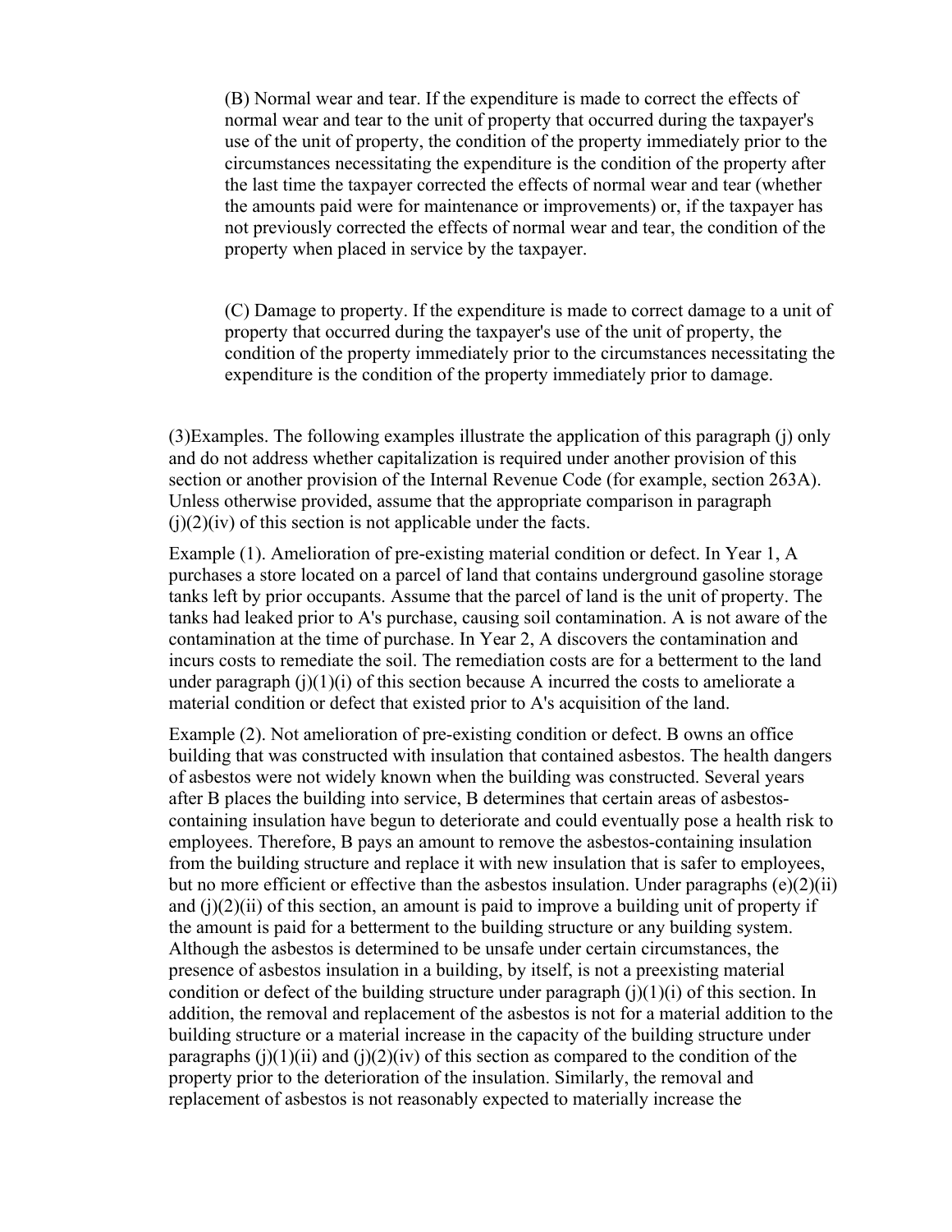(B) Normal wear and tear. If the expenditure is made to correct the effects of normal wear and tear to the unit of property that occurred during the taxpayer's use of the unit of property, the condition of the property immediately prior to the circumstances necessitating the expenditure is the condition of the property after the last time the taxpayer corrected the effects of normal wear and tear (whether the amounts paid were for maintenance or improvements) or, if the taxpayer has not previously corrected the effects of normal wear and tear, the condition of the property when placed in service by the taxpayer.

(C) Damage to property. If the expenditure is made to correct damage to a unit of property that occurred during the taxpayer's use of the unit of property, the condition of the property immediately prior to the circumstances necessitating the expenditure is the condition of the property immediately prior to damage.

(3)Examples. The following examples illustrate the application of this paragraph (j) only and do not address whether capitalization is required under another provision of this section or another provision of the Internal Revenue Code (for example, section 263A). Unless otherwise provided, assume that the appropriate comparison in paragraph (j)(2)(iv) of this section is not applicable under the facts.

Example (1). Amelioration of pre-existing material condition or defect. In Year 1, A purchases a store located on a parcel of land that contains underground gasoline storage tanks left by prior occupants. Assume that the parcel of land is the unit of property. The tanks had leaked prior to A's purchase, causing soil contamination. A is not aware of the contamination at the time of purchase. In Year 2, A discovers the contamination and incurs costs to remediate the soil. The remediation costs are for a betterment to the land under paragraph (j)(1)(i) of this section because A incurred the costs to ameliorate a material condition or defect that existed prior to A's acquisition of the land.

Example (2). Not amelioration of pre-existing condition or defect. B owns an office building that was constructed with insulation that contained asbestos. The health dangers of asbestos were not widely known when the building was constructed. Several years after B places the building into service, B determines that certain areas of asbestos-containing insulation have begun to deteriorate and could eventually pose a health risk to employees. Therefore, B pays an amount to remove the asbestos-containing insulation from the building structure and replace it with new insulation that is safer to employees, but no more efficient or effective than the asbestos insulation. Under paragraphs (e)(2)(ii) and (j)(2)(ii) of this section, an amount is paid to improve a building unit of property if the amount is paid for a betterment to the building structure or any building system. Although the asbestos is determined to be unsafe under certain circumstances, the presence of asbestos insulation in a building, by itself, is not a preexisting material condition or defect of the building structure under paragraph (j)(1)(i) of this section. In addition, the removal and replacement of the asbestos is not for a material addition to the building structure or a material increase in the capacity of the building structure under paragraphs (j)(1)(ii) and (j)(2)(iv) of this section as compared to the condition of the property prior to the deterioration of the insulation. Similarly, the removal and replacement of asbestos is not reasonably expected to materially increase the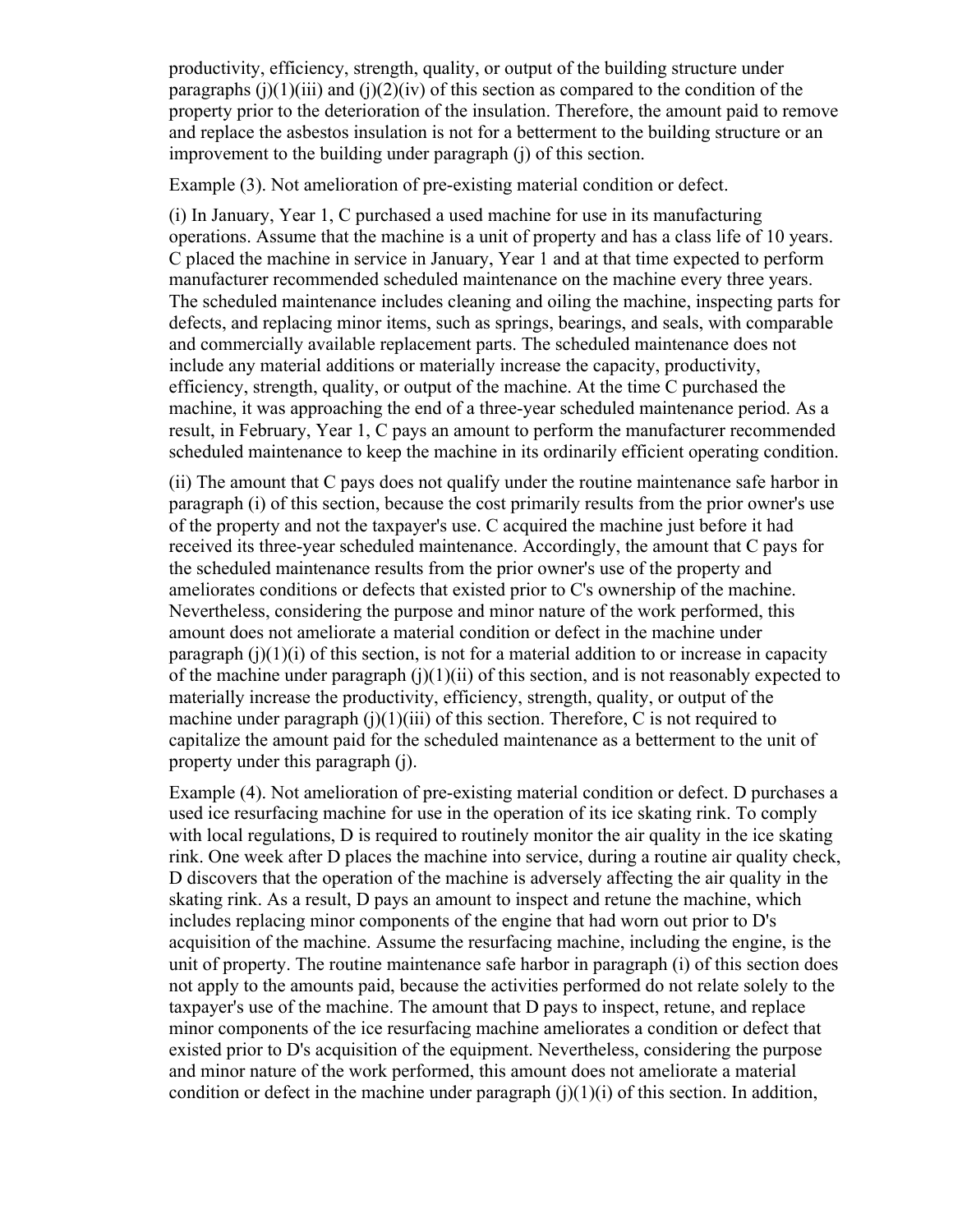productivity, efficiency, strength, quality, or output of the building structure under paragraphs (j)(1)(iii) and (j)(2)(iv) of this section as compared to the condition of the property prior to the deterioration of the insulation. Therefore, the amount paid to remove and replace the asbestos insulation is not for a betterment to the building structure or an improvement to the building under paragraph (j) of this section.

Example (3). Not amelioration of pre-existing material condition or defect.

(i) In January, Year 1, C purchased a used machine for use in its manufacturing operations. Assume that the machine is a unit of property and has a class life of 10 years. C placed the machine in service in January, Year 1 and at that time expected to perform manufacturer recommended scheduled maintenance on the machine every three years. The scheduled maintenance includes cleaning and oiling the machine, inspecting parts for defects, and replacing minor items, such as springs, bearings, and seals, with comparable and commercially available replacement parts. The scheduled maintenance does not include any material additions or materially increase the capacity, productivity, efficiency, strength, quality, or output of the machine. At the time C purchased the machine, it was approaching the end of a three-year scheduled maintenance period. As a result, in February, Year 1, C pays an amount to perform the manufacturer recommended scheduled maintenance to keep the machine in its ordinarily efficient operating condition.

(ii) The amount that C pays does not qualify under the routine maintenance safe harbor in paragraph (i) of this section, because the cost primarily results from the prior owner's use of the property and not the taxpayer's use. C acquired the machine just before it had received its three-year scheduled maintenance. Accordingly, the amount that C pays for the scheduled maintenance results from the prior owner's use of the property and ameliorates conditions or defects that existed prior to C's ownership of the machine. Nevertheless, considering the purpose and minor nature of the work performed, this amount does not ameliorate a material condition or defect in the machine under paragraph (j)(1)(i) of this section, is not for a material addition to or increase in capacity of the machine under paragraph (j)(1)(ii) of this section, and is not reasonably expected to materially increase the productivity, efficiency, strength, quality, or output of the machine under paragraph (j)(1)(iii) of this section. Therefore, C is not required to capitalize the amount paid for the scheduled maintenance as a betterment to the unit of property under this paragraph (j).

Example (4). Not amelioration of pre-existing material condition or defect. D purchases a used ice resurfacing machine for use in the operation of its ice skating rink. To comply with local regulations, D is required to routinely monitor the air quality in the ice skating rink. One week after D places the machine into service, during a routine air quality check, D discovers that the operation of the machine is adversely affecting the air quality in the skating rink. As a result, D pays an amount to inspect and retune the machine, which includes replacing minor components of the engine that had worn out prior to D's acquisition of the machine. Assume the resurfacing machine, including the engine, is the unit of property. The routine maintenance safe harbor in paragraph (i) of this section does not apply to the amounts paid, because the activities performed do not relate solely to the taxpayer's use of the machine. The amount that D pays to inspect, retune, and replace minor components of the ice resurfacing machine ameliorates a condition or defect that existed prior to D's acquisition of the equipment. Nevertheless, considering the purpose and minor nature of the work performed, this amount does not ameliorate a material condition or defect in the machine under paragraph (j)(1)(i) of this section. In addition,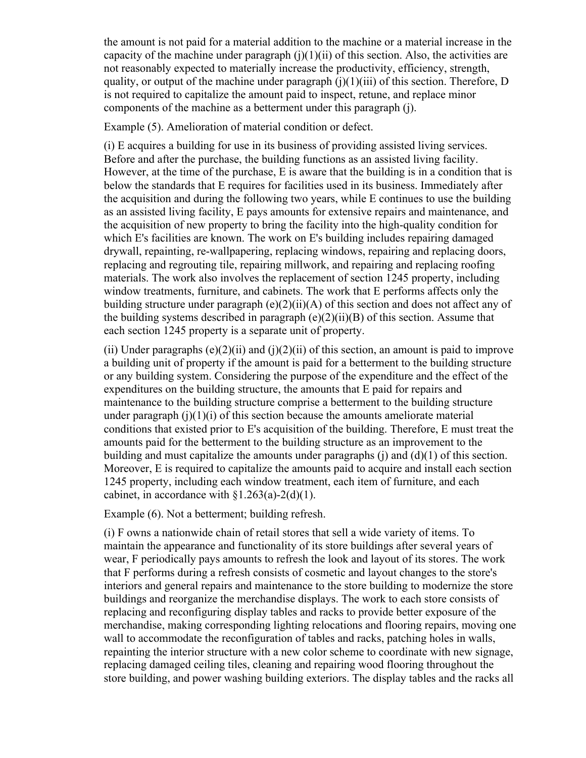the amount is not paid for a material addition to the machine or a material increase in the capacity of the machine under paragraph (j)(1)(ii) of this section. Also, the activities are not reasonably expected to materially increase the productivity, efficiency, strength, quality, or output of the machine under paragraph (j)(1)(iii) of this section. Therefore, D is not required to capitalize the amount paid to inspect, retune, and replace minor components of the machine as a betterment under this paragraph (j).

Example (5). Amelioration of material condition or defect.

(i) E acquires a building for use in its business of providing assisted living services. Before and after the purchase, the building functions as an assisted living facility. However, at the time of the purchase, E is aware that the building is in a condition that is below the standards that E requires for facilities used in its business. Immediately after the acquisition and during the following two years, while E continues to use the building as an assisted living facility, E pays amounts for extensive repairs and maintenance, and the acquisition of new property to bring the facility into the high-quality condition for which E's facilities are known. The work on E's building includes repairing damaged drywall, repainting, re-wallpapering, replacing windows, repairing and replacing doors, replacing and regrouting tile, repairing millwork, and repairing and replacing roofing materials. The work also involves the replacement of section 1245 property, including window treatments, furniture, and cabinets. The work that E performs affects only the building structure under paragraph (e)(2)(ii)(A) of this section and does not affect any of the building systems described in paragraph (e)(2)(ii)(B) of this section. Assume that each section 1245 property is a separate unit of property.

(ii) Under paragraphs (e)(2)(ii) and (j)(2)(ii) of this section, an amount is paid to improve a building unit of property if the amount is paid for a betterment to the building structure or any building system. Considering the purpose of the expenditure and the effect of the expenditures on the building structure, the amounts that E paid for repairs and maintenance to the building structure comprise a betterment to the building structure under paragraph (j)(1)(i) of this section because the amounts ameliorate material conditions that existed prior to E's acquisition of the building. Therefore, E must treat the amounts paid for the betterment to the building structure as an improvement to the building and must capitalize the amounts under paragraphs (j) and (d)(1) of this section. Moreover, E is required to capitalize the amounts paid to acquire and install each section 1245 property, including each window treatment, each item of furniture, and each cabinet, in accordance with §1.263(a)-2(d)(1).

Example (6). Not a betterment; building refresh.

(i) F owns a nationwide chain of retail stores that sell a wide variety of items. To maintain the appearance and functionality of its store buildings after several years of wear, F periodically pays amounts to refresh the look and layout of its stores. The work that F performs during a refresh consists of cosmetic and layout changes to the store's interiors and general repairs and maintenance to the store building to modernize the store buildings and reorganize the merchandise displays. The work to each store consists of replacing and reconfiguring display tables and racks to provide better exposure of the merchandise, making corresponding lighting relocations and flooring repairs, moving one wall to accommodate the reconfiguration of tables and racks, patching holes in walls, repainting the interior structure with a new color scheme to coordinate with new signage, replacing damaged ceiling tiles, cleaning and repairing wood flooring throughout the store building, and power washing building exteriors. The display tables and the racks all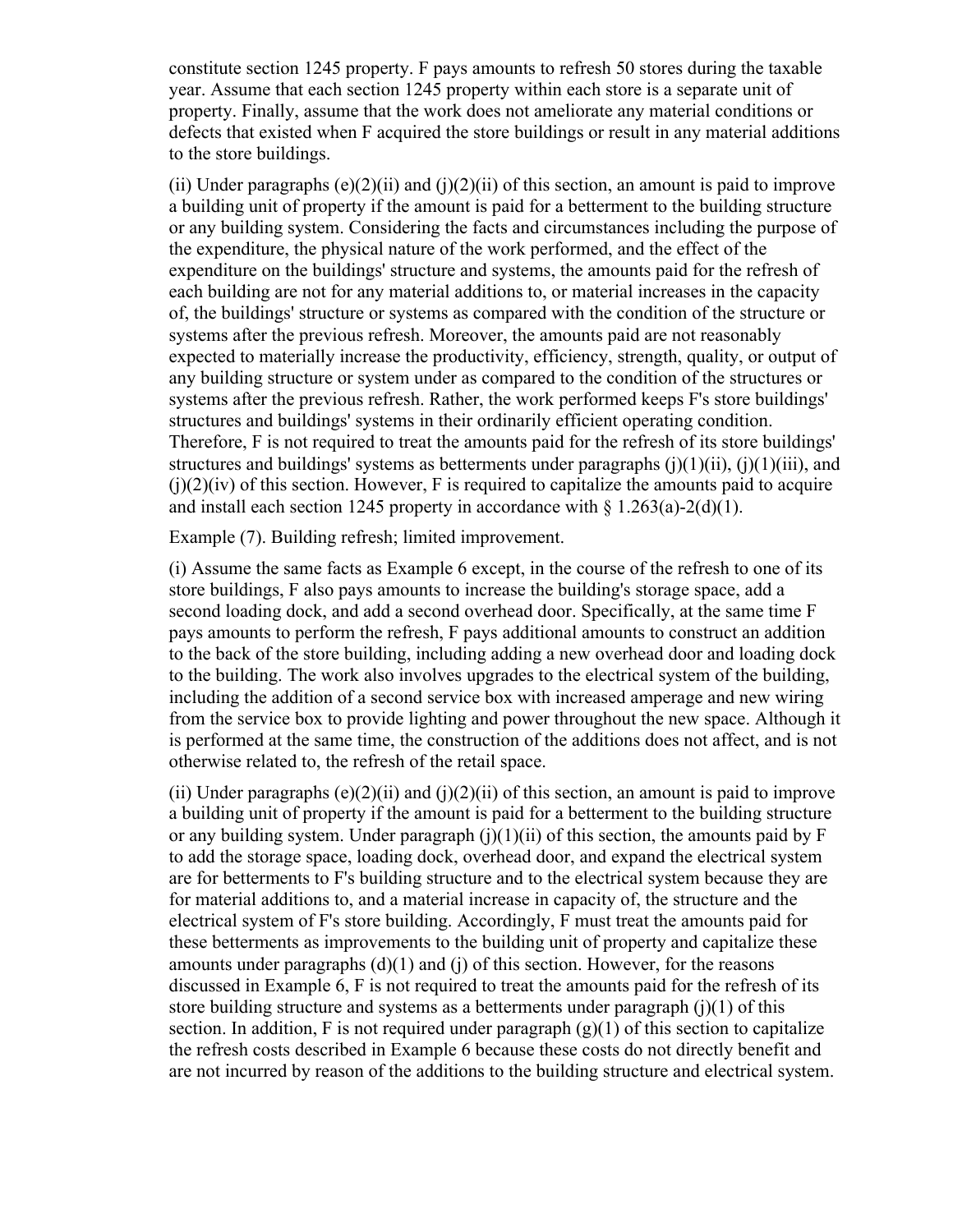constitute section 1245 property. F pays amounts to refresh 50 stores during the taxable year. Assume that each section 1245 property within each store is a separate unit of property. Finally, assume that the work does not ameliorate any material conditions or defects that existed when F acquired the store buildings or result in any material additions to the store buildings.

(ii) Under paragraphs (e)(2)(ii) and (j)(2)(ii) of this section, an amount is paid to improve a building unit of property if the amount is paid for a betterment to the building structure or any building system. Considering the facts and circumstances including the purpose of the expenditure, the physical nature of the work performed, and the effect of the expenditure on the buildings' structure and systems, the amounts paid for the refresh of each building are not for any material additions to, or material increases in the capacity of, the buildings' structure or systems as compared with the condition of the structure or systems after the previous refresh. Moreover, the amounts paid are not reasonably expected to materially increase the productivity, efficiency, strength, quality, or output of any building structure or system under as compared to the condition of the structures or systems after the previous refresh. Rather, the work performed keeps F's store buildings' structures and buildings' systems in their ordinarily efficient operating condition. Therefore, F is not required to treat the amounts paid for the refresh of its store buildings' structures and buildings' systems as betterments under paragraphs (j)(1)(ii), (j)(1)(iii), and (j)(2)(iv) of this section. However, F is required to capitalize the amounts paid to acquire and install each section 1245 property in accordance with § 1.263(a)-2(d)(1).

Example (7). Building refresh; limited improvement.

(i) Assume the same facts as Example 6 except, in the course of the refresh to one of its store buildings, F also pays amounts to increase the building's storage space, add a second loading dock, and add a second overhead door. Specifically, at the same time F pays amounts to perform the refresh, F pays additional amounts to construct an addition to the back of the store building, including adding a new overhead door and loading dock to the building. The work also involves upgrades to the electrical system of the building, including the addition of a second service box with increased amperage and new wiring from the service box to provide lighting and power throughout the new space. Although it is performed at the same time, the construction of the additions does not affect, and is not otherwise related to, the refresh of the retail space.

(ii) Under paragraphs (e)(2)(ii) and (j)(2)(ii) of this section, an amount is paid to improve a building unit of property if the amount is paid for a betterment to the building structure or any building system. Under paragraph (j)(1)(ii) of this section, the amounts paid by F to add the storage space, loading dock, overhead door, and expand the electrical system are for betterments to F's building structure and to the electrical system because they are for material additions to, and a material increase in capacity of, the structure and the electrical system of F's store building. Accordingly, F must treat the amounts paid for these betterments as improvements to the building unit of property and capitalize these amounts under paragraphs (d)(1) and (j) of this section. However, for the reasons discussed in Example 6, F is not required to treat the amounts paid for the refresh of its store building structure and systems as a betterments under paragraph (j)(1) of this section. In addition, F is not required under paragraph (g)(1) of this section to capitalize the refresh costs described in Example 6 because these costs do not directly benefit and are not incurred by reason of the additions to the building structure and electrical system.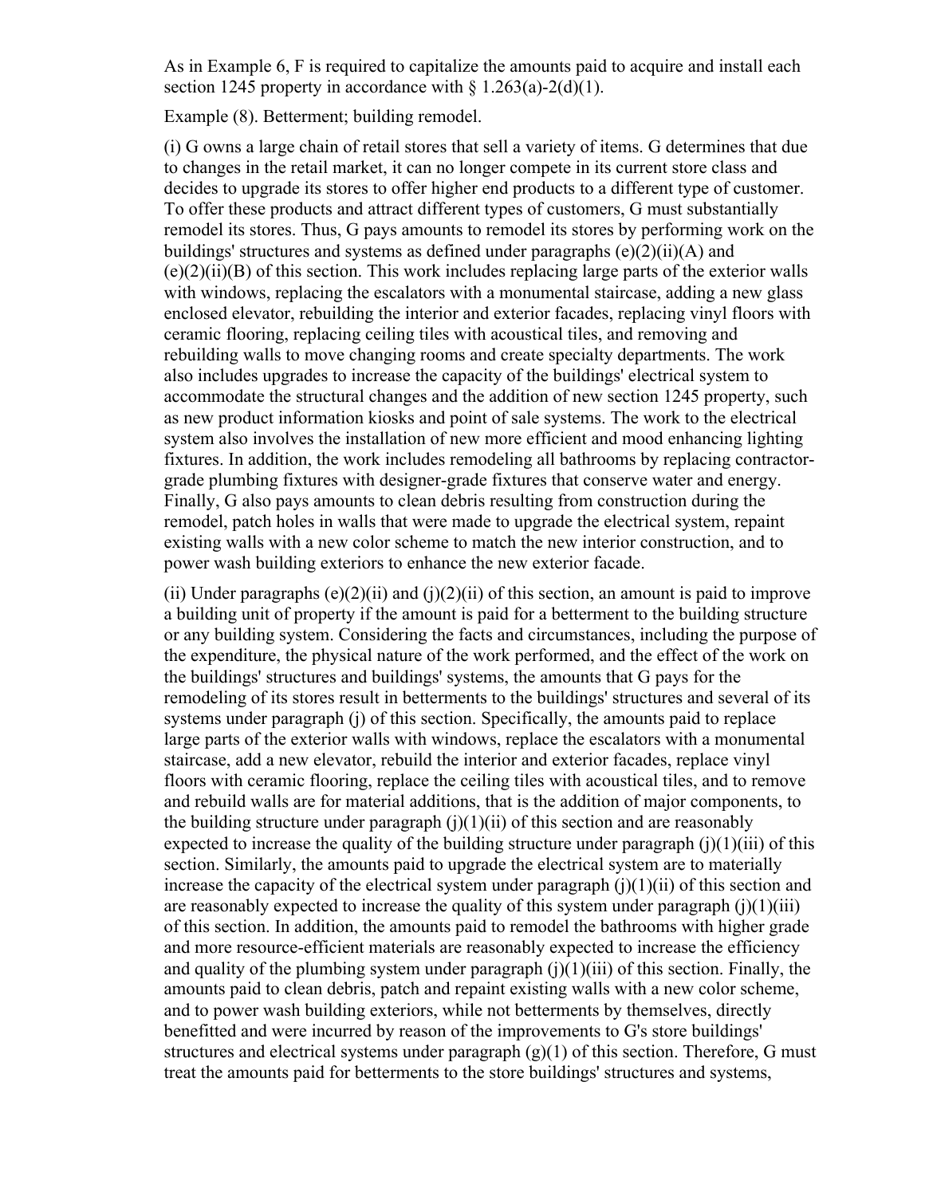As in Example 6, F is required to capitalize the amounts paid to acquire and install each section 1245 property in accordance with § 1.263(a)-2(d)(1).

Example (8). Betterment; building remodel.

(i) G owns a large chain of retail stores that sell a variety of items. G determines that due to changes in the retail market, it can no longer compete in its current store class and decides to upgrade its stores to offer higher end products to a different type of customer. To offer these products and attract different types of customers, G must substantially remodel its stores. Thus, G pays amounts to remodel its stores by performing work on the buildings' structures and systems as defined under paragraphs (e)(2)(ii)(A) and (e)(2)(ii)(B) of this section. This work includes replacing large parts of the exterior walls with windows, replacing the escalators with a monumental staircase, adding a new glass enclosed elevator, rebuilding the interior and exterior facades, replacing vinyl floors with ceramic flooring, replacing ceiling tiles with acoustical tiles, and removing and rebuilding walls to move changing rooms and create specialty departments. The work also includes upgrades to increase the capacity of the buildings' electrical system to accommodate the structural changes and the addition of new section 1245 property, such as new product information kiosks and point of sale systems. The work to the electrical system also involves the installation of new more efficient and mood enhancing lighting fixtures. In addition, the work includes remodeling all bathrooms by replacing contractor-grade plumbing fixtures with designer-grade fixtures that conserve water and energy. Finally, G also pays amounts to clean debris resulting from construction during the remodel, patch holes in walls that were made to upgrade the electrical system, repaint existing walls with a new color scheme to match the new interior construction, and to power wash building exteriors to enhance the new exterior facade.

(ii) Under paragraphs (e)(2)(ii) and (j)(2)(ii) of this section, an amount is paid to improve a building unit of property if the amount is paid for a betterment to the building structure or any building system. Considering the facts and circumstances, including the purpose of the expenditure, the physical nature of the work performed, and the effect of the work on the buildings' structures and buildings' systems, the amounts that G pays for the remodeling of its stores result in betterments to the buildings' structures and several of its systems under paragraph (j) of this section. Specifically, the amounts paid to replace large parts of the exterior walls with windows, replace the escalators with a monumental staircase, add a new elevator, rebuild the interior and exterior facades, replace vinyl floors with ceramic flooring, replace the ceiling tiles with acoustical tiles, and to remove and rebuild walls are for material additions, that is the addition of major components, to the building structure under paragraph (j)(1)(ii) of this section and are reasonably expected to increase the quality of the building structure under paragraph (j)(1)(iii) of this section. Similarly, the amounts paid to upgrade the electrical system are to materially increase the capacity of the electrical system under paragraph (j)(1)(ii) of this section and are reasonably expected to increase the quality of this system under paragraph (j)(1)(iii) of this section. In addition, the amounts paid to remodel the bathrooms with higher grade and more resource-efficient materials are reasonably expected to increase the efficiency and quality of the plumbing system under paragraph (j)(1)(iii) of this section. Finally, the amounts paid to clean debris, patch and repaint existing walls with a new color scheme, and to power wash building exteriors, while not betterments by themselves, directly benefitted and were incurred by reason of the improvements to G's store buildings' structures and electrical systems under paragraph (g)(1) of this section. Therefore, G must treat the amounts paid for betterments to the store buildings' structures and systems,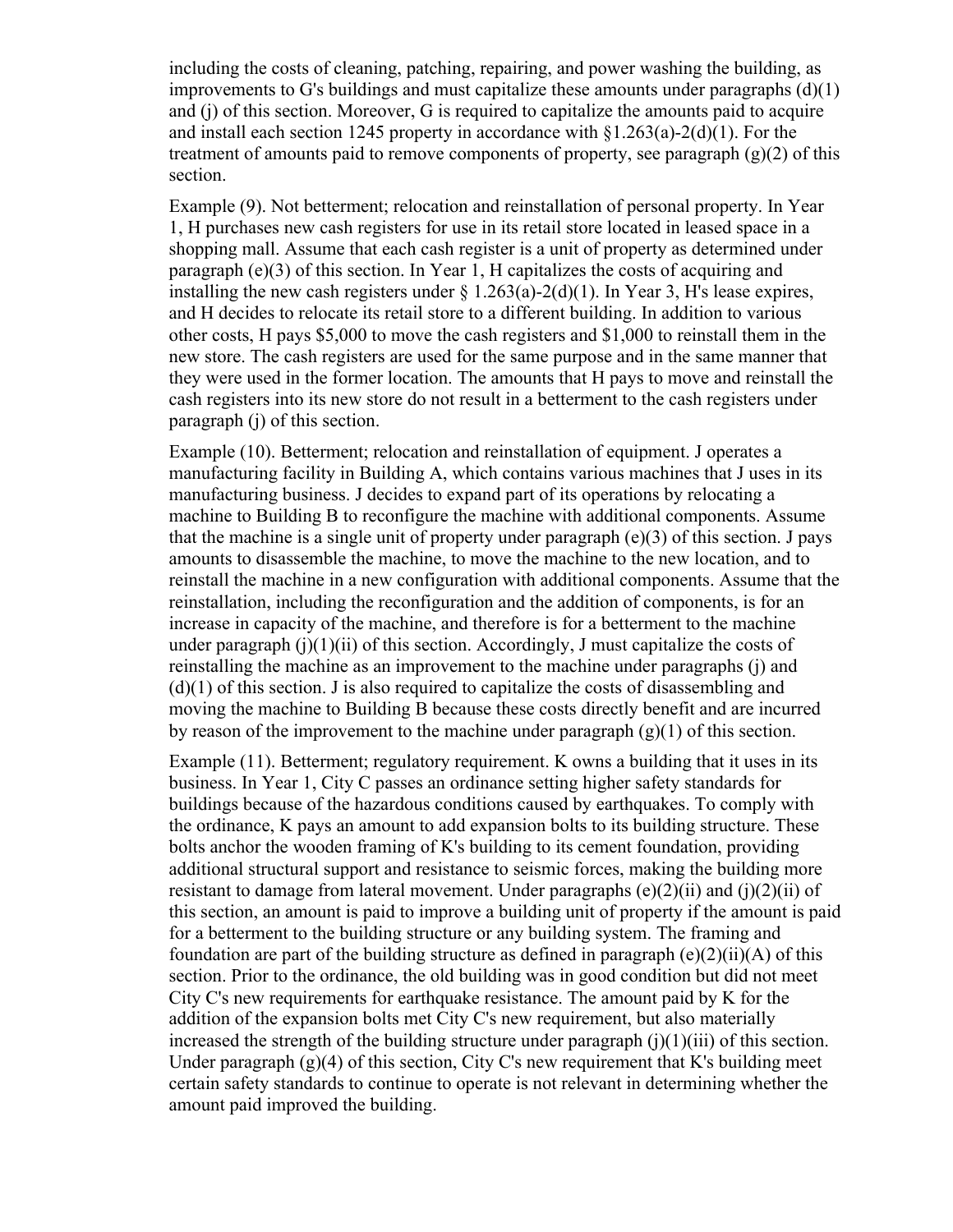including the costs of cleaning, patching, repairing, and power washing the building, as improvements to G's buildings and must capitalize these amounts under paragraphs (d)(1) and (j) of this section. Moreover, G is required to capitalize the amounts paid to acquire and install each section 1245 property in accordance with §1.263(a)-2(d)(1). For the treatment of amounts paid to remove components of property, see paragraph (g)(2) of this section.

Example (9). Not betterment; relocation and reinstallation of personal property. In Year 1, H purchases new cash registers for use in its retail store located in leased space in a shopping mall. Assume that each cash register is a unit of property as determined under paragraph (e)(3) of this section. In Year 1, H capitalizes the costs of acquiring and installing the new cash registers under § 1.263(a)-2(d)(1). In Year 3, H's lease expires, and H decides to relocate its retail store to a different building. In addition to various other costs, H pays $5,000 to move the cash registers and $1,000 to reinstall them in the new store. The cash registers are used for the same purpose and in the same manner that they were used in the former location. The amounts that H pays to move and reinstall the cash registers into its new store do not result in a betterment to the cash registers under paragraph (j) of this section.

Example (10). Betterment; relocation and reinstallation of equipment. J operates a manufacturing facility in Building A, which contains various machines that J uses in its manufacturing business. J decides to expand part of its operations by relocating a machine to Building B to reconfigure the machine with additional components. Assume that the machine is a single unit of property under paragraph (e)(3) of this section. J pays amounts to disassemble the machine, to move the machine to the new location, and to reinstall the machine in a new configuration with additional components. Assume that the reinstallation, including the reconfiguration and the addition of components, is for an increase in capacity of the machine, and therefore is for a betterment to the machine under paragraph (j)(1)(ii) of this section. Accordingly, J must capitalize the costs of reinstalling the machine as an improvement to the machine under paragraphs (j) and (d)(1) of this section. J is also required to capitalize the costs of disassembling and moving the machine to Building B because these costs directly benefit and are incurred by reason of the improvement to the machine under paragraph (g)(1) of this section.

Example (11). Betterment; regulatory requirement. K owns a building that it uses in its business. In Year 1, City C passes an ordinance setting higher safety standards for buildings because of the hazardous conditions caused by earthquakes. To comply with the ordinance, K pays an amount to add expansion bolts to its building structure. These bolts anchor the wooden framing of K's building to its cement foundation, providing additional structural support and resistance to seismic forces, making the building more resistant to damage from lateral movement. Under paragraphs (e)(2)(ii) and (j)(2)(ii) of this section, an amount is paid to improve a building unit of property if the amount is paid for a betterment to the building structure or any building system. The framing and foundation are part of the building structure as defined in paragraph (e)(2)(ii)(A) of this section. Prior to the ordinance, the old building was in good condition but did not meet City C's new requirements for earthquake resistance. The amount paid by K for the addition of the expansion bolts met City C's new requirement, but also materially increased the strength of the building structure under paragraph (j)(1)(iii) of this section. Under paragraph (g)(4) of this section, City C's new requirement that K's building meet certain safety standards to continue to operate is not relevant in determining whether the amount paid improved the building.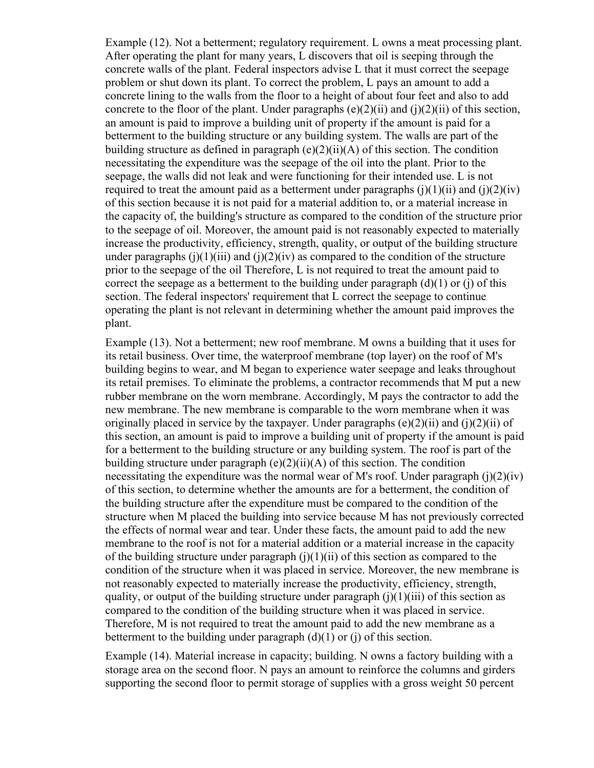Example (12). Not a betterment; regulatory requirement. L owns a meat processing plant. After operating the plant for many years, L discovers that oil is seeping through the concrete walls of the plant. Federal inspectors advise L that it must correct the seepage problem or shut down its plant. To correct the problem, L pays an amount to add a concrete lining to the walls from the floor to a height of about four feet and also to add concrete to the floor of the plant. Under paragraphs (e)(2)(ii) and (j)(2)(ii) of this section, an amount is paid to improve a building unit of property if the amount is paid for a betterment to the building structure or any building system. The walls are part of the building structure as defined in paragraph (e)(2)(ii)(A) of this section. The condition necessitating the expenditure was the seepage of the oil into the plant. Prior to the seepage, the walls did not leak and were functioning for their intended use. L is not required to treat the amount paid as a betterment under paragraphs (j)(1)(ii) and (j)(2)(iv) of this section because it is not paid for a material addition to, or a material increase in the capacity of, the building's structure as compared to the condition of the structure prior to the seepage of oil. Moreover, the amount paid is not reasonably expected to materially increase the productivity, efficiency, strength, quality, or output of the building structure under paragraphs (j)(1)(iii) and (j)(2)(iv) as compared to the condition of the structure prior to the seepage of the oil Therefore, L is not required to treat the amount paid to correct the seepage as a betterment to the building under paragraph (d)(1) or (j) of this section. The federal inspectors' requirement that L correct the seepage to continue operating the plant is not relevant in determining whether the amount paid improves the plant.

Example (13). Not a betterment; new roof membrane. M owns a building that it uses for its retail business. Over time, the waterproof membrane (top layer) on the roof of M's building begins to wear, and M began to experience water seepage and leaks throughout its retail premises. To eliminate the problems, a contractor recommends that M put a new rubber membrane on the worn membrane. Accordingly, M pays the contractor to add the new membrane. The new membrane is comparable to the worn membrane when it was originally placed in service by the taxpayer. Under paragraphs (e)(2)(ii) and (j)(2)(ii) of this section, an amount is paid to improve a building unit of property if the amount is paid for a betterment to the building structure or any building system. The roof is part of the building structure under paragraph (e)(2)(ii)(A) of this section. The condition necessitating the expenditure was the normal wear of M's roof. Under paragraph (j)(2)(iv) of this section, to determine whether the amounts are for a betterment, the condition of the building structure after the expenditure must be compared to the condition of the structure when M placed the building into service because M has not previously corrected the effects of normal wear and tear. Under these facts, the amount paid to add the new membrane to the roof is not for a material addition or a material increase in the capacity of the building structure under paragraph (j)(1)(ii) of this section as compared to the condition of the structure when it was placed in service. Moreover, the new membrane is not reasonably expected to materially increase the productivity, efficiency, strength, quality, or output of the building structure under paragraph (j)(1)(iii) of this section as compared to the condition of the building structure when it was placed in service. Therefore, M is not required to treat the amount paid to add the new membrane as a betterment to the building under paragraph (d)(1) or (j) of this section.

Example (14). Material increase in capacity; building. N owns a factory building with a storage area on the second floor. N pays an amount to reinforce the columns and girders supporting the second floor to permit storage of supplies with a gross weight 50 percent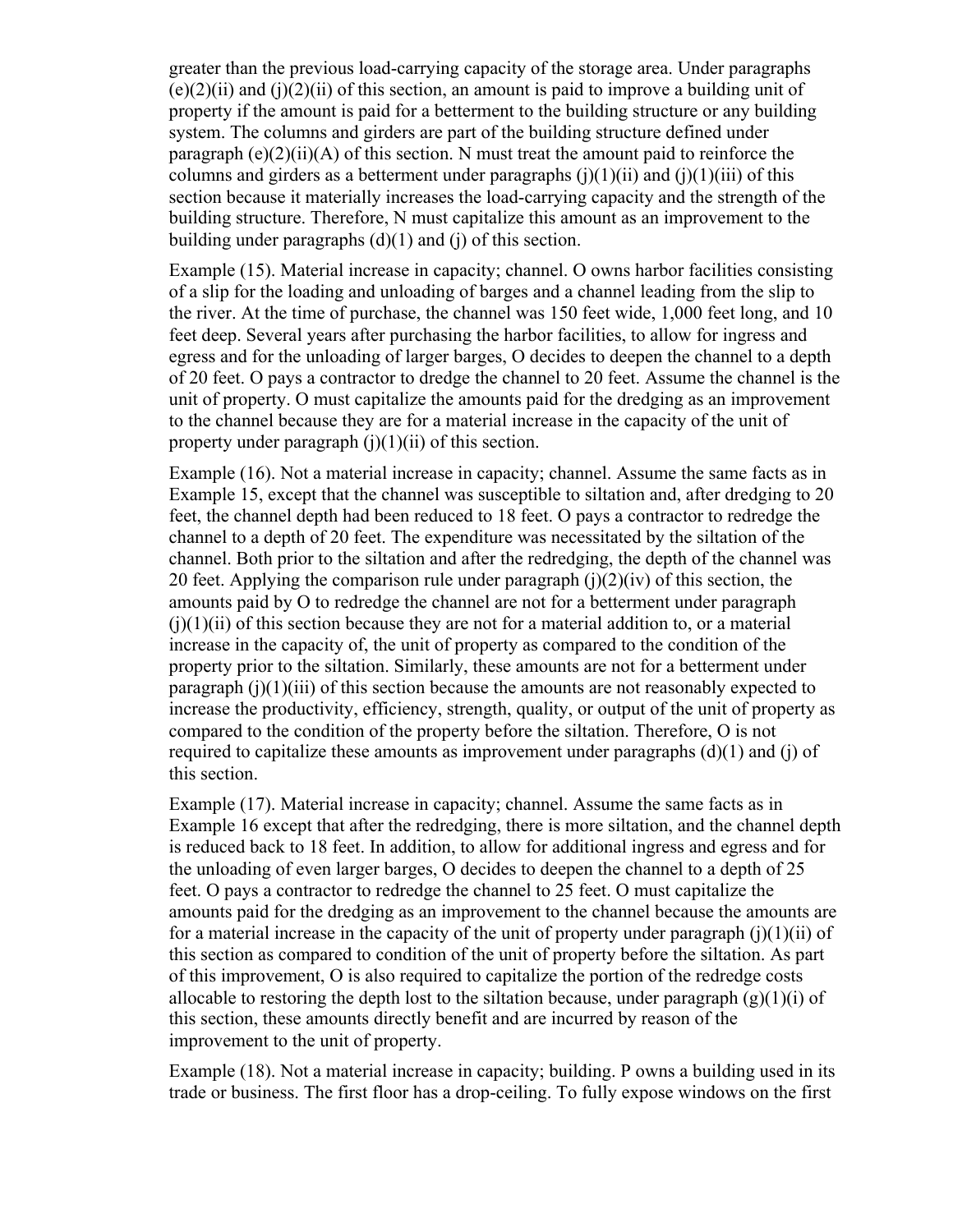greater than the previous load-carrying capacity of the storage area. Under paragraphs (e)(2)(ii) and (j)(2)(ii) of this section, an amount is paid to improve a building unit of property if the amount is paid for a betterment to the building structure or any building system. The columns and girders are part of the building structure defined under paragraph (e)(2)(ii)(A) of this section. N must treat the amount paid to reinforce the columns and girders as a betterment under paragraphs (j)(1)(ii) and (j)(1)(iii) of this section because it materially increases the load-carrying capacity and the strength of the building structure. Therefore, N must capitalize this amount as an improvement to the building under paragraphs (d)(1) and (j) of this section.

Example (15). Material increase in capacity; channel. O owns harbor facilities consisting of a slip for the loading and unloading of barges and a channel leading from the slip to the river. At the time of purchase, the channel was 150 feet wide, 1,000 feet long, and 10 feet deep. Several years after purchasing the harbor facilities, to allow for ingress and egress and for the unloading of larger barges, O decides to deepen the channel to a depth of 20 feet. O pays a contractor to dredge the channel to 20 feet. Assume the channel is the unit of property. O must capitalize the amounts paid for the dredging as an improvement to the channel because they are for a material increase in the capacity of the unit of property under paragraph (j)(1)(ii) of this section.

Example (16). Not a material increase in capacity; channel. Assume the same facts as in Example 15, except that the channel was susceptible to siltation and, after dredging to 20 feet, the channel depth had been reduced to 18 feet. O pays a contractor to redredge the channel to a depth of 20 feet. The expenditure was necessitated by the siltation of the channel. Both prior to the siltation and after the redredging, the depth of the channel was 20 feet. Applying the comparison rule under paragraph (j)(2)(iv) of this section, the amounts paid by O to redredge the channel are not for a betterment under paragraph (j)(1)(ii) of this section because they are not for a material addition to, or a material increase in the capacity of, the unit of property as compared to the condition of the property prior to the siltation. Similarly, these amounts are not for a betterment under paragraph (j)(1)(iii) of this section because the amounts are not reasonably expected to increase the productivity, efficiency, strength, quality, or output of the unit of property as compared to the condition of the property before the siltation. Therefore, O is not required to capitalize these amounts as improvement under paragraphs (d)(1) and (j) of this section.

Example (17). Material increase in capacity; channel. Assume the same facts as in Example 16 except that after the redredging, there is more siltation, and the channel depth is reduced back to 18 feet. In addition, to allow for additional ingress and egress and for the unloading of even larger barges, O decides to deepen the channel to a depth of 25 feet. O pays a contractor to redredge the channel to 25 feet. O must capitalize the amounts paid for the dredging as an improvement to the channel because the amounts are for a material increase in the capacity of the unit of property under paragraph (j)(1)(ii) of this section as compared to condition of the unit of property before the siltation. As part of this improvement, O is also required to capitalize the portion of the redredge costs allocable to restoring the depth lost to the siltation because, under paragraph (g)(1)(i) of this section, these amounts directly benefit and are incurred by reason of the improvement to the unit of property.

Example (18). Not a material increase in capacity; building. P owns a building used in its trade or business. The first floor has a drop-ceiling. To fully expose windows on the first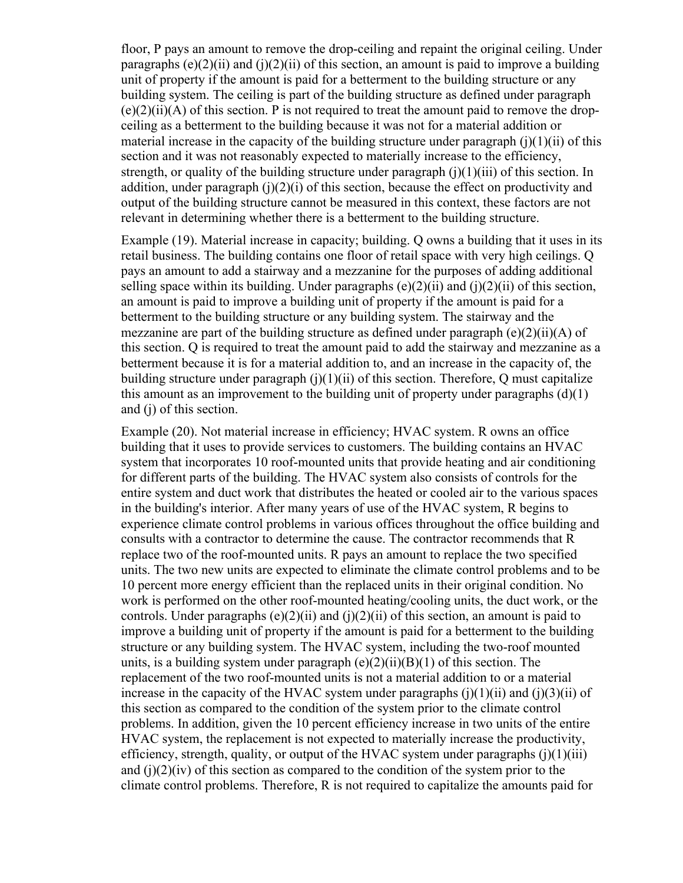floor, P pays an amount to remove the drop-ceiling and repaint the original ceiling. Under paragraphs (e)(2)(ii) and (j)(2)(ii) of this section, an amount is paid to improve a building unit of property if the amount is paid for a betterment to the building structure or any building system. The ceiling is part of the building structure as defined under paragraph (e)(2)(ii)(A) of this section. P is not required to treat the amount paid to remove the drop-ceiling as a betterment to the building because it was not for a material addition or material increase in the capacity of the building structure under paragraph (j)(1)(ii) of this section and it was not reasonably expected to materially increase to the efficiency, strength, or quality of the building structure under paragraph (j)(1)(iii) of this section. In addition, under paragraph (j)(2)(i) of this section, because the effect on productivity and output of the building structure cannot be measured in this context, these factors are not relevant in determining whether there is a betterment to the building structure.

Example (19). Material increase in capacity; building. Q owns a building that it uses in its retail business. The building contains one floor of retail space with very high ceilings. Q pays an amount to add a stairway and a mezzanine for the purposes of adding additional selling space within its building. Under paragraphs (e)(2)(ii) and (j)(2)(ii) of this section, an amount is paid to improve a building unit of property if the amount is paid for a betterment to the building structure or any building system. The stairway and the mezzanine are part of the building structure as defined under paragraph (e)(2)(ii)(A) of this section. Q is required to treat the amount paid to add the stairway and mezzanine as a betterment because it is for a material addition to, and an increase in the capacity of, the building structure under paragraph (j)(1)(ii) of this section. Therefore, Q must capitalize this amount as an improvement to the building unit of property under paragraphs (d)(1) and (j) of this section.

Example (20). Not material increase in efficiency; HVAC system. R owns an office building that it uses to provide services to customers. The building contains an HVAC system that incorporates 10 roof-mounted units that provide heating and air conditioning for different parts of the building. The HVAC system also consists of controls for the entire system and duct work that distributes the heated or cooled air to the various spaces in the building's interior. After many years of use of the HVAC system, R begins to experience climate control problems in various offices throughout the office building and consults with a contractor to determine the cause. The contractor recommends that R replace two of the roof-mounted units. R pays an amount to replace the two specified units. The two new units are expected to eliminate the climate control problems and to be 10 percent more energy efficient than the replaced units in their original condition. No work is performed on the other roof-mounted heating/cooling units, the duct work, or the controls. Under paragraphs (e)(2)(ii) and (j)(2)(ii) of this section, an amount is paid to improve a building unit of property if the amount is paid for a betterment to the building structure or any building system. The HVAC system, including the two-roof mounted units, is a building system under paragraph (e)(2)(ii)(B)(1) of this section. The replacement of the two roof-mounted units is not a material addition to or a material increase in the capacity of the HVAC system under paragraphs (j)(1)(ii) and (j)(3)(ii) of this section as compared to the condition of the system prior to the climate control problems. In addition, given the 10 percent efficiency increase in two units of the entire HVAC system, the replacement is not expected to materially increase the productivity, efficiency, strength, quality, or output of the HVAC system under paragraphs (j)(1)(iii) and (j)(2)(iv) of this section as compared to the condition of the system prior to the climate control problems. Therefore, R is not required to capitalize the amounts paid for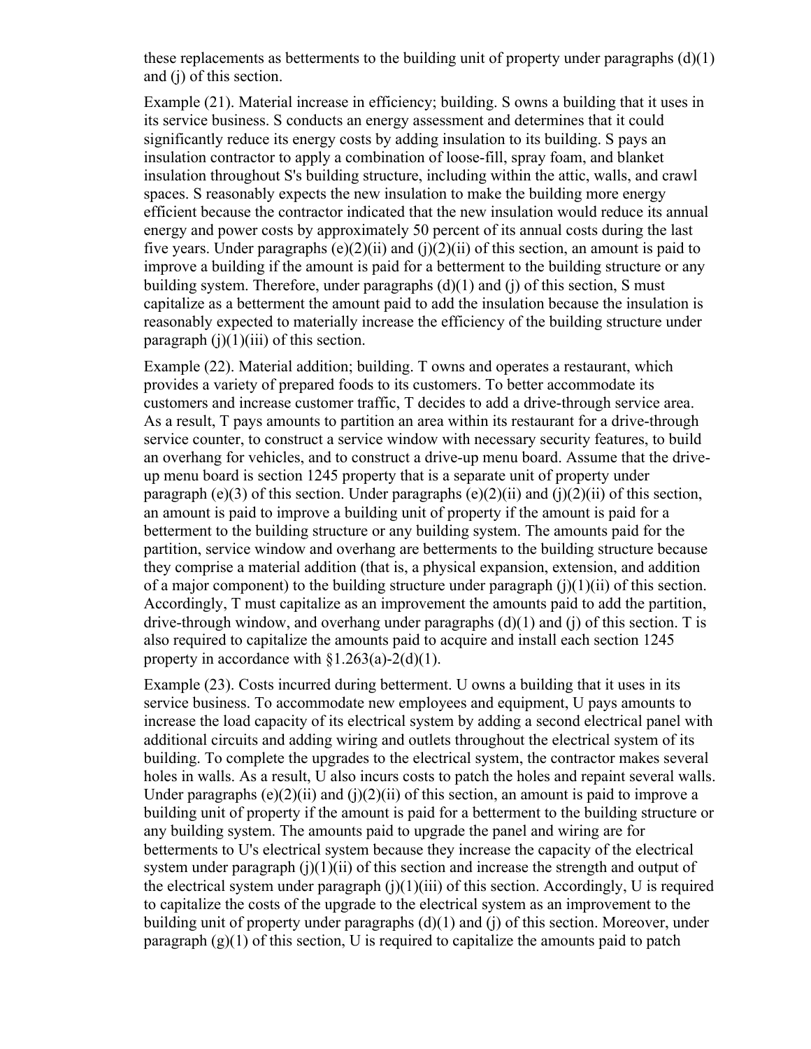these replacements as betterments to the building unit of property under paragraphs (d)(1) and (j) of this section.

Example (21). Material increase in efficiency; building. S owns a building that it uses in its service business. S conducts an energy assessment and determines that it could significantly reduce its energy costs by adding insulation to its building. S pays an insulation contractor to apply a combination of loose-fill, spray foam, and blanket insulation throughout S's building structure, including within the attic, walls, and crawl spaces. S reasonably expects the new insulation to make the building more energy efficient because the contractor indicated that the new insulation would reduce its annual energy and power costs by approximately 50 percent of its annual costs during the last five years. Under paragraphs (e)(2)(ii) and (j)(2)(ii) of this section, an amount is paid to improve a building if the amount is paid for a betterment to the building structure or any building system. Therefore, under paragraphs (d)(1) and (j) of this section, S must capitalize as a betterment the amount paid to add the insulation because the insulation is reasonably expected to materially increase the efficiency of the building structure under paragraph (j)(1)(iii) of this section.

Example (22). Material addition; building. T owns and operates a restaurant, which provides a variety of prepared foods to its customers. To better accommodate its customers and increase customer traffic, T decides to add a drive-through service area. As a result, T pays amounts to partition an area within its restaurant for a drive-through service counter, to construct a service window with necessary security features, to build an overhang for vehicles, and to construct a drive-up menu board. Assume that the drive-up menu board is section 1245 property that is a separate unit of property under paragraph (e)(3) of this section. Under paragraphs (e)(2)(ii) and (j)(2)(ii) of this section, an amount is paid to improve a building unit of property if the amount is paid for a betterment to the building structure or any building system. The amounts paid for the partition, service window and overhang are betterments to the building structure because they comprise a material addition (that is, a physical expansion, extension, and addition of a major component) to the building structure under paragraph (j)(1)(ii) of this section. Accordingly, T must capitalize as an improvement the amounts paid to add the partition, drive-through window, and overhang under paragraphs (d)(1) and (j) of this section. T is also required to capitalize the amounts paid to acquire and install each section 1245 property in accordance with §1.263(a)-2(d)(1).

Example (23). Costs incurred during betterment. U owns a building that it uses in its service business. To accommodate new employees and equipment, U pays amounts to increase the load capacity of its electrical system by adding a second electrical panel with additional circuits and adding wiring and outlets throughout the electrical system of its building. To complete the upgrades to the electrical system, the contractor makes several holes in walls. As a result, U also incurs costs to patch the holes and repaint several walls. Under paragraphs (e)(2)(ii) and (j)(2)(ii) of this section, an amount is paid to improve a building unit of property if the amount is paid for a betterment to the building structure or any building system. The amounts paid to upgrade the panel and wiring are for betterments to U's electrical system because they increase the capacity of the electrical system under paragraph (j)(1)(ii) of this section and increase the strength and output of the electrical system under paragraph (j)(1)(iii) of this section. Accordingly, U is required to capitalize the costs of the upgrade to the electrical system as an improvement to the building unit of property under paragraphs (d)(1) and (j) of this section. Moreover, under paragraph (g)(1) of this section, U is required to capitalize the amounts paid to patch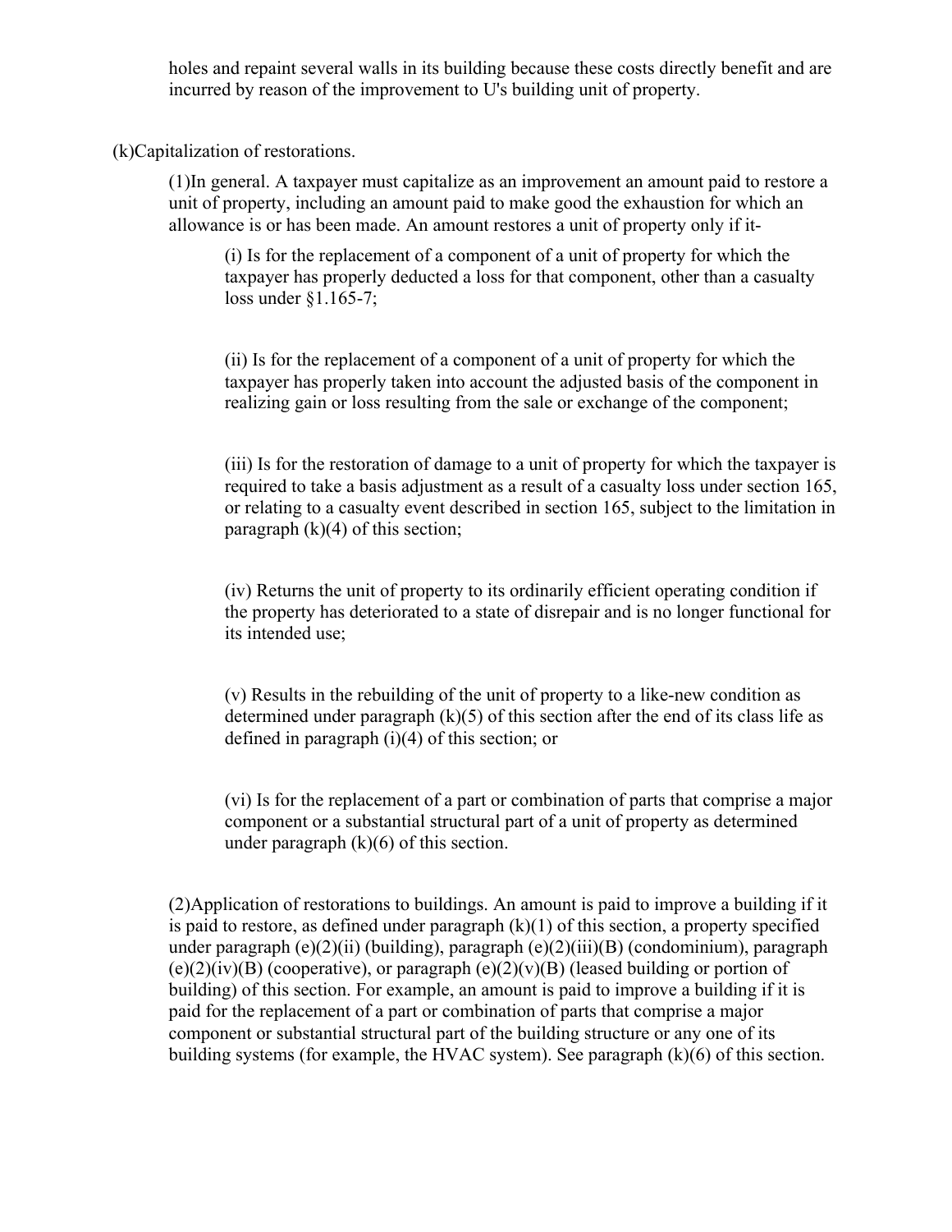holes and repaint several walls in its building because these costs directly benefit and are incurred by reason of the improvement to U's building unit of property.

(k)Capitalization of restorations.

(1)In general. A taxpayer must capitalize as an improvement an amount paid to restore a unit of property, including an amount paid to make good the exhaustion for which an allowance is or has been made. An amount restores a unit of property only if it-

(i) Is for the replacement of a component of a unit of property for which the taxpayer has properly deducted a loss for that component, other than a casualty loss under §1.165-7;

(ii) Is for the replacement of a component of a unit of property for which the taxpayer has properly taken into account the adjusted basis of the component in realizing gain or loss resulting from the sale or exchange of the component;

(iii) Is for the restoration of damage to a unit of property for which the taxpayer is required to take a basis adjustment as a result of a casualty loss under section 165, or relating to a casualty event described in section 165, subject to the limitation in paragraph (k)(4) of this section;

(iv) Returns the unit of property to its ordinarily efficient operating condition if the property has deteriorated to a state of disrepair and is no longer functional for its intended use;

(v) Results in the rebuilding of the unit of property to a like-new condition as determined under paragraph (k)(5) of this section after the end of its class life as defined in paragraph (i)(4) of this section; or

(vi) Is for the replacement of a part or combination of parts that comprise a major component or a substantial structural part of a unit of property as determined under paragraph (k)(6) of this section.

(2)Application of restorations to buildings. An amount is paid to improve a building if it is paid to restore, as defined under paragraph (k)(1) of this section, a property specified under paragraph (e)(2)(ii) (building), paragraph (e)(2)(iii)(B) (condominium), paragraph (e)(2)(iv)(B) (cooperative), or paragraph (e)(2)(v)(B) (leased building or portion of building) of this section. For example, an amount is paid to improve a building if it is paid for the replacement of a part or combination of parts that comprise a major component or substantial structural part of the building structure or any one of its building systems (for example, the HVAC system). See paragraph (k)(6) of this section.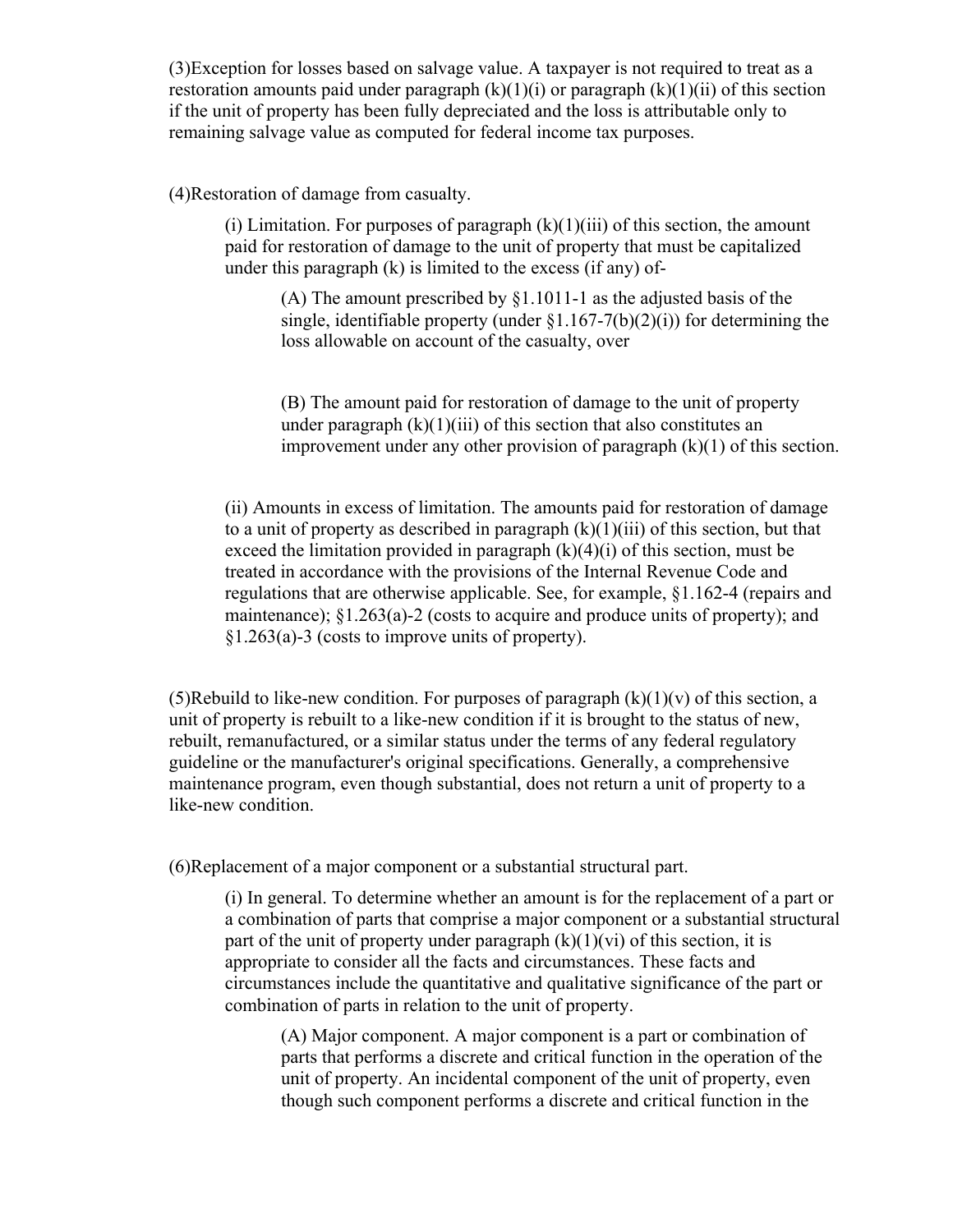(3)Exception for losses based on salvage value. A taxpayer is not required to treat as a restoration amounts paid under paragraph (k)(1)(i) or paragraph (k)(1)(ii) of this section if the unit of property has been fully depreciated and the loss is attributable only to remaining salvage value as computed for federal income tax purposes.

(4)Restoration of damage from casualty.

(i) Limitation. For purposes of paragraph (k)(1)(iii) of this section, the amount paid for restoration of damage to the unit of property that must be capitalized under this paragraph (k) is limited to the excess (if any) of-

(A) The amount prescribed by §1.1011-1 as the adjusted basis of the single, identifiable property (under §1.167-7(b)(2)(i)) for determining the loss allowable on account of the casualty, over

(B) The amount paid for restoration of damage to the unit of property under paragraph (k)(1)(iii) of this section that also constitutes an improvement under any other provision of paragraph (k)(1) of this section.

(ii) Amounts in excess of limitation. The amounts paid for restoration of damage to a unit of property as described in paragraph (k)(1)(iii) of this section, but that exceed the limitation provided in paragraph (k)(4)(i) of this section, must be treated in accordance with the provisions of the Internal Revenue Code and regulations that are otherwise applicable. See, for example, §1.162-4 (repairs and maintenance); §1.263(a)-2 (costs to acquire and produce units of property); and §1.263(a)-3 (costs to improve units of property).

(5)Rebuild to like-new condition. For purposes of paragraph (k)(1)(v) of this section, a unit of property is rebuilt to a like-new condition if it is brought to the status of new, rebuilt, remanufactured, or a similar status under the terms of any federal regulatory guideline or the manufacturer's original specifications. Generally, a comprehensive maintenance program, even though substantial, does not return a unit of property to a like-new condition.

(6)Replacement of a major component or a substantial structural part.

(i) In general. To determine whether an amount is for the replacement of a part or a combination of parts that comprise a major component or a substantial structural part of the unit of property under paragraph (k)(1)(vi) of this section, it is appropriate to consider all the facts and circumstances. These facts and circumstances include the quantitative and qualitative significance of the part or combination of parts in relation to the unit of property.

(A) Major component. A major component is a part or combination of parts that performs a discrete and critical function in the operation of the unit of property. An incidental component of the unit of property, even though such component performs a discrete and critical function in the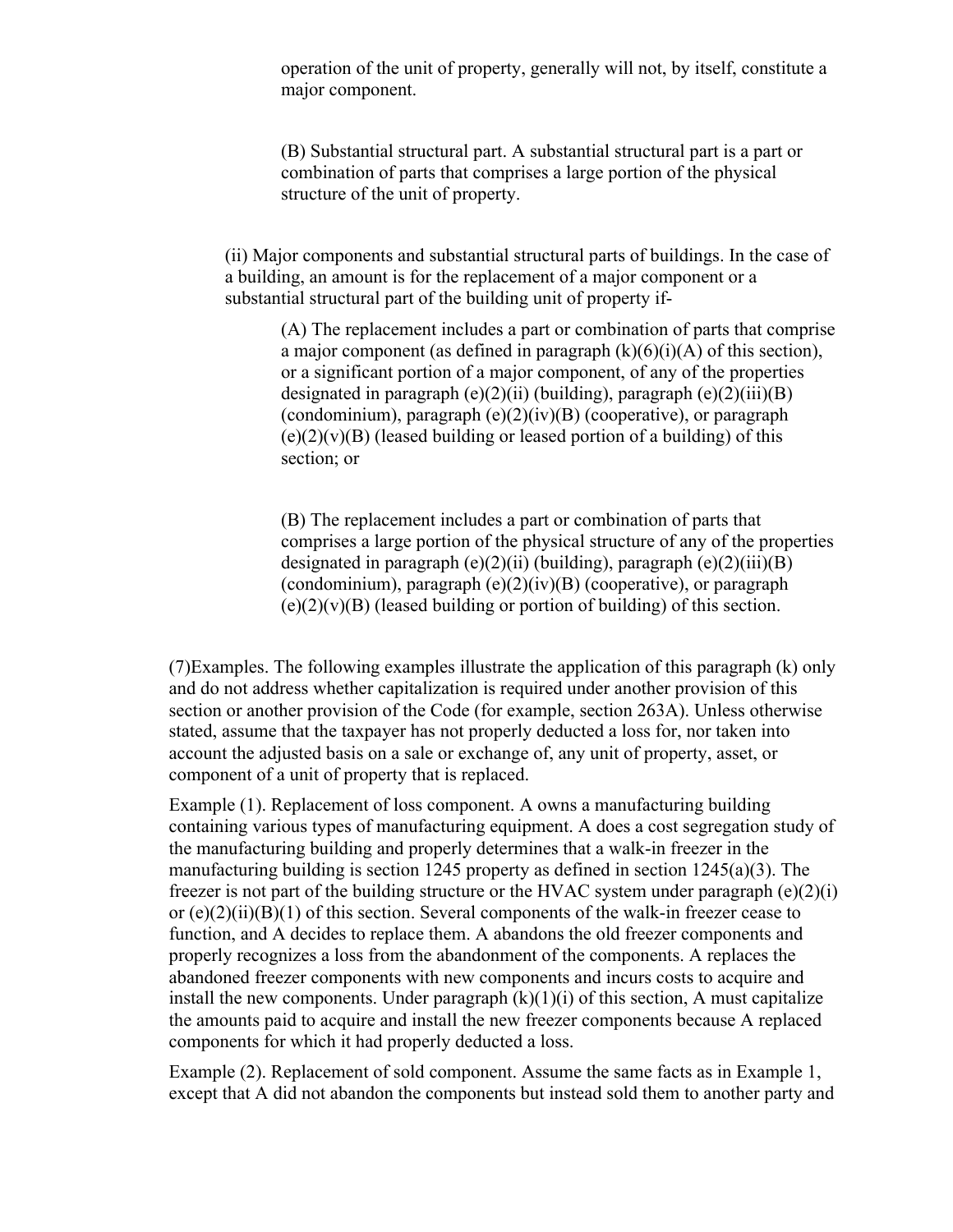operation of the unit of property, generally will not, by itself, constitute a major component.

(B) Substantial structural part. A substantial structural part is a part or combination of parts that comprises a large portion of the physical structure of the unit of property.

(ii) Major components and substantial structural parts of buildings. In the case of a building, an amount is for the replacement of a major component or a substantial structural part of the building unit of property if-

(A) The replacement includes a part or combination of parts that comprise a major component (as defined in paragraph (k)(6)(i)(A) of this section), or a significant portion of a major component, of any of the properties designated in paragraph (e)(2)(ii) (building), paragraph (e)(2)(iii)(B) (condominium), paragraph (e)(2)(iv)(B) (cooperative), or paragraph (e)(2)(v)(B) (leased building or leased portion of a building) of this section; or

(B) The replacement includes a part or combination of parts that comprises a large portion of the physical structure of any of the properties designated in paragraph (e)(2)(ii) (building), paragraph (e)(2)(iii)(B) (condominium), paragraph (e)(2)(iv)(B) (cooperative), or paragraph (e)(2)(v)(B) (leased building or portion of building) of this section.

(7)Examples. The following examples illustrate the application of this paragraph (k) only and do not address whether capitalization is required under another provision of this section or another provision of the Code (for example, section 263A). Unless otherwise stated, assume that the taxpayer has not properly deducted a loss for, nor taken into account the adjusted basis on a sale or exchange of, any unit of property, asset, or component of a unit of property that is replaced.

Example (1). Replacement of loss component. A owns a manufacturing building containing various types of manufacturing equipment. A does a cost segregation study of the manufacturing building and properly determines that a walk-in freezer in the manufacturing building is section 1245 property as defined in section 1245(a)(3). The freezer is not part of the building structure or the HVAC system under paragraph (e)(2)(i) or (e)(2)(ii)(B)(1) of this section. Several components of the walk-in freezer cease to function, and A decides to replace them. A abandons the old freezer components and properly recognizes a loss from the abandonment of the components. A replaces the abandoned freezer components with new components and incurs costs to acquire and install the new components. Under paragraph (k)(1)(i) of this section, A must capitalize the amounts paid to acquire and install the new freezer components because A replaced components for which it had properly deducted a loss.

Example (2). Replacement of sold component. Assume the same facts as in Example 1, except that A did not abandon the components but instead sold them to another party and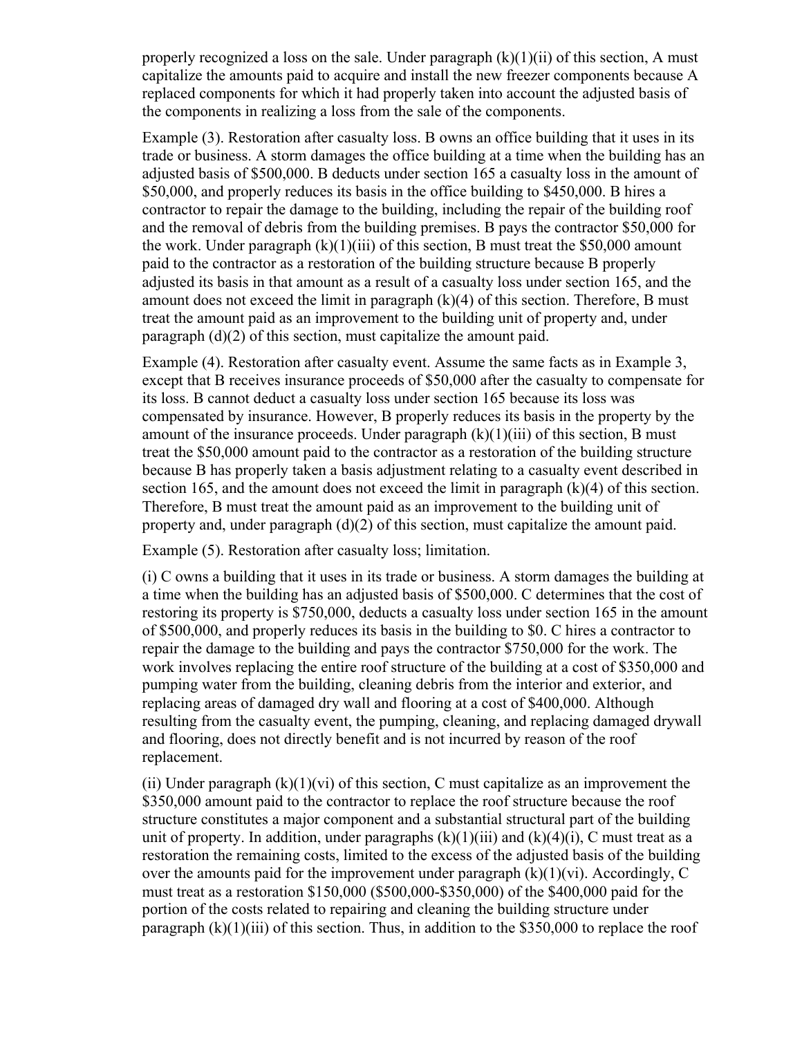properly recognized a loss on the sale. Under paragraph (k)(1)(ii) of this section, A must capitalize the amounts paid to acquire and install the new freezer components because A replaced components for which it had properly taken into account the adjusted basis of the components in realizing a loss from the sale of the components.

Example (3). Restoration after casualty loss. B owns an office building that it uses in its trade or business. A storm damages the office building at a time when the building has an adjusted basis of $500,000. B deducts under section 165 a casualty loss in the amount of $50,000, and properly reduces its basis in the office building to $450,000. B hires a contractor to repair the damage to the building, including the repair of the building roof and the removal of debris from the building premises. B pays the contractor $50,000 for the work. Under paragraph (k)(1)(iii) of this section, B must treat the $50,000 amount paid to the contractor as a restoration of the building structure because B properly adjusted its basis in that amount as a result of a casualty loss under section 165, and the amount does not exceed the limit in paragraph (k)(4) of this section. Therefore, B must treat the amount paid as an improvement to the building unit of property and, under paragraph (d)(2) of this section, must capitalize the amount paid.

Example (4). Restoration after casualty event. Assume the same facts as in Example 3, except that B receives insurance proceeds of $50,000 after the casualty to compensate for its loss. B cannot deduct a casualty loss under section 165 because its loss was compensated by insurance. However, B properly reduces its basis in the property by the amount of the insurance proceeds. Under paragraph (k)(1)(iii) of this section, B must treat the $50,000 amount paid to the contractor as a restoration of the building structure because B has properly taken a basis adjustment relating to a casualty event described in section 165, and the amount does not exceed the limit in paragraph (k)(4) of this section. Therefore, B must treat the amount paid as an improvement to the building unit of property and, under paragraph (d)(2) of this section, must capitalize the amount paid.

Example (5). Restoration after casualty loss; limitation.

(i) C owns a building that it uses in its trade or business. A storm damages the building at a time when the building has an adjusted basis of $500,000. C determines that the cost of restoring its property is $750,000, deducts a casualty loss under section 165 in the amount of $500,000, and properly reduces its basis in the building to $0. C hires a contractor to repair the damage to the building and pays the contractor $750,000 for the work. The work involves replacing the entire roof structure of the building at a cost of $350,000 and pumping water from the building, cleaning debris from the interior and exterior, and replacing areas of damaged dry wall and flooring at a cost of $400,000. Although resulting from the casualty event, the pumping, cleaning, and replacing damaged drywall and flooring, does not directly benefit and is not incurred by reason of the roof replacement.

(ii) Under paragraph (k)(1)(vi) of this section, C must capitalize as an improvement the $350,000 amount paid to the contractor to replace the roof structure because the roof structure constitutes a major component and a substantial structural part of the building unit of property. In addition, under paragraphs (k)(1)(iii) and (k)(4)(i), C must treat as a restoration the remaining costs, limited to the excess of the adjusted basis of the building over the amounts paid for the improvement under paragraph (k)(1)(vi). Accordingly, C must treat as a restoration $150,000 ($500,000-$350,000) of the $400,000 paid for the portion of the costs related to repairing and cleaning the building structure under paragraph (k)(1)(iii) of this section. Thus, in addition to the $350,000 to replace the roof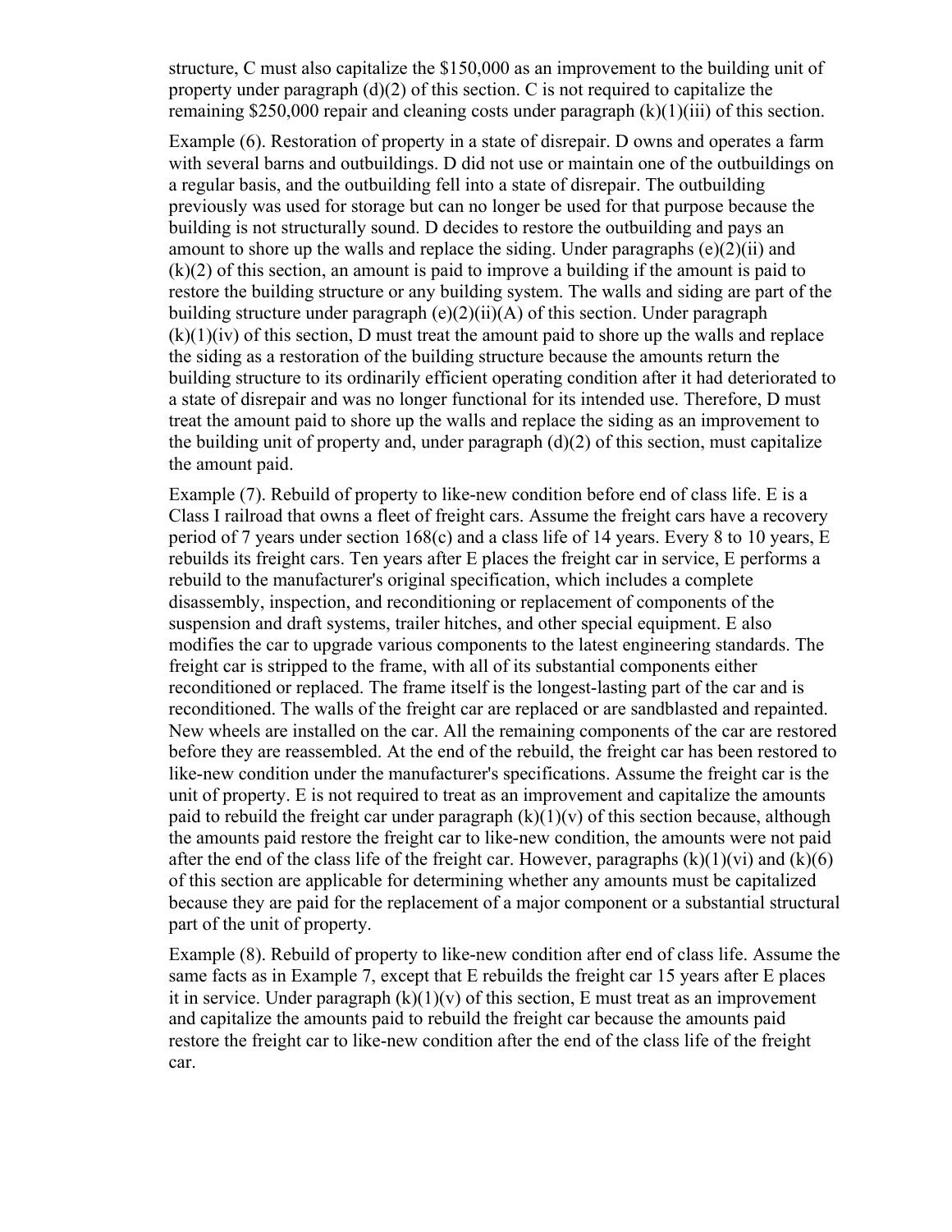structure, C must also capitalize the $150,000 as an improvement to the building unit of property under paragraph (d)(2) of this section. C is not required to capitalize the remaining $250,000 repair and cleaning costs under paragraph (k)(1)(iii) of this section.

Example (6). Restoration of property in a state of disrepair. D owns and operates a farm with several barns and outbuildings. D did not use or maintain one of the outbuildings on a regular basis, and the outbuilding fell into a state of disrepair. The outbuilding previously was used for storage but can no longer be used for that purpose because the building is not structurally sound. D decides to restore the outbuilding and pays an amount to shore up the walls and replace the siding. Under paragraphs (e)(2)(ii) and (k)(2) of this section, an amount is paid to improve a building if the amount is paid to restore the building structure or any building system. The walls and siding are part of the building structure under paragraph (e)(2)(ii)(A) of this section. Under paragraph (k)(1)(iv) of this section, D must treat the amount paid to shore up the walls and replace the siding as a restoration of the building structure because the amounts return the building structure to its ordinarily efficient operating condition after it had deteriorated to a state of disrepair and was no longer functional for its intended use. Therefore, D must treat the amount paid to shore up the walls and replace the siding as an improvement to the building unit of property and, under paragraph (d)(2) of this section, must capitalize the amount paid.

Example (7). Rebuild of property to like-new condition before end of class life. E is a Class I railroad that owns a fleet of freight cars. Assume the freight cars have a recovery period of 7 years under section 168(c) and a class life of 14 years. Every 8 to 10 years, E rebuilds its freight cars. Ten years after E places the freight car in service, E performs a rebuild to the manufacturer's original specification, which includes a complete disassembly, inspection, and reconditioning or replacement of components of the suspension and draft systems, trailer hitches, and other special equipment. E also modifies the car to upgrade various components to the latest engineering standards. The freight car is stripped to the frame, with all of its substantial components either reconditioned or replaced. The frame itself is the longest-lasting part of the car and is reconditioned. The walls of the freight car are replaced or are sandblasted and repainted. New wheels are installed on the car. All the remaining components of the car are restored before they are reassembled. At the end of the rebuild, the freight car has been restored to like-new condition under the manufacturer's specifications. Assume the freight car is the unit of property. E is not required to treat as an improvement and capitalize the amounts paid to rebuild the freight car under paragraph (k)(1)(v) of this section because, although the amounts paid restore the freight car to like-new condition, the amounts were not paid after the end of the class life of the freight car. However, paragraphs (k)(1)(vi) and (k)(6) of this section are applicable for determining whether any amounts must be capitalized because they are paid for the replacement of a major component or a substantial structural part of the unit of property.

Example (8). Rebuild of property to like-new condition after end of class life. Assume the same facts as in Example 7, except that E rebuilds the freight car 15 years after E places it in service. Under paragraph (k)(1)(v) of this section, E must treat as an improvement and capitalize the amounts paid to rebuild the freight car because the amounts paid restore the freight car to like-new condition after the end of the class life of the freight car.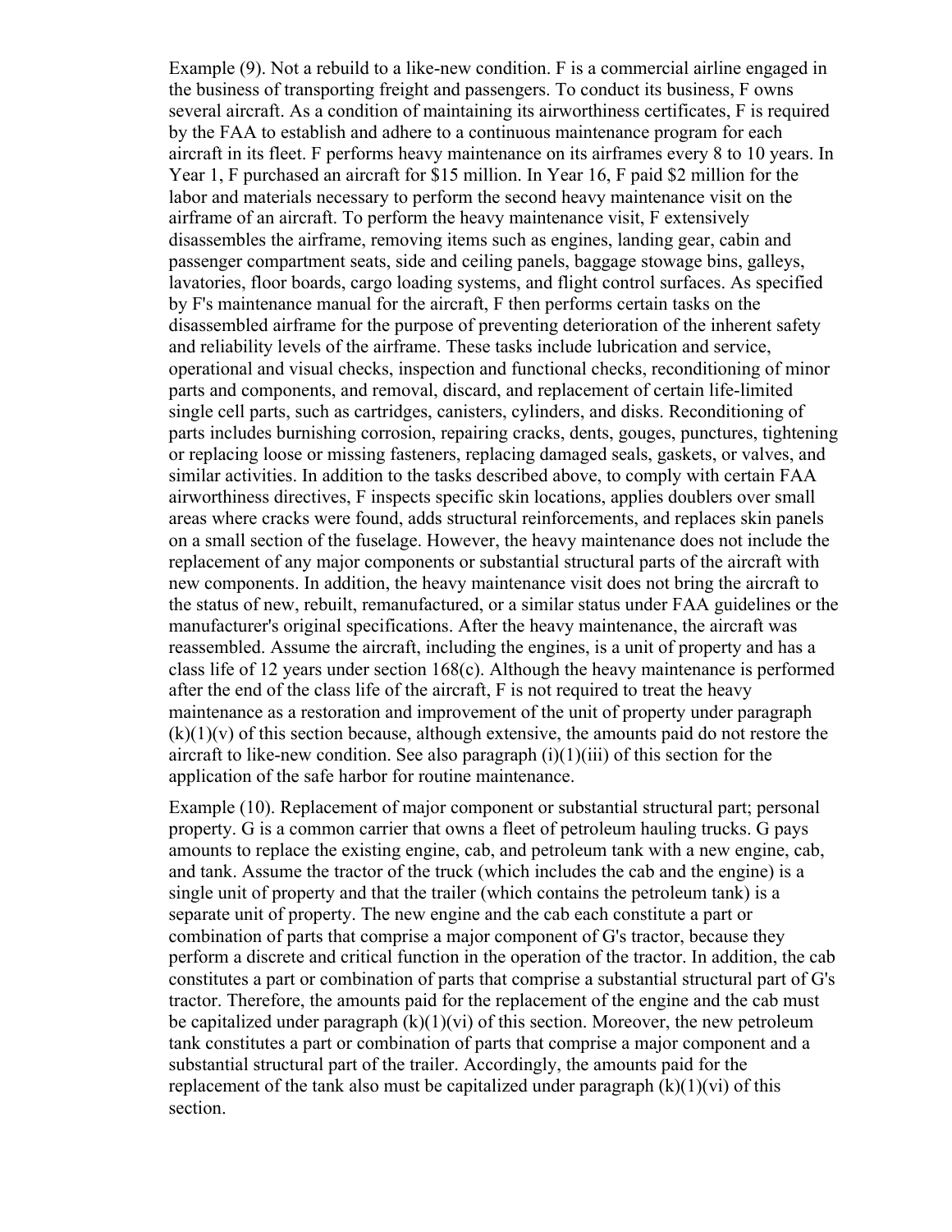Example (9). Not a rebuild to a like-new condition. F is a commercial airline engaged in the business of transporting freight and passengers. To conduct its business, F owns several aircraft. As a condition of maintaining its airworthiness certificates, F is required by the FAA to establish and adhere to a continuous maintenance program for each aircraft in its fleet. F performs heavy maintenance on its airframes every 8 to 10 years. In Year 1, F purchased an aircraft for $15 million. In Year 16, F paid $2 million for the labor and materials necessary to perform the second heavy maintenance visit on the airframe of an aircraft. To perform the heavy maintenance visit, F extensively disassembles the airframe, removing items such as engines, landing gear, cabin and passenger compartment seats, side and ceiling panels, baggage stowage bins, galleys, lavatories, floor boards, cargo loading systems, and flight control surfaces. As specified by F's maintenance manual for the aircraft, F then performs certain tasks on the disassembled airframe for the purpose of preventing deterioration of the inherent safety and reliability levels of the airframe. These tasks include lubrication and service, operational and visual checks, inspection and functional checks, reconditioning of minor parts and components, and removal, discard, and replacement of certain life-limited single cell parts, such as cartridges, canisters, cylinders, and disks. Reconditioning of parts includes burnishing corrosion, repairing cracks, dents, gouges, punctures, tightening or replacing loose or missing fasteners, replacing damaged seals, gaskets, or valves, and similar activities. In addition to the tasks described above, to comply with certain FAA airworthiness directives, F inspects specific skin locations, applies doublers over small areas where cracks were found, adds structural reinforcements, and replaces skin panels on a small section of the fuselage. However, the heavy maintenance does not include the replacement of any major components or substantial structural parts of the aircraft with new components. In addition, the heavy maintenance visit does not bring the aircraft to the status of new, rebuilt, remanufactured, or a similar status under FAA guidelines or the manufacturer's original specifications. After the heavy maintenance, the aircraft was reassembled. Assume the aircraft, including the engines, is a unit of property and has a class life of 12 years under section 168(c). Although the heavy maintenance is performed after the end of the class life of the aircraft, F is not required to treat the heavy maintenance as a restoration and improvement of the unit of property under paragraph (k)(1)(v) of this section because, although extensive, the amounts paid do not restore the aircraft to like-new condition. See also paragraph (i)(1)(iii) of this section for the application of the safe harbor for routine maintenance.

Example (10). Replacement of major component or substantial structural part; personal property. G is a common carrier that owns a fleet of petroleum hauling trucks. G pays amounts to replace the existing engine, cab, and petroleum tank with a new engine, cab, and tank. Assume the tractor of the truck (which includes the cab and the engine) is a single unit of property and that the trailer (which contains the petroleum tank) is a separate unit of property. The new engine and the cab each constitute a part or combination of parts that comprise a major component of G's tractor, because they perform a discrete and critical function in the operation of the tractor. In addition, the cab constitutes a part or combination of parts that comprise a substantial structural part of G's tractor. Therefore, the amounts paid for the replacement of the engine and the cab must be capitalized under paragraph (k)(1)(vi) of this section. Moreover, the new petroleum tank constitutes a part or combination of parts that comprise a major component and a substantial structural part of the trailer. Accordingly, the amounts paid for the replacement of the tank also must be capitalized under paragraph (k)(1)(vi) of this section.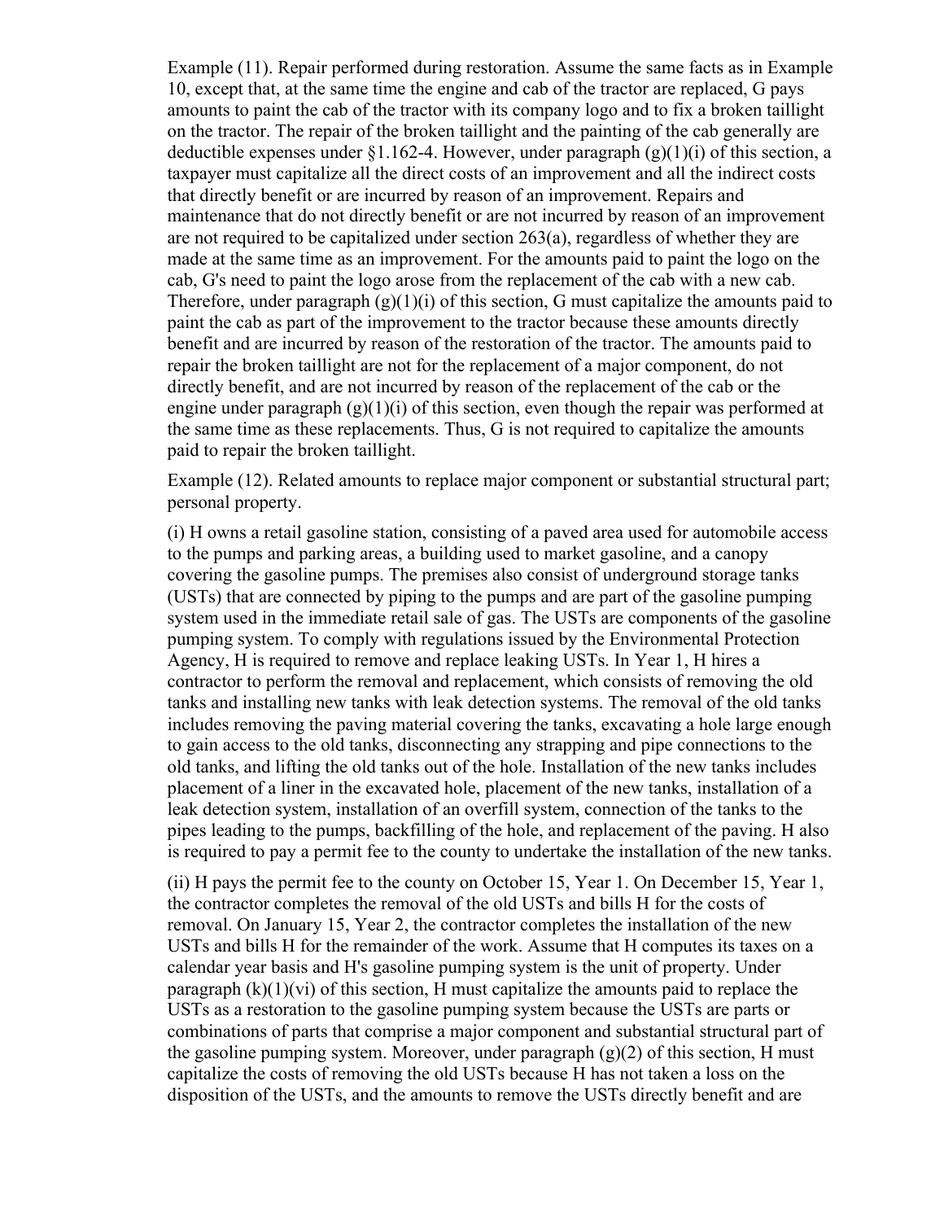Example (11). Repair performed during restoration. Assume the same facts as in Example 10, except that, at the same time the engine and cab of the tractor are replaced, G pays amounts to paint the cab of the tractor with its company logo and to fix a broken taillight on the tractor. The repair of the broken taillight and the painting of the cab generally are deductible expenses under §1.162-4. However, under paragraph (g)(1)(i) of this section, a taxpayer must capitalize all the direct costs of an improvement and all the indirect costs that directly benefit or are incurred by reason of an improvement. Repairs and maintenance that do not directly benefit or are not incurred by reason of an improvement are not required to be capitalized under section 263(a), regardless of whether they are made at the same time as an improvement. For the amounts paid to paint the logo on the cab, G's need to paint the logo arose from the replacement of the cab with a new cab. Therefore, under paragraph (g)(1)(i) of this section, G must capitalize the amounts paid to paint the cab as part of the improvement to the tractor because these amounts directly benefit and are incurred by reason of the restoration of the tractor. The amounts paid to repair the broken taillight are not for the replacement of a major component, do not directly benefit, and are not incurred by reason of the replacement of the cab or the engine under paragraph (g)(1)(i) of this section, even though the repair was performed at the same time as these replacements. Thus, G is not required to capitalize the amounts paid to repair the broken taillight.

Example (12). Related amounts to replace major component or substantial structural part; personal property.

(i) H owns a retail gasoline station, consisting of a paved area used for automobile access to the pumps and parking areas, a building used to market gasoline, and a canopy covering the gasoline pumps. The premises also consist of underground storage tanks (USTs) that are connected by piping to the pumps and are part of the gasoline pumping system used in the immediate retail sale of gas. The USTs are components of the gasoline pumping system. To comply with regulations issued by the Environmental Protection Agency, H is required to remove and replace leaking USTs. In Year 1, H hires a contractor to perform the removal and replacement, which consists of removing the old tanks and installing new tanks with leak detection systems. The removal of the old tanks includes removing the paving material covering the tanks, excavating a hole large enough to gain access to the old tanks, disconnecting any strapping and pipe connections to the old tanks, and lifting the old tanks out of the hole. Installation of the new tanks includes placement of a liner in the excavated hole, placement of the new tanks, installation of a leak detection system, installation of an overfill system, connection of the tanks to the pipes leading to the pumps, backfilling of the hole, and replacement of the paving. H also is required to pay a permit fee to the county to undertake the installation of the new tanks.

(ii) H pays the permit fee to the county on October 15, Year 1. On December 15, Year 1, the contractor completes the removal of the old USTs and bills H for the costs of removal. On January 15, Year 2, the contractor completes the installation of the new USTs and bills H for the remainder of the work. Assume that H computes its taxes on a calendar year basis and H's gasoline pumping system is the unit of property. Under paragraph (k)(1)(vi) of this section, H must capitalize the amounts paid to replace the USTs as a restoration to the gasoline pumping system because the USTs are parts or combinations of parts that comprise a major component and substantial structural part of the gasoline pumping system. Moreover, under paragraph (g)(2) of this section, H must capitalize the costs of removing the old USTs because H has not taken a loss on the disposition of the USTs, and the amounts to remove the USTs directly benefit and are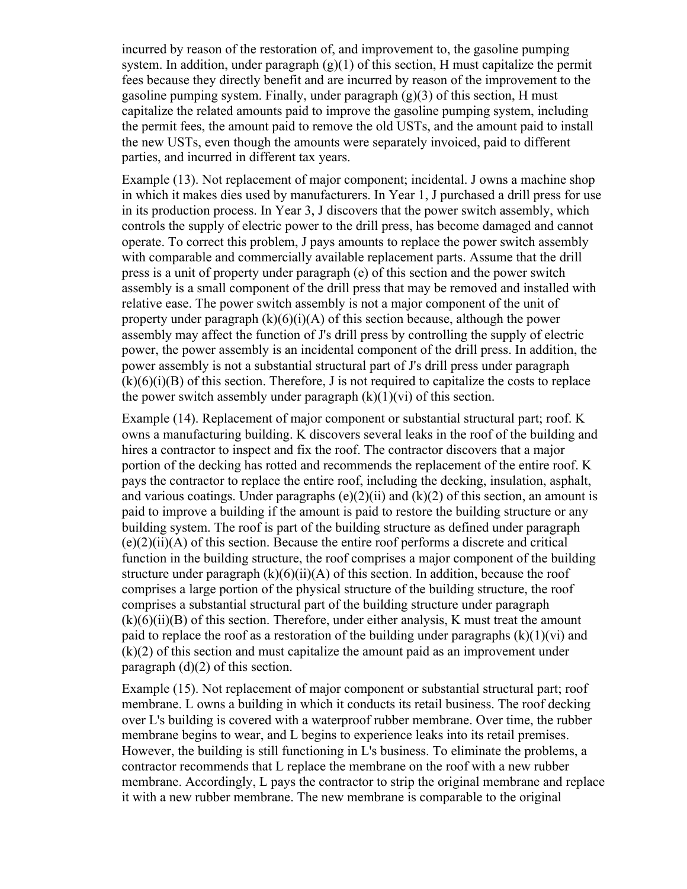incurred by reason of the restoration of, and improvement to, the gasoline pumping system. In addition, under paragraph (g)(1) of this section, H must capitalize the permit fees because they directly benefit and are incurred by reason of the improvement to the gasoline pumping system. Finally, under paragraph (g)(3) of this section, H must capitalize the related amounts paid to improve the gasoline pumping system, including the permit fees, the amount paid to remove the old USTs, and the amount paid to install the new USTs, even though the amounts were separately invoiced, paid to different parties, and incurred in different tax years.

Example (13). Not replacement of major component; incidental. J owns a machine shop in which it makes dies used by manufacturers. In Year 1, J purchased a drill press for use in its production process. In Year 3, J discovers that the power switch assembly, which controls the supply of electric power to the drill press, has become damaged and cannot operate. To correct this problem, J pays amounts to replace the power switch assembly with comparable and commercially available replacement parts. Assume that the drill press is a unit of property under paragraph (e) of this section and the power switch assembly is a small component of the drill press that may be removed and installed with relative ease. The power switch assembly is not a major component of the unit of property under paragraph (k)(6)(i)(A) of this section because, although the power assembly may affect the function of J's drill press by controlling the supply of electric power, the power assembly is an incidental component of the drill press. In addition, the power assembly is not a substantial structural part of J's drill press under paragraph (k)(6)(i)(B) of this section. Therefore, J is not required to capitalize the costs to replace the power switch assembly under paragraph (k)(1)(vi) of this section.

Example (14). Replacement of major component or substantial structural part; roof. K owns a manufacturing building. K discovers several leaks in the roof of the building and hires a contractor to inspect and fix the roof. The contractor discovers that a major portion of the decking has rotted and recommends the replacement of the entire roof. K pays the contractor to replace the entire roof, including the decking, insulation, asphalt, and various coatings. Under paragraphs (e)(2)(ii) and (k)(2) of this section, an amount is paid to improve a building if the amount is paid to restore the building structure or any building system. The roof is part of the building structure as defined under paragraph (e)(2)(ii)(A) of this section. Because the entire roof performs a discrete and critical function in the building structure, the roof comprises a major component of the building structure under paragraph (k)(6)(ii)(A) of this section. In addition, because the roof comprises a large portion of the physical structure of the building structure, the roof comprises a substantial structural part of the building structure under paragraph (k)(6)(ii)(B) of this section. Therefore, under either analysis, K must treat the amount paid to replace the roof as a restoration of the building under paragraphs (k)(1)(vi) and (k)(2) of this section and must capitalize the amount paid as an improvement under paragraph (d)(2) of this section.

Example (15). Not replacement of major component or substantial structural part; roof membrane. L owns a building in which it conducts its retail business. The roof decking over L's building is covered with a waterproof rubber membrane. Over time, the rubber membrane begins to wear, and L begins to experience leaks into its retail premises. However, the building is still functioning in L's business. To eliminate the problems, a contractor recommends that L replace the membrane on the roof with a new rubber membrane. Accordingly, L pays the contractor to strip the original membrane and replace it with a new rubber membrane. The new membrane is comparable to the original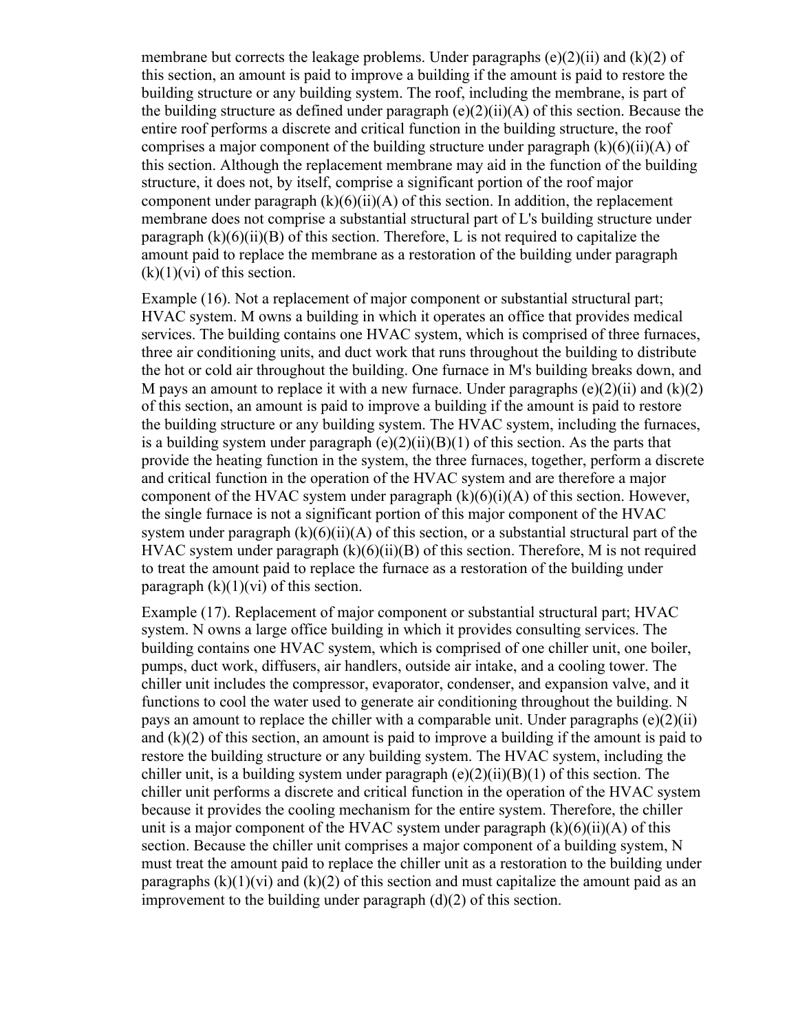membrane but corrects the leakage problems. Under paragraphs (e)(2)(ii) and (k)(2) of this section, an amount is paid to improve a building if the amount is paid to restore the building structure or any building system. The roof, including the membrane, is part of the building structure as defined under paragraph (e)(2)(ii)(A) of this section. Because the entire roof performs a discrete and critical function in the building structure, the roof comprises a major component of the building structure under paragraph (k)(6)(ii)(A) of this section. Although the replacement membrane may aid in the function of the building structure, it does not, by itself, comprise a significant portion of the roof major component under paragraph (k)(6)(ii)(A) of this section. In addition, the replacement membrane does not comprise a substantial structural part of L's building structure under paragraph (k)(6)(ii)(B) of this section. Therefore, L is not required to capitalize the amount paid to replace the membrane as a restoration of the building under paragraph (k)(1)(vi) of this section.

Example (16). Not a replacement of major component or substantial structural part; HVAC system. M owns a building in which it operates an office that provides medical services. The building contains one HVAC system, which is comprised of three furnaces, three air conditioning units, and duct work that runs throughout the building to distribute the hot or cold air throughout the building. One furnace in M's building breaks down, and M pays an amount to replace it with a new furnace. Under paragraphs (e)(2)(ii) and (k)(2) of this section, an amount is paid to improve a building if the amount is paid to restore the building structure or any building system. The HVAC system, including the furnaces, is a building system under paragraph (e)(2)(ii)(B)(1) of this section. As the parts that provide the heating function in the system, the three furnaces, together, perform a discrete and critical function in the operation of the HVAC system and are therefore a major component of the HVAC system under paragraph (k)(6)(i)(A) of this section. However, the single furnace is not a significant portion of this major component of the HVAC system under paragraph (k)(6)(ii)(A) of this section, or a substantial structural part of the HVAC system under paragraph (k)(6)(ii)(B) of this section. Therefore, M is not required to treat the amount paid to replace the furnace as a restoration of the building under paragraph (k)(1)(vi) of this section.

Example (17). Replacement of major component or substantial structural part; HVAC system. N owns a large office building in which it provides consulting services. The building contains one HVAC system, which is comprised of one chiller unit, one boiler, pumps, duct work, diffusers, air handlers, outside air intake, and a cooling tower. The chiller unit includes the compressor, evaporator, condenser, and expansion valve, and it functions to cool the water used to generate air conditioning throughout the building. N pays an amount to replace the chiller with a comparable unit. Under paragraphs (e)(2)(ii) and (k)(2) of this section, an amount is paid to improve a building if the amount is paid to restore the building structure or any building system. The HVAC system, including the chiller unit, is a building system under paragraph (e)(2)(ii)(B)(1) of this section. The chiller unit performs a discrete and critical function in the operation of the HVAC system because it provides the cooling mechanism for the entire system. Therefore, the chiller unit is a major component of the HVAC system under paragraph (k)(6)(ii)(A) of this section. Because the chiller unit comprises a major component of a building system, N must treat the amount paid to replace the chiller unit as a restoration to the building under paragraphs (k)(1)(vi) and (k)(2) of this section and must capitalize the amount paid as an improvement to the building under paragraph (d)(2) of this section.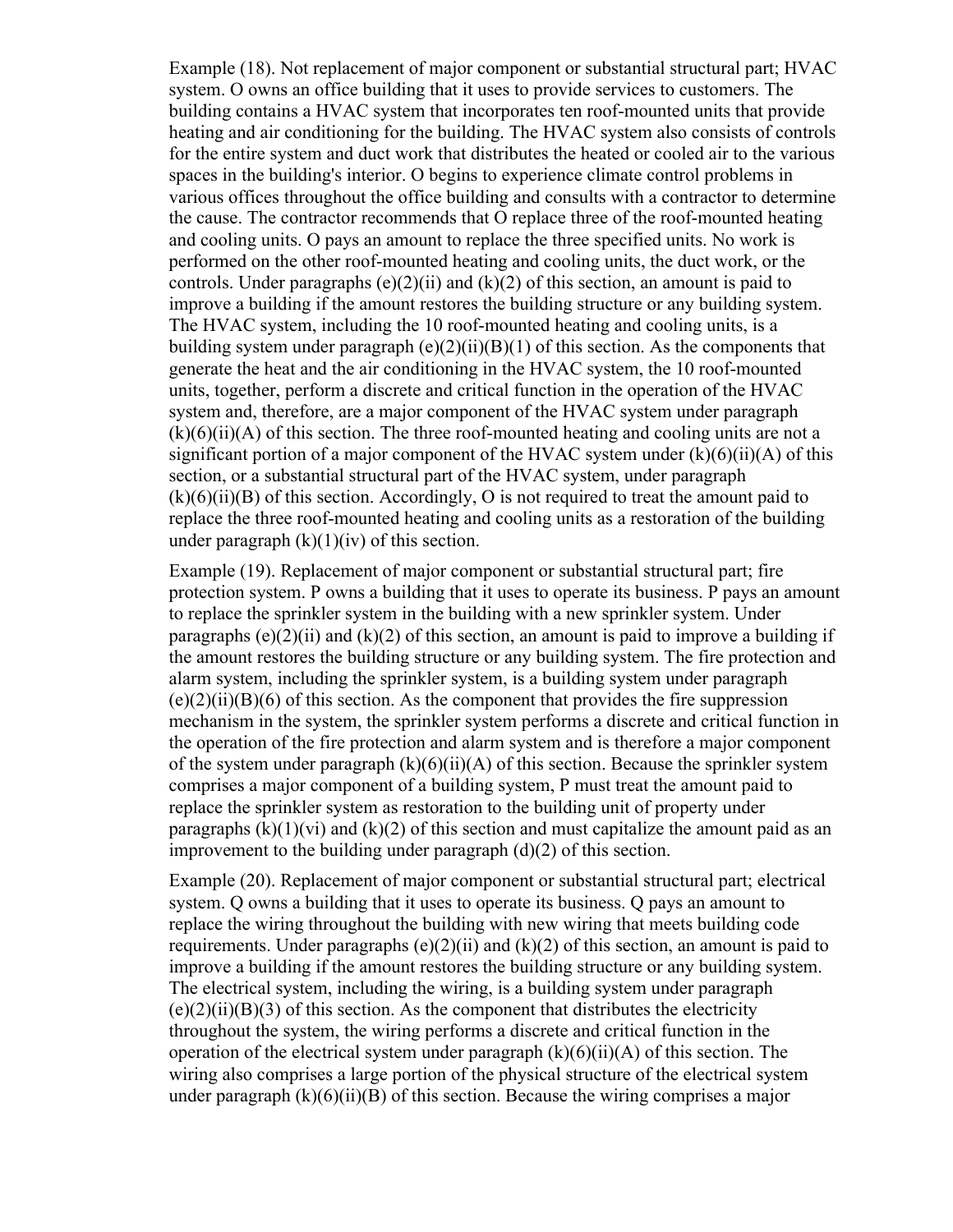Example (18). Not replacement of major component or substantial structural part; HVAC system. O owns an office building that it uses to provide services to customers. The building contains a HVAC system that incorporates ten roof-mounted units that provide heating and air conditioning for the building. The HVAC system also consists of controls for the entire system and duct work that distributes the heated or cooled air to the various spaces in the building's interior. O begins to experience climate control problems in various offices throughout the office building and consults with a contractor to determine the cause. The contractor recommends that O replace three of the roof-mounted heating and cooling units. O pays an amount to replace the three specified units. No work is performed on the other roof-mounted heating and cooling units, the duct work, or the controls. Under paragraphs (e)(2)(ii) and (k)(2) of this section, an amount is paid to improve a building if the amount restores the building structure or any building system. The HVAC system, including the 10 roof-mounted heating and cooling units, is a building system under paragraph (e)(2)(ii)(B)(1) of this section. As the components that generate the heat and the air conditioning in the HVAC system, the 10 roof-mounted units, together, perform a discrete and critical function in the operation of the HVAC system and, therefore, are a major component of the HVAC system under paragraph (k)(6)(ii)(A) of this section. The three roof-mounted heating and cooling units are not a significant portion of a major component of the HVAC system under (k)(6)(ii)(A) of this section, or a substantial structural part of the HVAC system, under paragraph (k)(6)(ii)(B) of this section. Accordingly, O is not required to treat the amount paid to replace the three roof-mounted heating and cooling units as a restoration of the building under paragraph (k)(1)(iv) of this section.

Example (19). Replacement of major component or substantial structural part; fire protection system. P owns a building that it uses to operate its business. P pays an amount to replace the sprinkler system in the building with a new sprinkler system. Under paragraphs (e)(2)(ii) and (k)(2) of this section, an amount is paid to improve a building if the amount restores the building structure or any building system. The fire protection and alarm system, including the sprinkler system, is a building system under paragraph (e)(2)(ii)(B)(6) of this section. As the component that provides the fire suppression mechanism in the system, the sprinkler system performs a discrete and critical function in the operation of the fire protection and alarm system and is therefore a major component of the system under paragraph (k)(6)(ii)(A) of this section. Because the sprinkler system comprises a major component of a building system, P must treat the amount paid to replace the sprinkler system as restoration to the building unit of property under paragraphs (k)(1)(vi) and (k)(2) of this section and must capitalize the amount paid as an improvement to the building under paragraph (d)(2) of this section.

Example (20). Replacement of major component or substantial structural part; electrical system. Q owns a building that it uses to operate its business. Q pays an amount to replace the wiring throughout the building with new wiring that meets building code requirements. Under paragraphs (e)(2)(ii) and (k)(2) of this section, an amount is paid to improve a building if the amount restores the building structure or any building system. The electrical system, including the wiring, is a building system under paragraph (e)(2)(ii)(B)(3) of this section. As the component that distributes the electricity throughout the system, the wiring performs a discrete and critical function in the operation of the electrical system under paragraph (k)(6)(ii)(A) of this section. The wiring also comprises a large portion of the physical structure of the electrical system under paragraph (k)(6)(ii)(B) of this section. Because the wiring comprises a major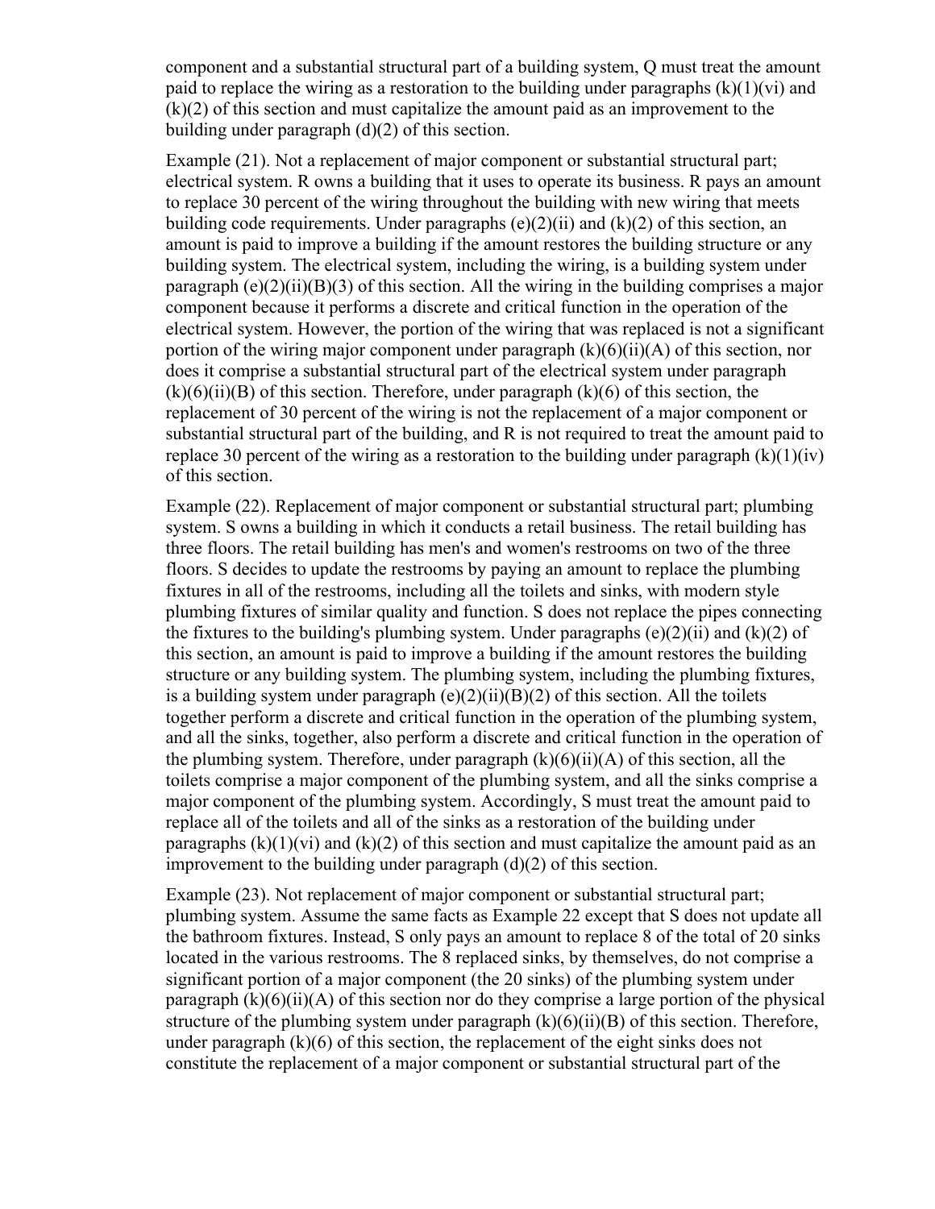component and a substantial structural part of a building system, Q must treat the amount paid to replace the wiring as a restoration to the building under paragraphs (k)(1)(vi) and (k)(2) of this section and must capitalize the amount paid as an improvement to the building under paragraph (d)(2) of this section.

Example (21). Not a replacement of major component or substantial structural part; electrical system. R owns a building that it uses to operate its business. R pays an amount to replace 30 percent of the wiring throughout the building with new wiring that meets building code requirements. Under paragraphs (e)(2)(ii) and (k)(2) of this section, an amount is paid to improve a building if the amount restores the building structure or any building system. The electrical system, including the wiring, is a building system under paragraph (e)(2)(ii)(B)(3) of this section. All the wiring in the building comprises a major component because it performs a discrete and critical function in the operation of the electrical system. However, the portion of the wiring that was replaced is not a significant portion of the wiring major component under paragraph (k)(6)(ii)(A) of this section, nor does it comprise a substantial structural part of the electrical system under paragraph (k)(6)(ii)(B) of this section. Therefore, under paragraph (k)(6) of this section, the replacement of 30 percent of the wiring is not the replacement of a major component or substantial structural part of the building, and R is not required to treat the amount paid to replace 30 percent of the wiring as a restoration to the building under paragraph (k)(1)(iv) of this section.

Example (22). Replacement of major component or substantial structural part; plumbing system. S owns a building in which it conducts a retail business. The retail building has three floors. The retail building has men's and women's restrooms on two of the three floors. S decides to update the restrooms by paying an amount to replace the plumbing fixtures in all of the restrooms, including all the toilets and sinks, with modern style plumbing fixtures of similar quality and function. S does not replace the pipes connecting the fixtures to the building's plumbing system. Under paragraphs (e)(2)(ii) and (k)(2) of this section, an amount is paid to improve a building if the amount restores the building structure or any building system. The plumbing system, including the plumbing fixtures, is a building system under paragraph (e)(2)(ii)(B)(2) of this section. All the toilets together perform a discrete and critical function in the operation of the plumbing system, and all the sinks, together, also perform a discrete and critical function in the operation of the plumbing system. Therefore, under paragraph (k)(6)(ii)(A) of this section, all the toilets comprise a major component of the plumbing system, and all the sinks comprise a major component of the plumbing system. Accordingly, S must treat the amount paid to replace all of the toilets and all of the sinks as a restoration of the building under paragraphs (k)(1)(vi) and (k)(2) of this section and must capitalize the amount paid as an improvement to the building under paragraph (d)(2) of this section.

Example (23). Not replacement of major component or substantial structural part; plumbing system. Assume the same facts as Example 22 except that S does not update all the bathroom fixtures. Instead, S only pays an amount to replace 8 of the total of 20 sinks located in the various restrooms. The 8 replaced sinks, by themselves, do not comprise a significant portion of a major component (the 20 sinks) of the plumbing system under paragraph (k)(6)(ii)(A) of this section nor do they comprise a large portion of the physical structure of the plumbing system under paragraph (k)(6)(ii)(B) of this section. Therefore, under paragraph (k)(6) of this section, the replacement of the eight sinks does not constitute the replacement of a major component or substantial structural part of the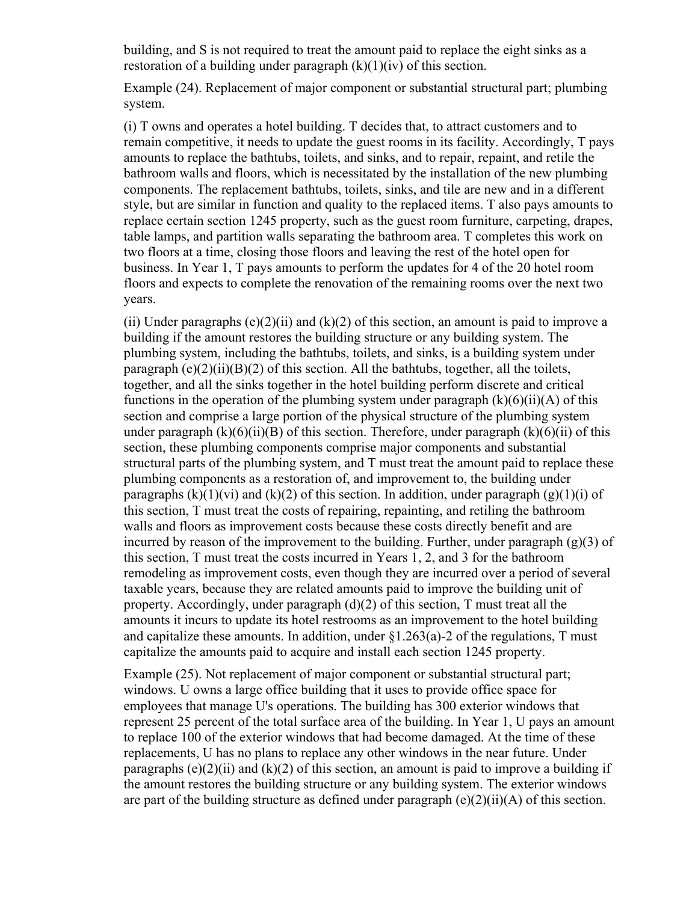building, and S is not required to treat the amount paid to replace the eight sinks as a restoration of a building under paragraph (k)(1)(iv) of this section.

Example (24). Replacement of major component or substantial structural part; plumbing system.

(i) T owns and operates a hotel building. T decides that, to attract customers and to remain competitive, it needs to update the guest rooms in its facility. Accordingly, T pays amounts to replace the bathtubs, toilets, and sinks, and to repair, repaint, and retile the bathroom walls and floors, which is necessitated by the installation of the new plumbing components. The replacement bathtubs, toilets, sinks, and tile are new and in a different style, but are similar in function and quality to the replaced items. T also pays amounts to replace certain section 1245 property, such as the guest room furniture, carpeting, drapes, table lamps, and partition walls separating the bathroom area. T completes this work on two floors at a time, closing those floors and leaving the rest of the hotel open for business. In Year 1, T pays amounts to perform the updates for 4 of the 20 hotel room floors and expects to complete the renovation of the remaining rooms over the next two years.

(ii) Under paragraphs (e)(2)(ii) and (k)(2) of this section, an amount is paid to improve a building if the amount restores the building structure or any building system. The plumbing system, including the bathtubs, toilets, and sinks, is a building system under paragraph (e)(2)(ii)(B)(2) of this section. All the bathtubs, together, all the toilets, together, and all the sinks together in the hotel building perform discrete and critical functions in the operation of the plumbing system under paragraph (k)(6)(ii)(A) of this section and comprise a large portion of the physical structure of the plumbing system under paragraph (k)(6)(ii)(B) of this section. Therefore, under paragraph (k)(6)(ii) of this section, these plumbing components comprise major components and substantial structural parts of the plumbing system, and T must treat the amount paid to replace these plumbing components as a restoration of, and improvement to, the building under paragraphs (k)(1)(vi) and (k)(2) of this section. In addition, under paragraph (g)(1)(i) of this section, T must treat the costs of repairing, repainting, and retiling the bathroom walls and floors as improvement costs because these costs directly benefit and are incurred by reason of the improvement to the building. Further, under paragraph (g)(3) of this section, T must treat the costs incurred in Years 1, 2, and 3 for the bathroom remodeling as improvement costs, even though they are incurred over a period of several taxable years, because they are related amounts paid to improve the building unit of property. Accordingly, under paragraph (d)(2) of this section, T must treat all the amounts it incurs to update its hotel restrooms as an improvement to the hotel building and capitalize these amounts. In addition, under §1.263(a)-2 of the regulations, T must capitalize the amounts paid to acquire and install each section 1245 property.

Example (25). Not replacement of major component or substantial structural part; windows. U owns a large office building that it uses to provide office space for employees that manage U's operations. The building has 300 exterior windows that represent 25 percent of the total surface area of the building. In Year 1, U pays an amount to replace 100 of the exterior windows that had become damaged. At the time of these replacements, U has no plans to replace any other windows in the near future. Under paragraphs (e)(2)(ii) and (k)(2) of this section, an amount is paid to improve a building if the amount restores the building structure or any building system. The exterior windows are part of the building structure as defined under paragraph (e)(2)(ii)(A) of this section.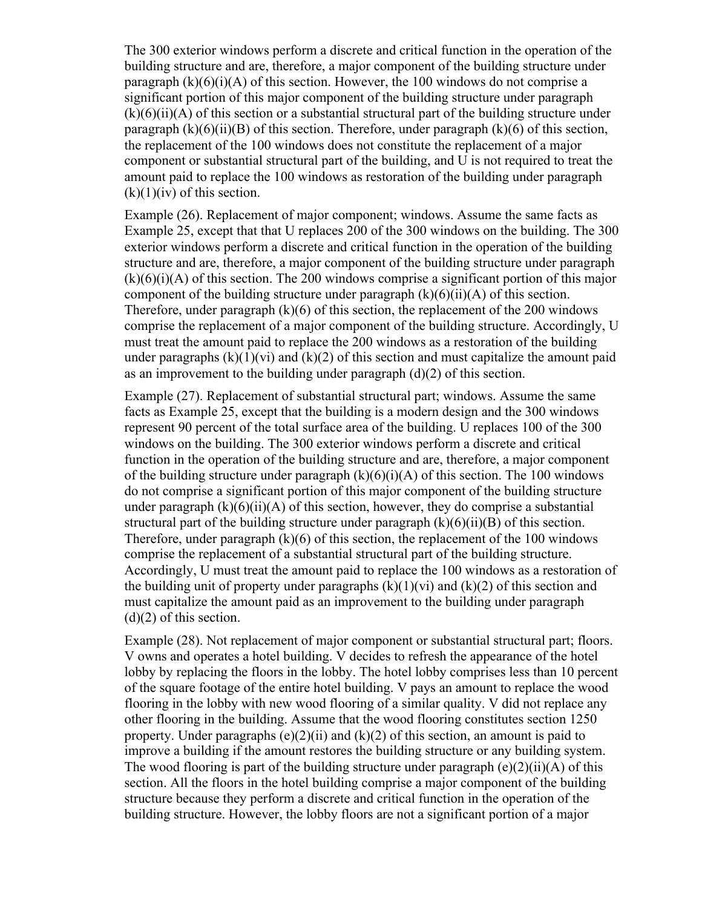The 300 exterior windows perform a discrete and critical function in the operation of the building structure and are, therefore, a major component of the building structure under paragraph (k)(6)(i)(A) of this section. However, the 100 windows do not comprise a significant portion of this major component of the building structure under paragraph (k)(6)(ii)(A) of this section or a substantial structural part of the building structure under paragraph (k)(6)(ii)(B) of this section. Therefore, under paragraph (k)(6) of this section, the replacement of the 100 windows does not constitute the replacement of a major component or substantial structural part of the building, and U is not required to treat the amount paid to replace the 100 windows as restoration of the building under paragraph (k)(1)(iv) of this section.

Example (26). Replacement of major component; windows. Assume the same facts as Example 25, except that that U replaces 200 of the 300 windows on the building. The 300 exterior windows perform a discrete and critical function in the operation of the building structure and are, therefore, a major component of the building structure under paragraph (k)(6)(i)(A) of this section. The 200 windows comprise a significant portion of this major component of the building structure under paragraph (k)(6)(ii)(A) of this section. Therefore, under paragraph (k)(6) of this section, the replacement of the 200 windows comprise the replacement of a major component of the building structure. Accordingly, U must treat the amount paid to replace the 200 windows as a restoration of the building under paragraphs (k)(1)(vi) and (k)(2) of this section and must capitalize the amount paid as an improvement to the building under paragraph (d)(2) of this section.

Example (27). Replacement of substantial structural part; windows. Assume the same facts as Example 25, except that the building is a modern design and the 300 windows represent 90 percent of the total surface area of the building. U replaces 100 of the 300 windows on the building. The 300 exterior windows perform a discrete and critical function in the operation of the building structure and are, therefore, a major component of the building structure under paragraph (k)(6)(i)(A) of this section. The 100 windows do not comprise a significant portion of this major component of the building structure under paragraph (k)(6)(ii)(A) of this section, however, they do comprise a substantial structural part of the building structure under paragraph (k)(6)(ii)(B) of this section. Therefore, under paragraph (k)(6) of this section, the replacement of the 100 windows comprise the replacement of a substantial structural part of the building structure. Accordingly, U must treat the amount paid to replace the 100 windows as a restoration of the building unit of property under paragraphs (k)(1)(vi) and (k)(2) of this section and must capitalize the amount paid as an improvement to the building under paragraph (d)(2) of this section.

Example (28). Not replacement of major component or substantial structural part; floors. V owns and operates a hotel building. V decides to refresh the appearance of the hotel lobby by replacing the floors in the lobby. The hotel lobby comprises less than 10 percent of the square footage of the entire hotel building. V pays an amount to replace the wood flooring in the lobby with new wood flooring of a similar quality. V did not replace any other flooring in the building. Assume that the wood flooring constitutes section 1250 property. Under paragraphs (e)(2)(ii) and (k)(2) of this section, an amount is paid to improve a building if the amount restores the building structure or any building system. The wood flooring is part of the building structure under paragraph (e)(2)(ii)(A) of this section. All the floors in the hotel building comprise a major component of the building structure because they perform a discrete and critical function in the operation of the building structure. However, the lobby floors are not a significant portion of a major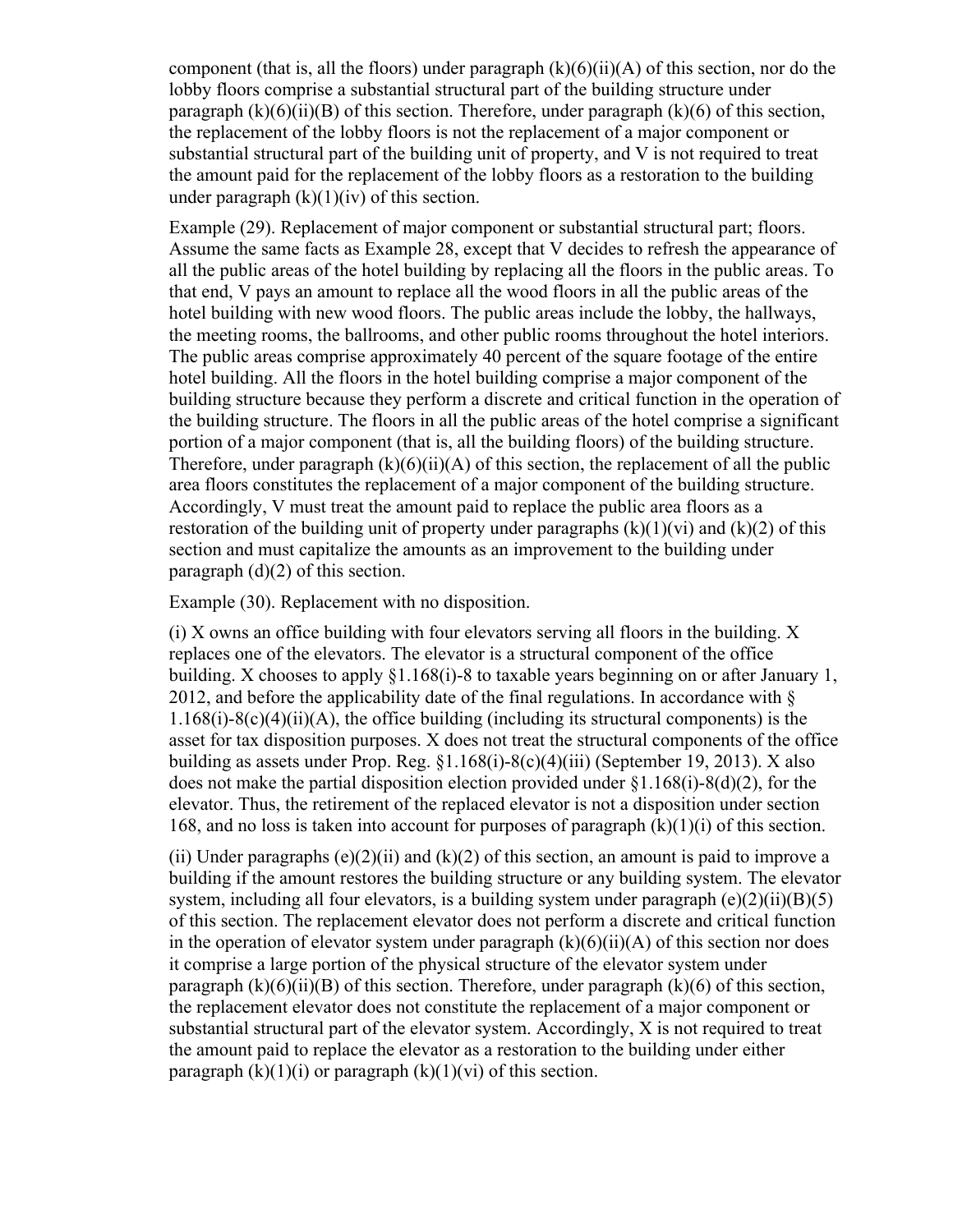component (that is, all the floors) under paragraph (k)(6)(ii)(A) of this section, nor do the lobby floors comprise a substantial structural part of the building structure under paragraph (k)(6)(ii)(B) of this section. Therefore, under paragraph (k)(6) of this section, the replacement of the lobby floors is not the replacement of a major component or substantial structural part of the building unit of property, and V is not required to treat the amount paid for the replacement of the lobby floors as a restoration to the building under paragraph (k)(1)(iv) of this section.

Example (29). Replacement of major component or substantial structural part; floors. Assume the same facts as Example 28, except that V decides to refresh the appearance of all the public areas of the hotel building by replacing all the floors in the public areas. To that end, V pays an amount to replace all the wood floors in all the public areas of the hotel building with new wood floors. The public areas include the lobby, the hallways, the meeting rooms, the ballrooms, and other public rooms throughout the hotel interiors. The public areas comprise approximately 40 percent of the square footage of the entire hotel building. All the floors in the hotel building comprise a major component of the building structure because they perform a discrete and critical function in the operation of the building structure. The floors in all the public areas of the hotel comprise a significant portion of a major component (that is, all the building floors) of the building structure. Therefore, under paragraph (k)(6)(ii)(A) of this section, the replacement of all the public area floors constitutes the replacement of a major component of the building structure. Accordingly, V must treat the amount paid to replace the public area floors as a restoration of the building unit of property under paragraphs (k)(1)(vi) and (k)(2) of this section and must capitalize the amounts as an improvement to the building under paragraph (d)(2) of this section.

Example (30). Replacement with no disposition.

(i) X owns an office building with four elevators serving all floors in the building. X replaces one of the elevators. The elevator is a structural component of the office building. X chooses to apply §1.168(i)-8 to taxable years beginning on or after January 1, 2012, and before the applicability date of the final regulations. In accordance with § 1.168(i)-8(c)(4)(ii)(A), the office building (including its structural components) is the asset for tax disposition purposes. X does not treat the structural components of the office building as assets under Prop. Reg. §1.168(i)-8(c)(4)(iii) (September 19, 2013). X also does not make the partial disposition election provided under §1.168(i)-8(d)(2), for the elevator. Thus, the retirement of the replaced elevator is not a disposition under section 168, and no loss is taken into account for purposes of paragraph (k)(1)(i) of this section.

(ii) Under paragraphs (e)(2)(ii) and (k)(2) of this section, an amount is paid to improve a building if the amount restores the building structure or any building system. The elevator system, including all four elevators, is a building system under paragraph (e)(2)(ii)(B)(5) of this section. The replacement elevator does not perform a discrete and critical function in the operation of elevator system under paragraph (k)(6)(ii)(A) of this section nor does it comprise a large portion of the physical structure of the elevator system under paragraph (k)(6)(ii)(B) of this section. Therefore, under paragraph (k)(6) of this section, the replacement elevator does not constitute the replacement of a major component or substantial structural part of the elevator system. Accordingly, X is not required to treat the amount paid to replace the elevator as a restoration to the building under either paragraph (k)(1)(i) or paragraph (k)(1)(vi) of this section.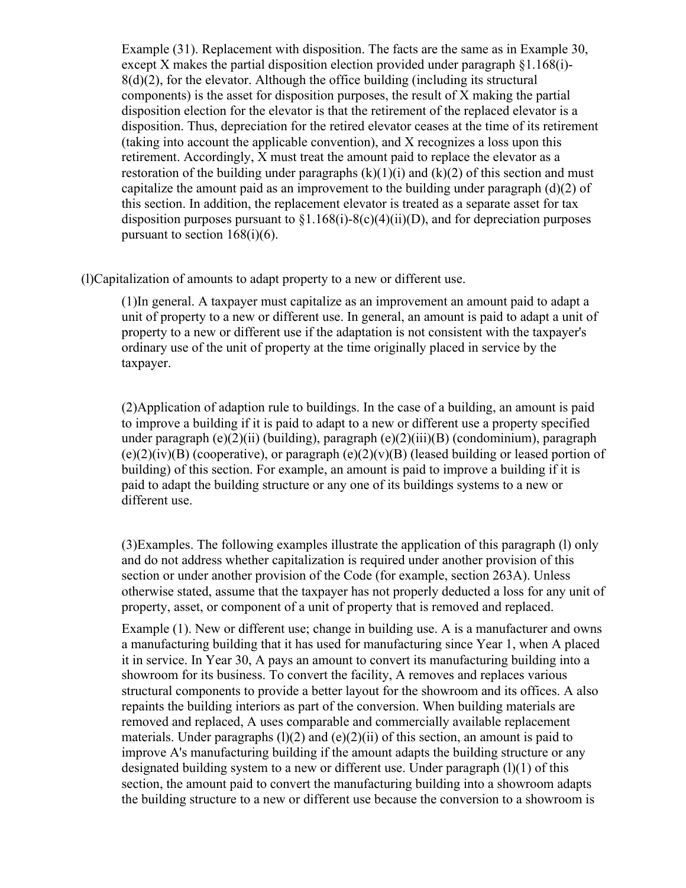Example (31). Replacement with disposition. The facts are the same as in Example 30, except X makes the partial disposition election provided under paragraph §1.168(i)-8(d)(2), for the elevator. Although the office building (including its structural components) is the asset for disposition purposes, the result of X making the partial disposition election for the elevator is that the retirement of the replaced elevator is a disposition. Thus, depreciation for the retired elevator ceases at the time of its retirement (taking into account the applicable convention), and X recognizes a loss upon this retirement. Accordingly, X must treat the amount paid to replace the elevator as a restoration of the building under paragraphs (k)(1)(i) and (k)(2) of this section and must capitalize the amount paid as an improvement to the building under paragraph (d)(2) of this section. In addition, the replacement elevator is treated as a separate asset for tax disposition purposes pursuant to §1.168(i)-8(c)(4)(ii)(D), and for depreciation purposes pursuant to section 168(i)(6).

(l)Capitalization of amounts to adapt property to a new or different use.

(1)In general. A taxpayer must capitalize as an improvement an amount paid to adapt a unit of property to a new or different use. In general, an amount is paid to adapt a unit of property to a new or different use if the adaptation is not consistent with the taxpayer's ordinary use of the unit of property at the time originally placed in service by the taxpayer.

(2)Application of adaption rule to buildings. In the case of a building, an amount is paid to improve a building if it is paid to adapt to a new or different use a property specified under paragraph (e)(2)(ii) (building), paragraph (e)(2)(iii)(B) (condominium), paragraph (e)(2)(iv)(B) (cooperative), or paragraph (e)(2)(v)(B) (leased building or leased portion of building) of this section. For example, an amount is paid to improve a building if it is paid to adapt the building structure or any one of its buildings systems to a new or different use.

(3)Examples. The following examples illustrate the application of this paragraph (l) only and do not address whether capitalization is required under another provision of this section or under another provision of the Code (for example, section 263A). Unless otherwise stated, assume that the taxpayer has not properly deducted a loss for any unit of property, asset, or component of a unit of property that is removed and replaced.

Example (1). New or different use; change in building use. A is a manufacturer and owns a manufacturing building that it has used for manufacturing since Year 1, when A placed it in service. In Year 30, A pays an amount to convert its manufacturing building into a showroom for its business. To convert the facility, A removes and replaces various structural components to provide a better layout for the showroom and its offices. A also repaints the building interiors as part of the conversion. When building materials are removed and replaced, A uses comparable and commercially available replacement materials. Under paragraphs (l)(2) and (e)(2)(ii) of this section, an amount is paid to improve A's manufacturing building if the amount adapts the building structure or any designated building system to a new or different use. Under paragraph (l)(1) of this section, the amount paid to convert the manufacturing building into a showroom adapts the building structure to a new or different use because the conversion to a showroom is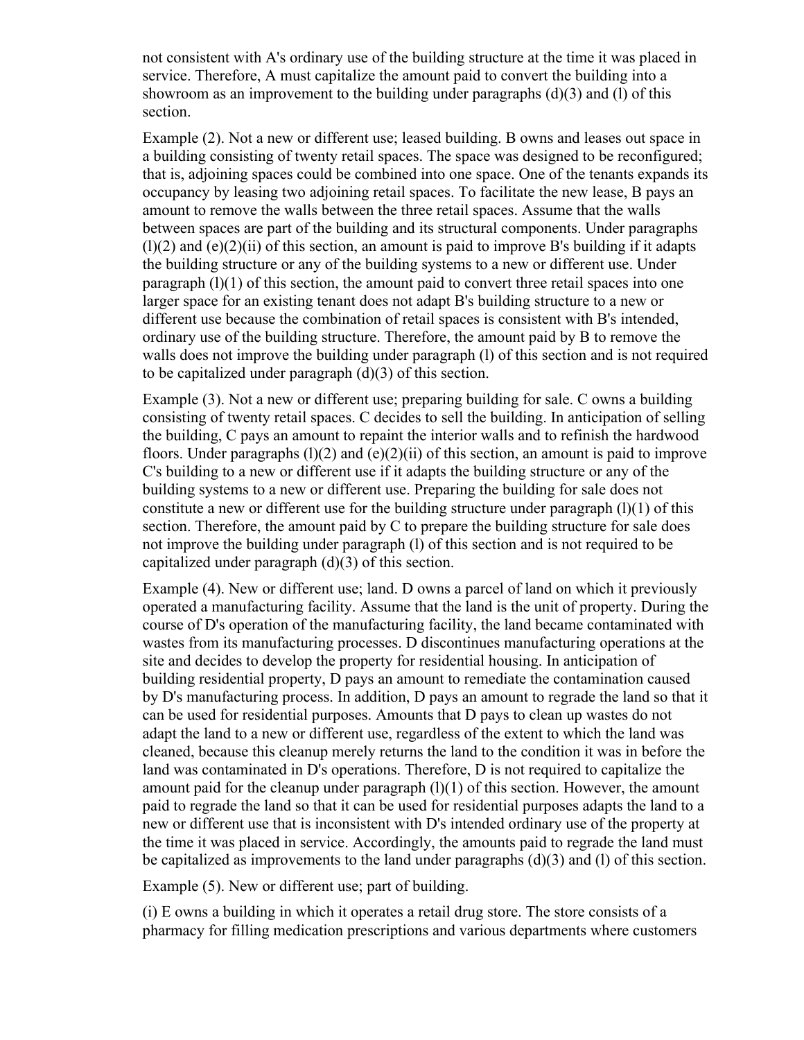not consistent with A's ordinary use of the building structure at the time it was placed in service. Therefore, A must capitalize the amount paid to convert the building into a showroom as an improvement to the building under paragraphs (d)(3) and (l) of this section.

Example (2). Not a new or different use; leased building. B owns and leases out space in a building consisting of twenty retail spaces. The space was designed to be reconfigured; that is, adjoining spaces could be combined into one space. One of the tenants expands its occupancy by leasing two adjoining retail spaces. To facilitate the new lease, B pays an amount to remove the walls between the three retail spaces. Assume that the walls between spaces are part of the building and its structural components. Under paragraphs (l)(2) and (e)(2)(ii) of this section, an amount is paid to improve B's building if it adapts the building structure or any of the building systems to a new or different use. Under paragraph (l)(1) of this section, the amount paid to convert three retail spaces into one larger space for an existing tenant does not adapt B's building structure to a new or different use because the combination of retail spaces is consistent with B's intended, ordinary use of the building structure. Therefore, the amount paid by B to remove the walls does not improve the building under paragraph (l) of this section and is not required to be capitalized under paragraph (d)(3) of this section.

Example (3). Not a new or different use; preparing building for sale. C owns a building consisting of twenty retail spaces. C decides to sell the building. In anticipation of selling the building, C pays an amount to repaint the interior walls and to refinish the hardwood floors. Under paragraphs (l)(2) and (e)(2)(ii) of this section, an amount is paid to improve C's building to a new or different use if it adapts the building structure or any of the building systems to a new or different use. Preparing the building for sale does not constitute a new or different use for the building structure under paragraph (l)(1) of this section. Therefore, the amount paid by C to prepare the building structure for sale does not improve the building under paragraph (l) of this section and is not required to be capitalized under paragraph (d)(3) of this section.

Example (4). New or different use; land. D owns a parcel of land on which it previously operated a manufacturing facility. Assume that the land is the unit of property. During the course of D's operation of the manufacturing facility, the land became contaminated with wastes from its manufacturing processes. D discontinues manufacturing operations at the site and decides to develop the property for residential housing. In anticipation of building residential property, D pays an amount to remediate the contamination caused by D's manufacturing process. In addition, D pays an amount to regrade the land so that it can be used for residential purposes. Amounts that D pays to clean up wastes do not adapt the land to a new or different use, regardless of the extent to which the land was cleaned, because this cleanup merely returns the land to the condition it was in before the land was contaminated in D's operations. Therefore, D is not required to capitalize the amount paid for the cleanup under paragraph (l)(1) of this section. However, the amount paid to regrade the land so that it can be used for residential purposes adapts the land to a new or different use that is inconsistent with D's intended ordinary use of the property at the time it was placed in service. Accordingly, the amounts paid to regrade the land must be capitalized as improvements to the land under paragraphs (d)(3) and (l) of this section.

Example (5). New or different use; part of building.

(i) E owns a building in which it operates a retail drug store. The store consists of a pharmacy for filling medication prescriptions and various departments where customers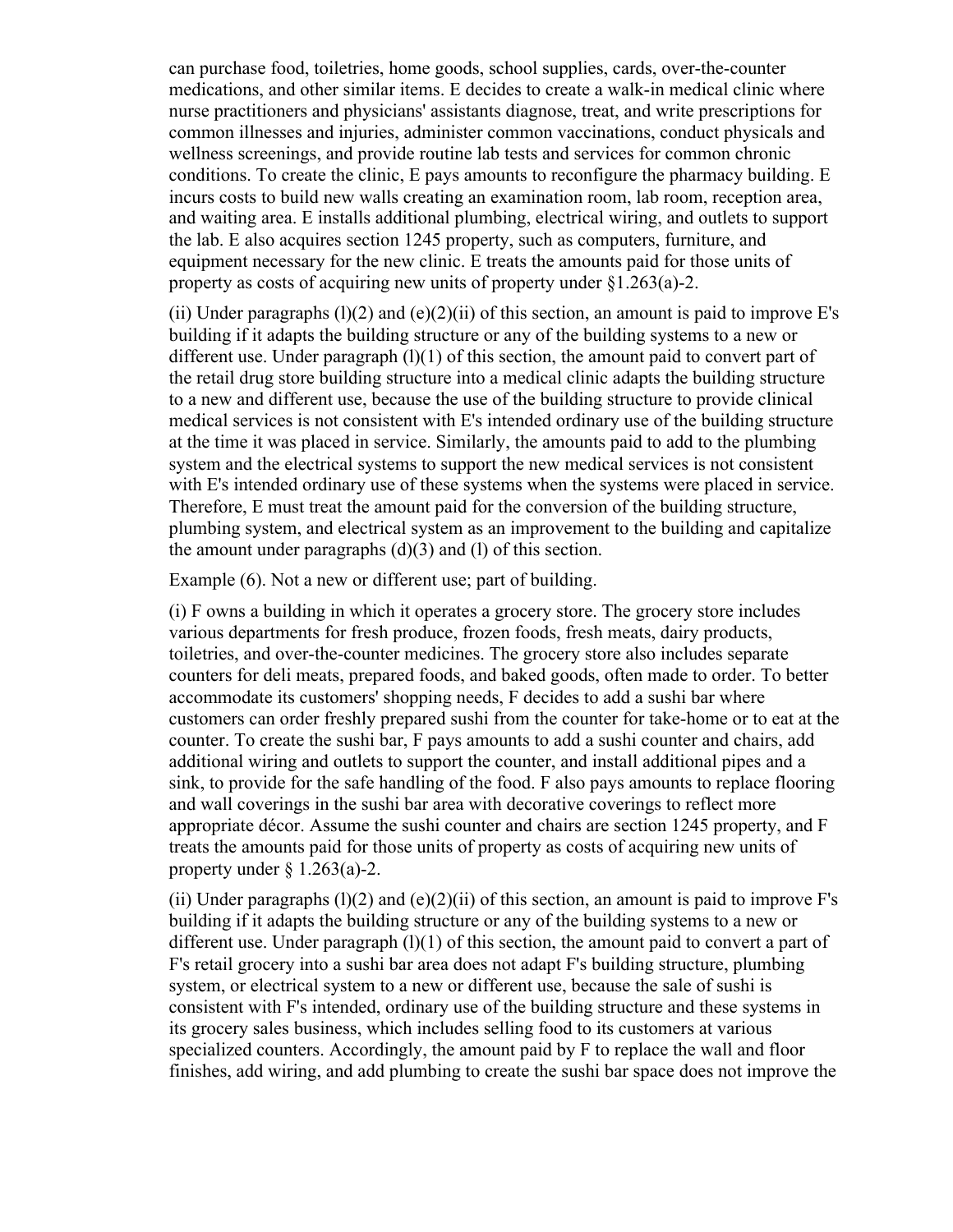can purchase food, toiletries, home goods, school supplies, cards, over-the-counter medications, and other similar items. E decides to create a walk-in medical clinic where nurse practitioners and physicians' assistants diagnose, treat, and write prescriptions for common illnesses and injuries, administer common vaccinations, conduct physicals and wellness screenings, and provide routine lab tests and services for common chronic conditions. To create the clinic, E pays amounts to reconfigure the pharmacy building. E incurs costs to build new walls creating an examination room, lab room, reception area, and waiting area. E installs additional plumbing, electrical wiring, and outlets to support the lab. E also acquires section 1245 property, such as computers, furniture, and equipment necessary for the new clinic. E treats the amounts paid for those units of property as costs of acquiring new units of property under §1.263(a)-2.

(ii) Under paragraphs (l)(2) and (e)(2)(ii) of this section, an amount is paid to improve E's building if it adapts the building structure or any of the building systems to a new or different use. Under paragraph (l)(1) of this section, the amount paid to convert part of the retail drug store building structure into a medical clinic adapts the building structure to a new and different use, because the use of the building structure to provide clinical medical services is not consistent with E's intended ordinary use of the building structure at the time it was placed in service. Similarly, the amounts paid to add to the plumbing system and the electrical systems to support the new medical services is not consistent with E's intended ordinary use of these systems when the systems were placed in service. Therefore, E must treat the amount paid for the conversion of the building structure, plumbing system, and electrical system as an improvement to the building and capitalize the amount under paragraphs (d)(3) and (l) of this section.

Example (6). Not a new or different use; part of building.

(i) F owns a building in which it operates a grocery store. The grocery store includes various departments for fresh produce, frozen foods, fresh meats, dairy products, toiletries, and over-the-counter medicines. The grocery store also includes separate counters for deli meats, prepared foods, and baked goods, often made to order. To better accommodate its customers' shopping needs, F decides to add a sushi bar where customers can order freshly prepared sushi from the counter for take-home or to eat at the counter. To create the sushi bar, F pays amounts to add a sushi counter and chairs, add additional wiring and outlets to support the counter, and install additional pipes and a sink, to provide for the safe handling of the food. F also pays amounts to replace flooring and wall coverings in the sushi bar area with decorative coverings to reflect more appropriate décor. Assume the sushi counter and chairs are section 1245 property, and F treats the amounts paid for those units of property as costs of acquiring new units of property under § 1.263(a)-2.

(ii) Under paragraphs (l)(2) and (e)(2)(ii) of this section, an amount is paid to improve F's building if it adapts the building structure or any of the building systems to a new or different use. Under paragraph (l)(1) of this section, the amount paid to convert a part of F's retail grocery into a sushi bar area does not adapt F's building structure, plumbing system, or electrical system to a new or different use, because the sale of sushi is consistent with F's intended, ordinary use of the building structure and these systems in its grocery sales business, which includes selling food to its customers at various specialized counters. Accordingly, the amount paid by F to replace the wall and floor finishes, add wiring, and add plumbing to create the sushi bar space does not improve the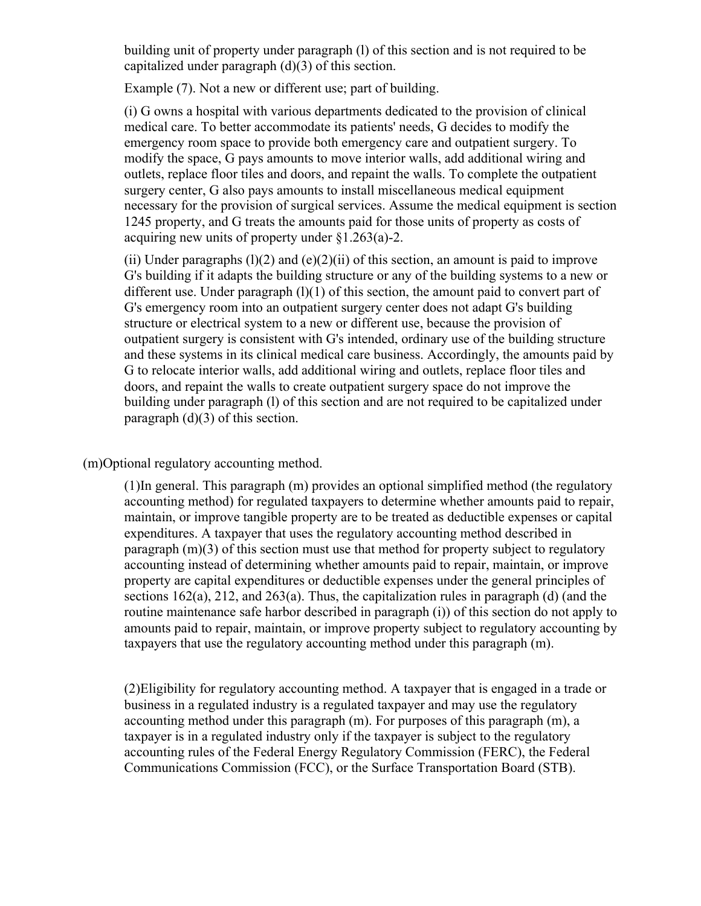building unit of property under paragraph (l) of this section and is not required to be capitalized under paragraph (d)(3) of this section.

Example (7). Not a new or different use; part of building.

(i) G owns a hospital with various departments dedicated to the provision of clinical medical care. To better accommodate its patients' needs, G decides to modify the emergency room space to provide both emergency care and outpatient surgery. To modify the space, G pays amounts to move interior walls, add additional wiring and outlets, replace floor tiles and doors, and repaint the walls. To complete the outpatient surgery center, G also pays amounts to install miscellaneous medical equipment necessary for the provision of surgical services. Assume the medical equipment is section 1245 property, and G treats the amounts paid for those units of property as costs of acquiring new units of property under §1.263(a)-2.

(ii) Under paragraphs (l)(2) and (e)(2)(ii) of this section, an amount is paid to improve G's building if it adapts the building structure or any of the building systems to a new or different use. Under paragraph (l)(1) of this section, the amount paid to convert part of G's emergency room into an outpatient surgery center does not adapt G's building structure or electrical system to a new or different use, because the provision of outpatient surgery is consistent with G's intended, ordinary use of the building structure and these systems in its clinical medical care business. Accordingly, the amounts paid by G to relocate interior walls, add additional wiring and outlets, replace floor tiles and doors, and repaint the walls to create outpatient surgery space do not improve the building under paragraph (l) of this section and are not required to be capitalized under paragraph (d)(3) of this section.

(m)Optional regulatory accounting method.

(1)In general. This paragraph (m) provides an optional simplified method (the regulatory accounting method) for regulated taxpayers to determine whether amounts paid to repair, maintain, or improve tangible property are to be treated as deductible expenses or capital expenditures. A taxpayer that uses the regulatory accounting method described in paragraph (m)(3) of this section must use that method for property subject to regulatory accounting instead of determining whether amounts paid to repair, maintain, or improve property are capital expenditures or deductible expenses under the general principles of sections 162(a), 212, and 263(a). Thus, the capitalization rules in paragraph (d) (and the routine maintenance safe harbor described in paragraph (i)) of this section do not apply to amounts paid to repair, maintain, or improve property subject to regulatory accounting by taxpayers that use the regulatory accounting method under this paragraph (m).

(2)Eligibility for regulatory accounting method. A taxpayer that is engaged in a trade or business in a regulated industry is a regulated taxpayer and may use the regulatory accounting method under this paragraph (m). For purposes of this paragraph (m), a taxpayer is in a regulated industry only if the taxpayer is subject to the regulatory accounting rules of the Federal Energy Regulatory Commission (FERC), the Federal Communications Commission (FCC), or the Surface Transportation Board (STB).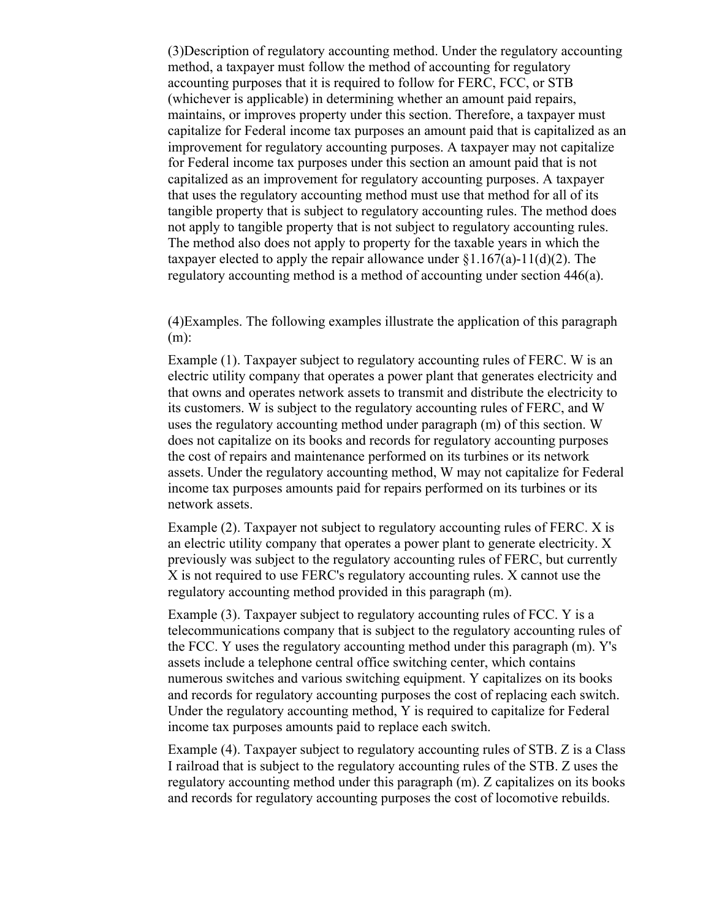(3)Description of regulatory accounting method. Under the regulatory accounting method, a taxpayer must follow the method of accounting for regulatory accounting purposes that it is required to follow for FERC, FCC, or STB (whichever is applicable) in determining whether an amount paid repairs, maintains, or improves property under this section. Therefore, a taxpayer must capitalize for Federal income tax purposes an amount paid that is capitalized as an improvement for regulatory accounting purposes. A taxpayer may not capitalize for Federal income tax purposes under this section an amount paid that is not capitalized as an improvement for regulatory accounting purposes. A taxpayer that uses the regulatory accounting method must use that method for all of its tangible property that is subject to regulatory accounting rules. The method does not apply to tangible property that is not subject to regulatory accounting rules. The method also does not apply to property for the taxable years in which the taxpayer elected to apply the repair allowance under §1.167(a)-11(d)(2). The regulatory accounting method is a method of accounting under section 446(a).

(4)Examples. The following examples illustrate the application of this paragraph (m):

Example (1). Taxpayer subject to regulatory accounting rules of FERC. W is an electric utility company that operates a power plant that generates electricity and that owns and operates network assets to transmit and distribute the electricity to its customers. W is subject to the regulatory accounting rules of FERC, and W uses the regulatory accounting method under paragraph (m) of this section. W does not capitalize on its books and records for regulatory accounting purposes the cost of repairs and maintenance performed on its turbines or its network assets. Under the regulatory accounting method, W may not capitalize for Federal income tax purposes amounts paid for repairs performed on its turbines or its network assets.

Example (2). Taxpayer not subject to regulatory accounting rules of FERC. X is an electric utility company that operates a power plant to generate electricity. X previously was subject to the regulatory accounting rules of FERC, but currently X is not required to use FERC's regulatory accounting rules. X cannot use the regulatory accounting method provided in this paragraph (m).

Example (3). Taxpayer subject to regulatory accounting rules of FCC. Y is a telecommunications company that is subject to the regulatory accounting rules of the FCC. Y uses the regulatory accounting method under this paragraph (m). Y's assets include a telephone central office switching center, which contains numerous switches and various switching equipment. Y capitalizes on its books and records for regulatory accounting purposes the cost of replacing each switch. Under the regulatory accounting method, Y is required to capitalize for Federal income tax purposes amounts paid to replace each switch.

Example (4). Taxpayer subject to regulatory accounting rules of STB. Z is a Class I railroad that is subject to the regulatory accounting rules of the STB. Z uses the regulatory accounting method under this paragraph (m). Z capitalizes on its books and records for regulatory accounting purposes the cost of locomotive rebuilds.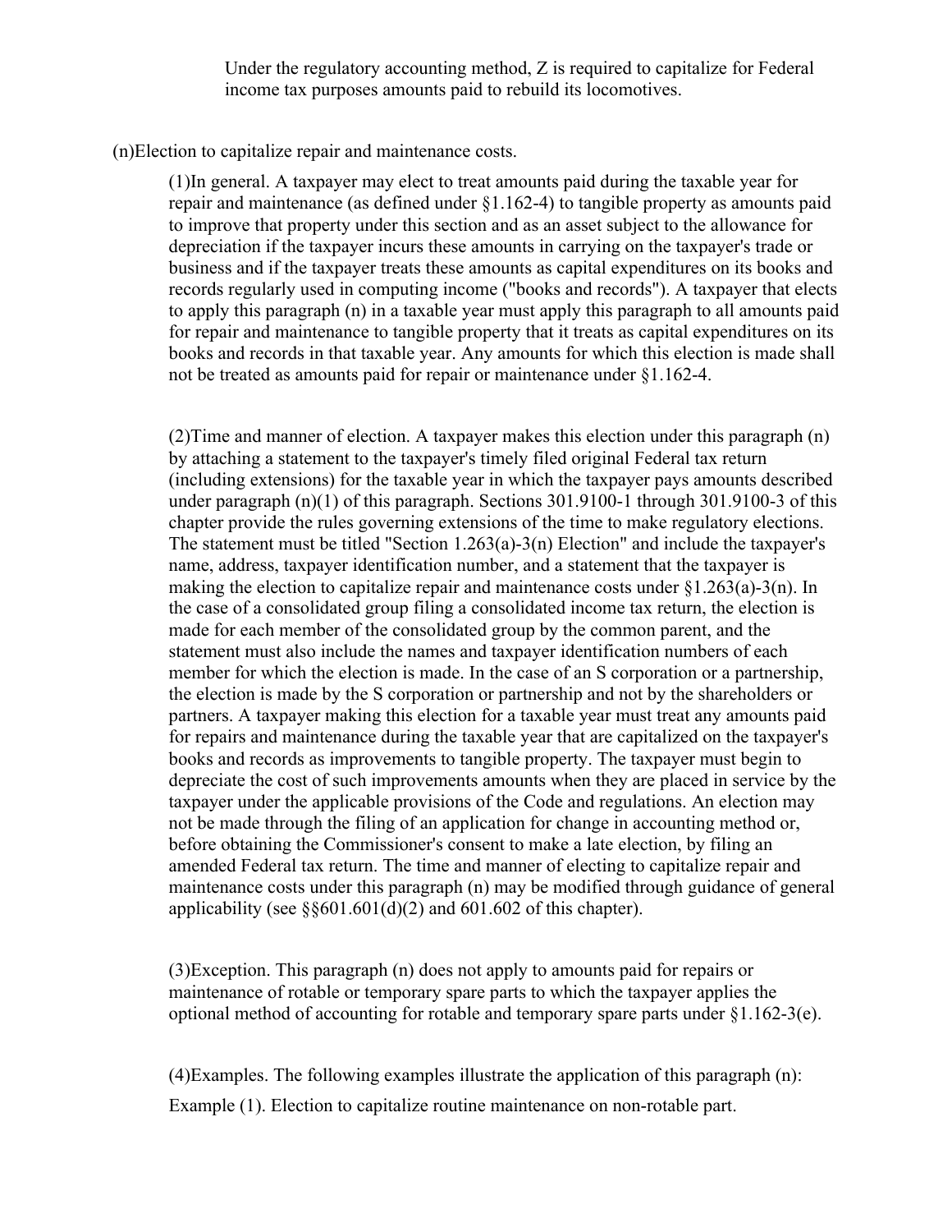Under the regulatory accounting method, Z is required to capitalize for Federal income tax purposes amounts paid to rebuild its locomotives.

(n)Election to capitalize repair and maintenance costs.

(1)In general. A taxpayer may elect to treat amounts paid during the taxable year for repair and maintenance (as defined under §1.162-4) to tangible property as amounts paid to improve that property under this section and as an asset subject to the allowance for depreciation if the taxpayer incurs these amounts in carrying on the taxpayer's trade or business and if the taxpayer treats these amounts as capital expenditures on its books and records regularly used in computing income ("books and records"). A taxpayer that elects to apply this paragraph (n) in a taxable year must apply this paragraph to all amounts paid for repair and maintenance to tangible property that it treats as capital expenditures on its books and records in that taxable year. Any amounts for which this election is made shall not be treated as amounts paid for repair or maintenance under §1.162-4.

(2)Time and manner of election. A taxpayer makes this election under this paragraph (n) by attaching a statement to the taxpayer's timely filed original Federal tax return (including extensions) for the taxable year in which the taxpayer pays amounts described under paragraph (n)(1) of this paragraph. Sections 301.9100-1 through 301.9100-3 of this chapter provide the rules governing extensions of the time to make regulatory elections. The statement must be titled "Section 1.263(a)-3(n) Election" and include the taxpayer's name, address, taxpayer identification number, and a statement that the taxpayer is making the election to capitalize repair and maintenance costs under §1.263(a)-3(n). In the case of a consolidated group filing a consolidated income tax return, the election is made for each member of the consolidated group by the common parent, and the statement must also include the names and taxpayer identification numbers of each member for which the election is made. In the case of an S corporation or a partnership, the election is made by the S corporation or partnership and not by the shareholders or partners. A taxpayer making this election for a taxable year must treat any amounts paid for repairs and maintenance during the taxable year that are capitalized on the taxpayer's books and records as improvements to tangible property. The taxpayer must begin to depreciate the cost of such improvements amounts when they are placed in service by the taxpayer under the applicable provisions of the Code and regulations. An election may not be made through the filing of an application for change in accounting method or, before obtaining the Commissioner's consent to make a late election, by filing an amended Federal tax return. The time and manner of electing to capitalize repair and maintenance costs under this paragraph (n) may be modified through guidance of general applicability (see §§601.601(d)(2) and 601.602 of this chapter).

(3)Exception. This paragraph (n) does not apply to amounts paid for repairs or maintenance of rotable or temporary spare parts to which the taxpayer applies the optional method of accounting for rotable and temporary spare parts under §1.162-3(e).

(4)Examples. The following examples illustrate the application of this paragraph (n):

Example (1). Election to capitalize routine maintenance on non-rotable part.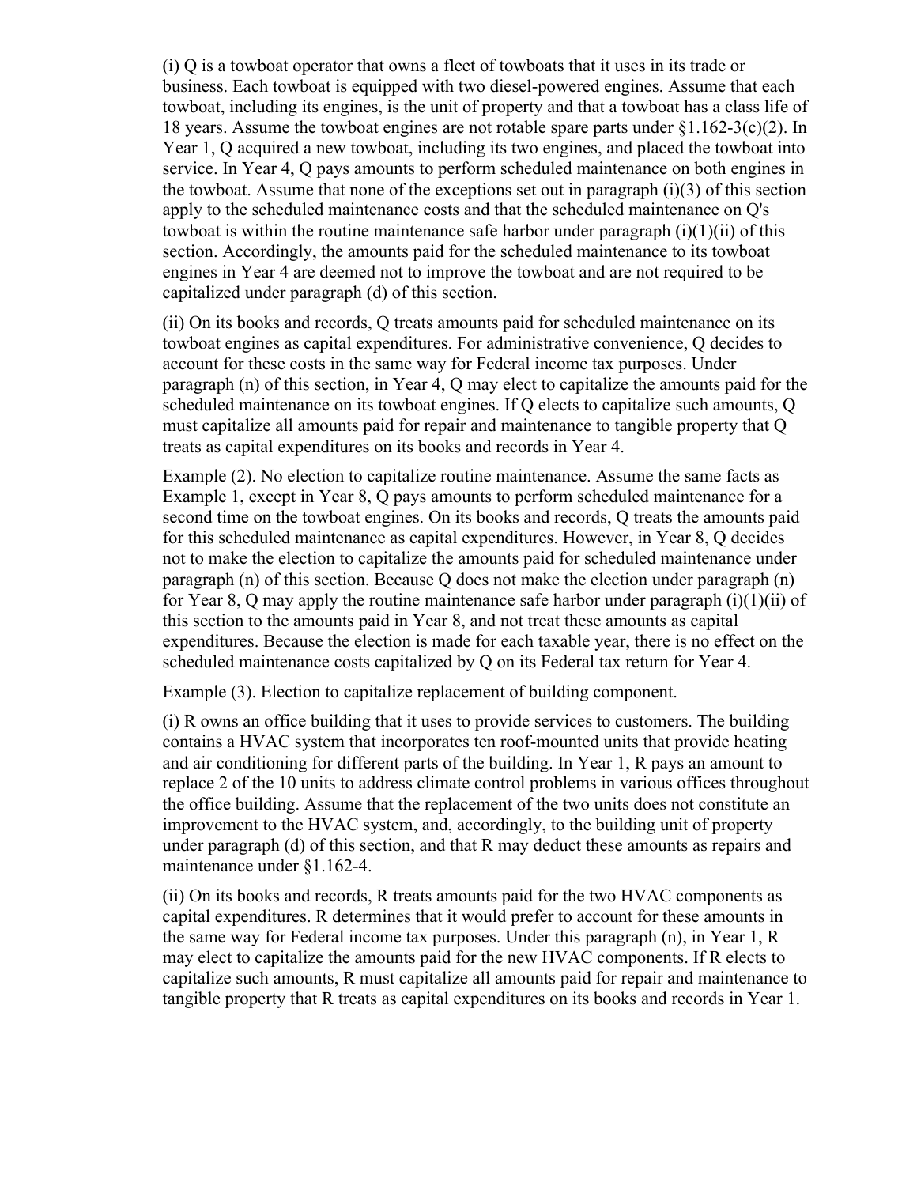(i) Q is a towboat operator that owns a fleet of towboats that it uses in its trade or business. Each towboat is equipped with two diesel-powered engines. Assume that each towboat, including its engines, is the unit of property and that a towboat has a class life of 18 years. Assume the towboat engines are not rotable spare parts under §1.162-3(c)(2). In Year 1, Q acquired a new towboat, including its two engines, and placed the towboat into service. In Year 4, Q pays amounts to perform scheduled maintenance on both engines in the towboat. Assume that none of the exceptions set out in paragraph (i)(3) of this section apply to the scheduled maintenance costs and that the scheduled maintenance on Q's towboat is within the routine maintenance safe harbor under paragraph (i)(1)(ii) of this section. Accordingly, the amounts paid for the scheduled maintenance to its towboat engines in Year 4 are deemed not to improve the towboat and are not required to be capitalized under paragraph (d) of this section.

(ii) On its books and records, Q treats amounts paid for scheduled maintenance on its towboat engines as capital expenditures. For administrative convenience, Q decides to account for these costs in the same way for Federal income tax purposes. Under paragraph (n) of this section, in Year 4, Q may elect to capitalize the amounts paid for the scheduled maintenance on its towboat engines. If Q elects to capitalize such amounts, Q must capitalize all amounts paid for repair and maintenance to tangible property that Q treats as capital expenditures on its books and records in Year 4.

Example (2). No election to capitalize routine maintenance. Assume the same facts as Example 1, except in Year 8, Q pays amounts to perform scheduled maintenance for a second time on the towboat engines. On its books and records, Q treats the amounts paid for this scheduled maintenance as capital expenditures. However, in Year 8, Q decides not to make the election to capitalize the amounts paid for scheduled maintenance under paragraph (n) of this section. Because Q does not make the election under paragraph (n) for Year 8, Q may apply the routine maintenance safe harbor under paragraph (i)(1)(ii) of this section to the amounts paid in Year 8, and not treat these amounts as capital expenditures. Because the election is made for each taxable year, there is no effect on the scheduled maintenance costs capitalized by Q on its Federal tax return for Year 4.

Example (3). Election to capitalize replacement of building component.

(i) R owns an office building that it uses to provide services to customers. The building contains a HVAC system that incorporates ten roof-mounted units that provide heating and air conditioning for different parts of the building. In Year 1, R pays an amount to replace 2 of the 10 units to address climate control problems in various offices throughout the office building. Assume that the replacement of the two units does not constitute an improvement to the HVAC system, and, accordingly, to the building unit of property under paragraph (d) of this section, and that R may deduct these amounts as repairs and maintenance under §1.162-4.

(ii) On its books and records, R treats amounts paid for the two HVAC components as capital expenditures. R determines that it would prefer to account for these amounts in the same way for Federal income tax purposes. Under this paragraph (n), in Year 1, R may elect to capitalize the amounts paid for the new HVAC components. If R elects to capitalize such amounts, R must capitalize all amounts paid for repair and maintenance to tangible property that R treats as capital expenditures on its books and records in Year 1.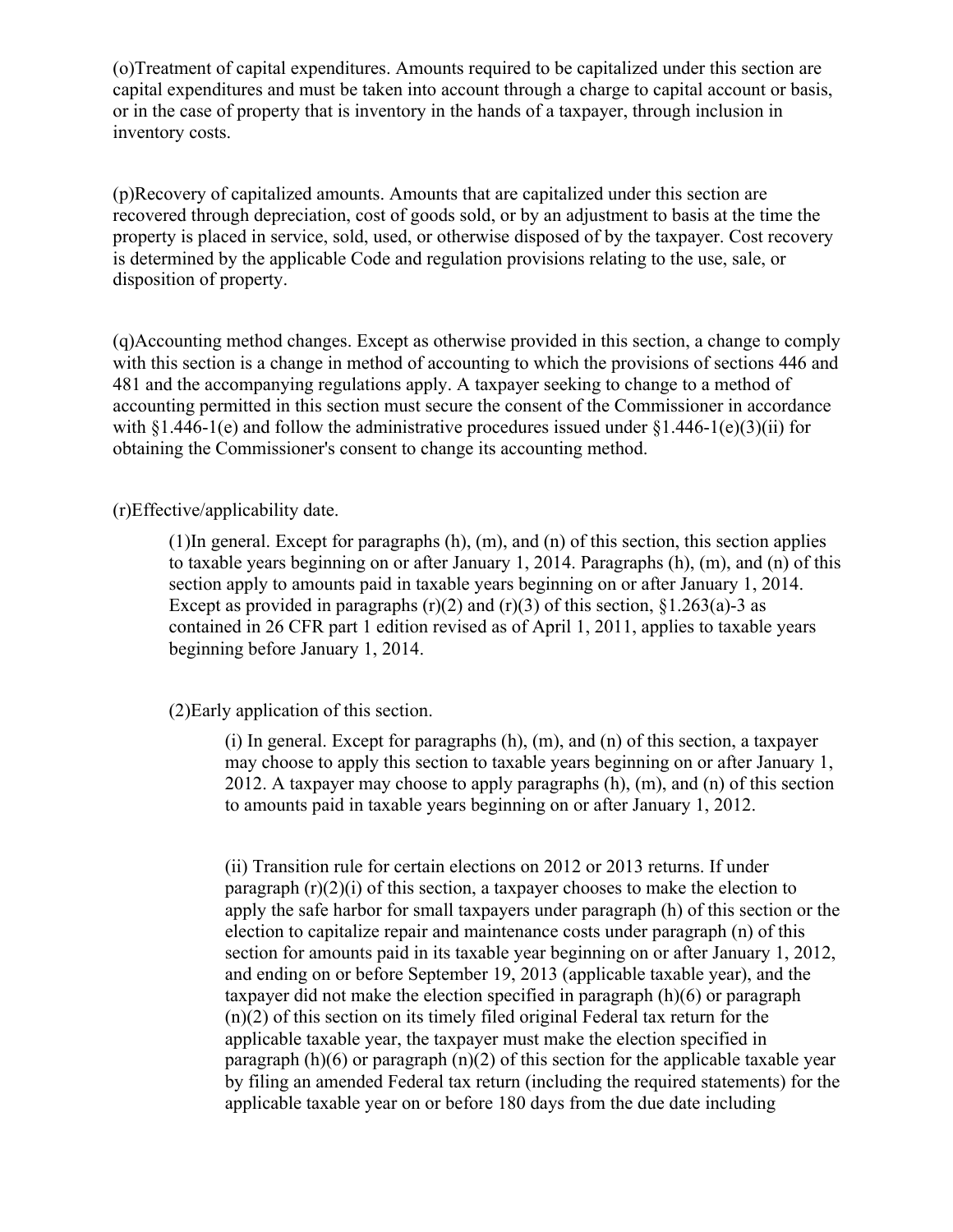(o)Treatment of capital expenditures. Amounts required to be capitalized under this section are capital expenditures and must be taken into account through a charge to capital account or basis, or in the case of property that is inventory in the hands of a taxpayer, through inclusion in inventory costs.

(p)Recovery of capitalized amounts. Amounts that are capitalized under this section are recovered through depreciation, cost of goods sold, or by an adjustment to basis at the time the property is placed in service, sold, used, or otherwise disposed of by the taxpayer. Cost recovery is determined by the applicable Code and regulation provisions relating to the use, sale, or disposition of property.

(q)Accounting method changes. Except as otherwise provided in this section, a change to comply with this section is a change in method of accounting to which the provisions of sections 446 and 481 and the accompanying regulations apply. A taxpayer seeking to change to a method of accounting permitted in this section must secure the consent of the Commissioner in accordance with §1.446-1(e) and follow the administrative procedures issued under §1.446-1(e)(3)(ii) for obtaining the Commissioner's consent to change its accounting method.

(r)Effective/applicability date.

> (1)In general. Except for paragraphs (h), (m), and (n) of this section, this section applies to taxable years beginning on or after January 1, 2014. Paragraphs (h), (m), and (n) of this section apply to amounts paid in taxable years beginning on or after January 1, 2014. Except as provided in paragraphs (r)(2) and (r)(3) of this section, §1.263(a)-3 as contained in 26 CFR part 1 edition revised as of April 1, 2011, applies to taxable years beginning before January 1, 2014.
>
> (2)Early application of this section.
>
> > (i) In general. Except for paragraphs (h), (m), and (n) of this section, a taxpayer may choose to apply this section to taxable years beginning on or after January 1, 2012. A taxpayer may choose to apply paragraphs (h), (m), and (n) of this section to amounts paid in taxable years beginning on or after January 1, 2012.
> >
> > (ii) Transition rule for certain elections on 2012 or 2013 returns. If under paragraph (r)(2)(i) of this section, a taxpayer chooses to make the election to apply the safe harbor for small taxpayers under paragraph (h) of this section or the election to capitalize repair and maintenance costs under paragraph (n) of this section for amounts paid in its taxable year beginning on or after January 1, 2012, and ending on or before September 19, 2013 (applicable taxable year), and the taxpayer did not make the election specified in paragraph (h)(6) or paragraph (n)(2) of this section on its timely filed original Federal tax return for the applicable taxable year, the taxpayer must make the election specified in paragraph (h)(6) or paragraph (n)(2) of this section for the applicable taxable year by filing an amended Federal tax return (including the required statements) for the applicable taxable year on or before 180 days from the due date including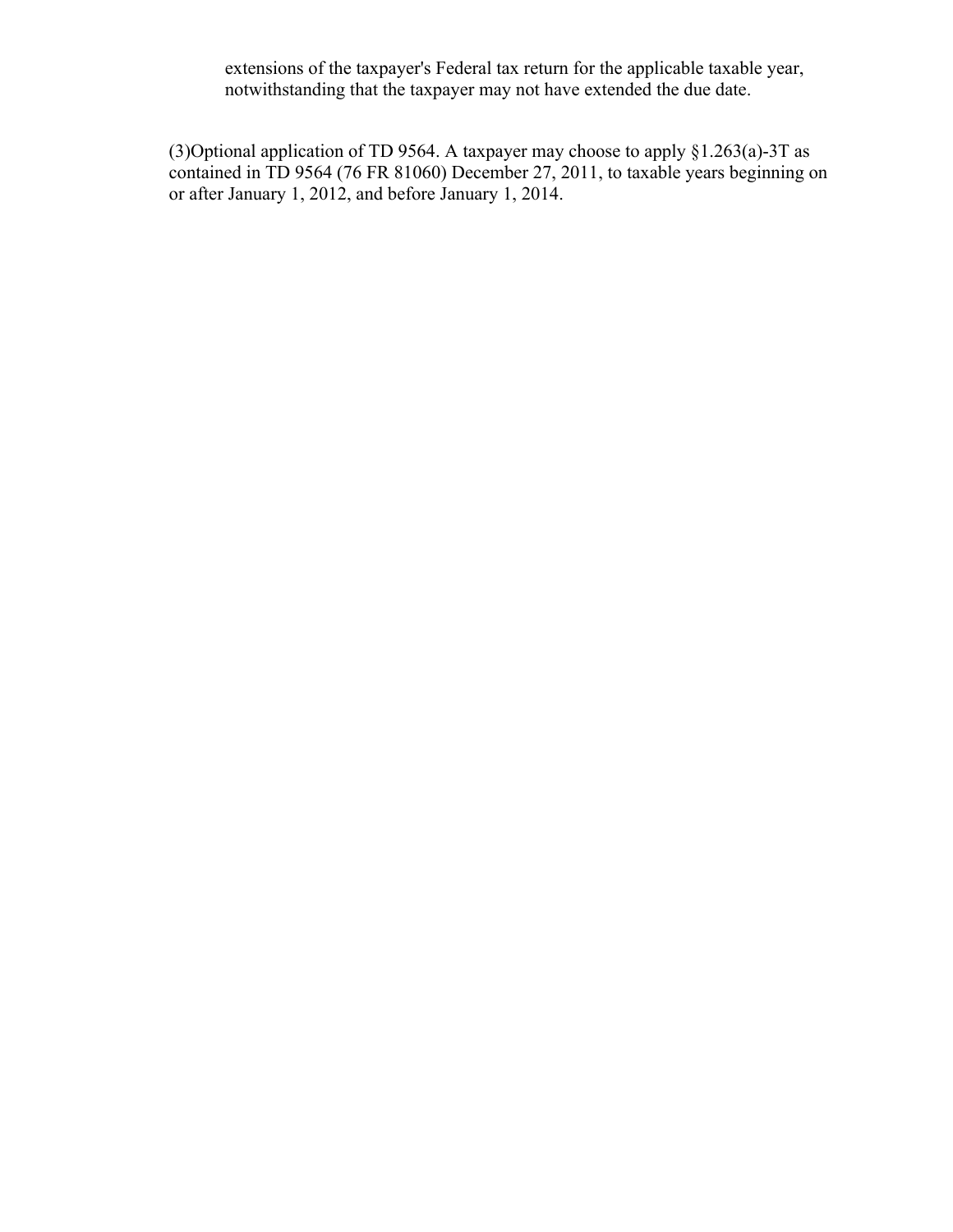extensions of the taxpayer's Federal tax return for the applicable taxable year, notwithstanding that the taxpayer may not have extended the due date.

(3)Optional application of TD 9564. A taxpayer may choose to apply §1.263(a)-3T as contained in TD 9564 (76 FR 81060) December 27, 2011, to taxable years beginning on or after January 1, 2012, and before January 1, 2014.